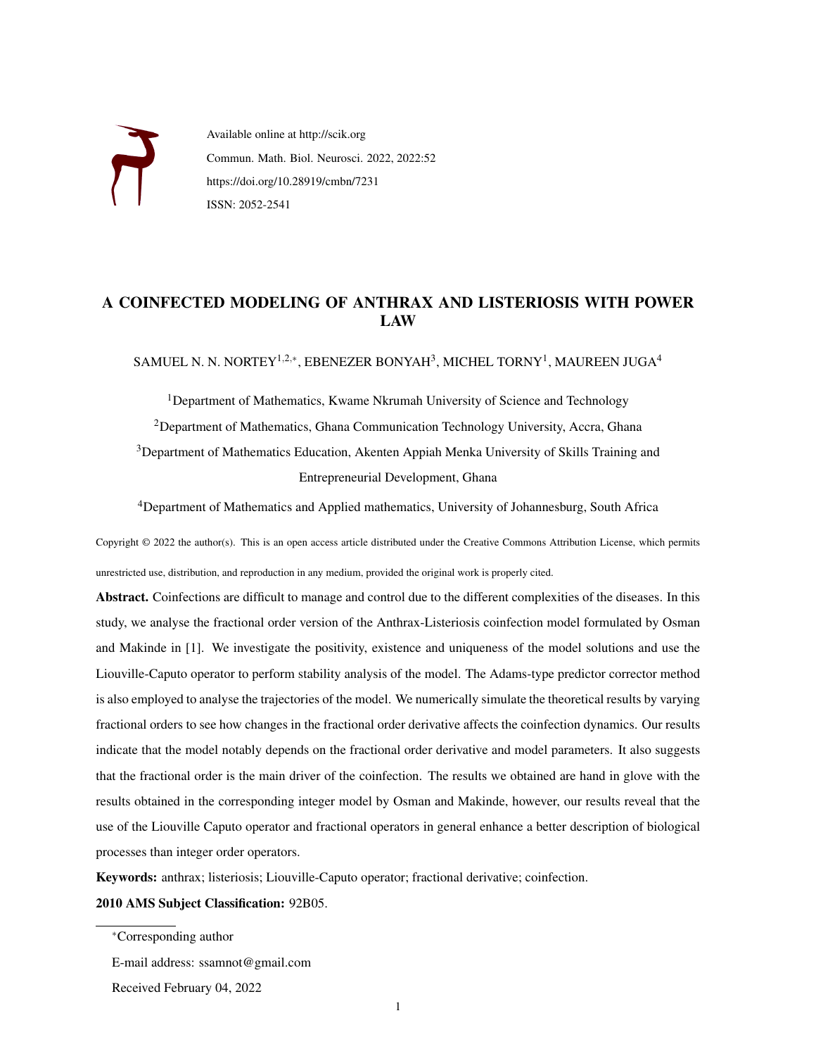Available online at http://scik.org

Commun. Math. Biol. Neurosci. 2022, 2022:52

https://doi.org/10.28919/cmbn/7231

ISSN: 2052-2541

# A COINFECTED MODELING OF ANTHRAX AND LISTERIOSIS WITH POWER LAW

SAMUEL N. N. NORTEY[1,2,*], EBENEZER BONYAH[3], MICHEL TORNY[1], MAUREEN JUGA[4]

[1]Department of Mathematics, Kwame Nkrumah University of Science and Technology

[2]Department of Mathematics, Ghana Communication Technology University, Accra, Ghana

[3]Department of Mathematics Education, Akenten Appiah Menka University of Skills Training and Entrepreneurial Development, Ghana

[4]Department of Mathematics and Applied mathematics, University of Johannesburg, South Africa

Copyright © 2022 the author(s). This is an open access article distributed under the Creative Commons Attribution License, which permits unrestricted use, distribution, and reproduction in any medium, provided the original work is properly cited.

**Abstract.** Coinfections are difficult to manage and control due to the different complexities of the diseases. In this study, we analyse the fractional order version of the Anthrax-Listeriosis coinfection model formulated by Osman and Makinde in [1]. We investigate the positivity, existence and uniqueness of the model solutions and use the Liouville-Caputo operator to perform stability analysis of the model. The Adams-type predictor corrector method is also employed to analyse the trajectories of the model. We numerically simulate the theoretical results by varying fractional orders to see how changes in the fractional order derivative affects the coinfection dynamics. Our results indicate that the model notably depends on the fractional order derivative and model parameters. It also suggests that the fractional order is the main driver of the coinfection. The results we obtained are hand in glove with the results obtained in the corresponding integer model by Osman and Makinde, however, our results reveal that the use of the Liouville Caputo operator and fractional operators in general enhance a better description of biological processes than integer order operators.

**Keywords:** anthrax; listeriosis; Liouville-Caputo operator; fractional derivative; coinfection.

**2010 AMS Subject Classification:** 92B05.

---

[*]Corresponding author

E-mail address: ssamnot@gmail.com

Received February 04, 2022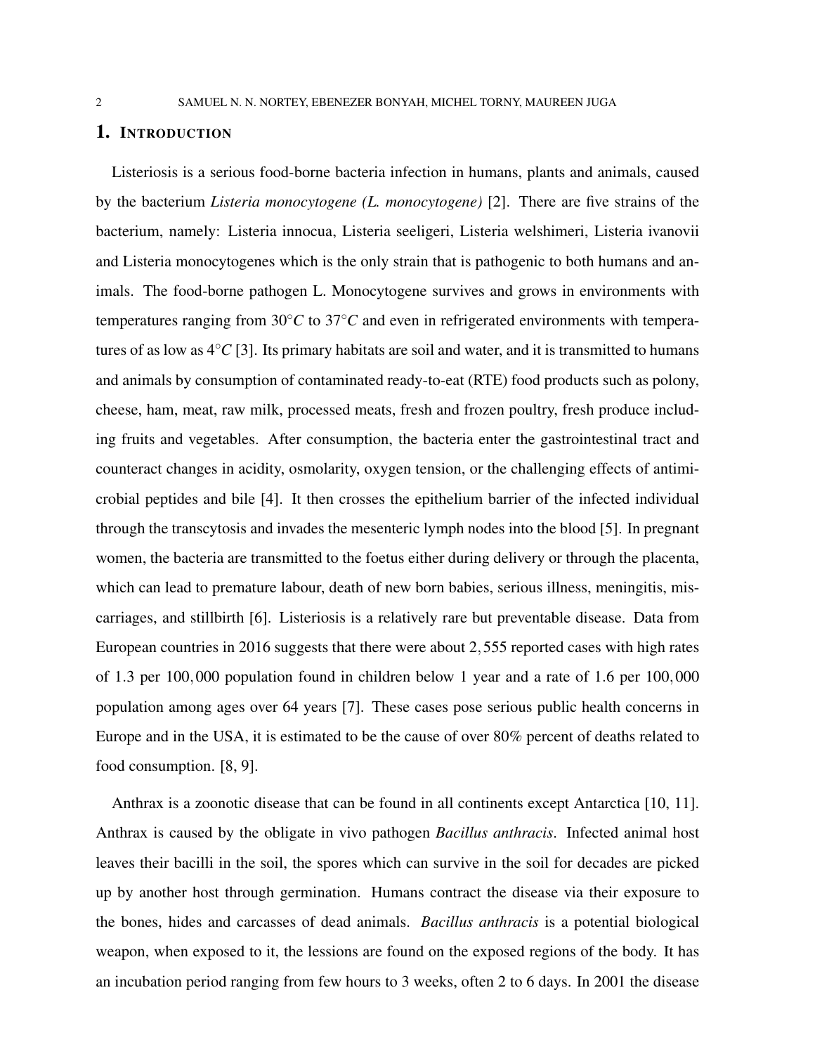## 1. Introduction

Listeriosis is a serious food-borne bacteria infection in humans, plants and animals, caused by the bacterium *Listeria monocytogene (L. monocytogene)* [2]. There are five strains of the bacterium, namely: Listeria innocua, Listeria seeligeri, Listeria welshimeri, Listeria ivanovii and Listeria monocytogenes which is the only strain that is pathogenic to both humans and animals. The food-borne pathogen L. Monocytogene survives and grows in environments with temperatures ranging from $30^{\circ}C$ to $37^{\circ}C$ and even in refrigerated environments with temperatures of as low as $4^{\circ}C$ [3]. Its primary habitats are soil and water, and it is transmitted to humans and animals by consumption of contaminated ready-to-eat (RTE) food products such as polony, cheese, ham, meat, raw milk, processed meats, fresh and frozen poultry, fresh produce including fruits and vegetables. After consumption, the bacteria enter the gastrointestinal tract and counteract changes in acidity, osmolarity, oxygen tension, or the challenging effects of antimicrobial peptides and bile [4]. It then crosses the epithelium barrier of the infected individual through the transcytosis and invades the mesenteric lymph nodes into the blood [5]. In pregnant women, the bacteria are transmitted to the foetus either during delivery or through the placenta, which can lead to premature labour, death of new born babies, serious illness, meningitis, miscarriages, and stillbirth [6]. Listeriosis is a relatively rare but preventable disease. Data from European countries in 2016 suggests that there were about $2,555$ reported cases with high rates of $1.3$ per $100,000$ population found in children below 1 year and a rate of $1.6$ per $100,000$ population among ages over 64 years [7]. These cases pose serious public health concerns in Europe and in the USA, it is estimated to be the cause of over 80% percent of deaths related to food consumption. [8, 9].

Anthrax is a zoonotic disease that can be found in all continents except Antarctica [10, 11]. Anthrax is caused by the obligate in vivo pathogen *Bacillus anthracis*. Infected animal host leaves their bacilli in the soil, the spores which can survive in the soil for decades are picked up by another host through germination. Humans contract the disease via their exposure to the bones, hides and carcasses of dead animals. *Bacillus anthracis* is a potential biological weapon, when exposed to it, the lessions are found on the exposed regions of the body. It has an incubation period ranging from few hours to 3 weeks, often 2 to 6 days. In 2001 the disease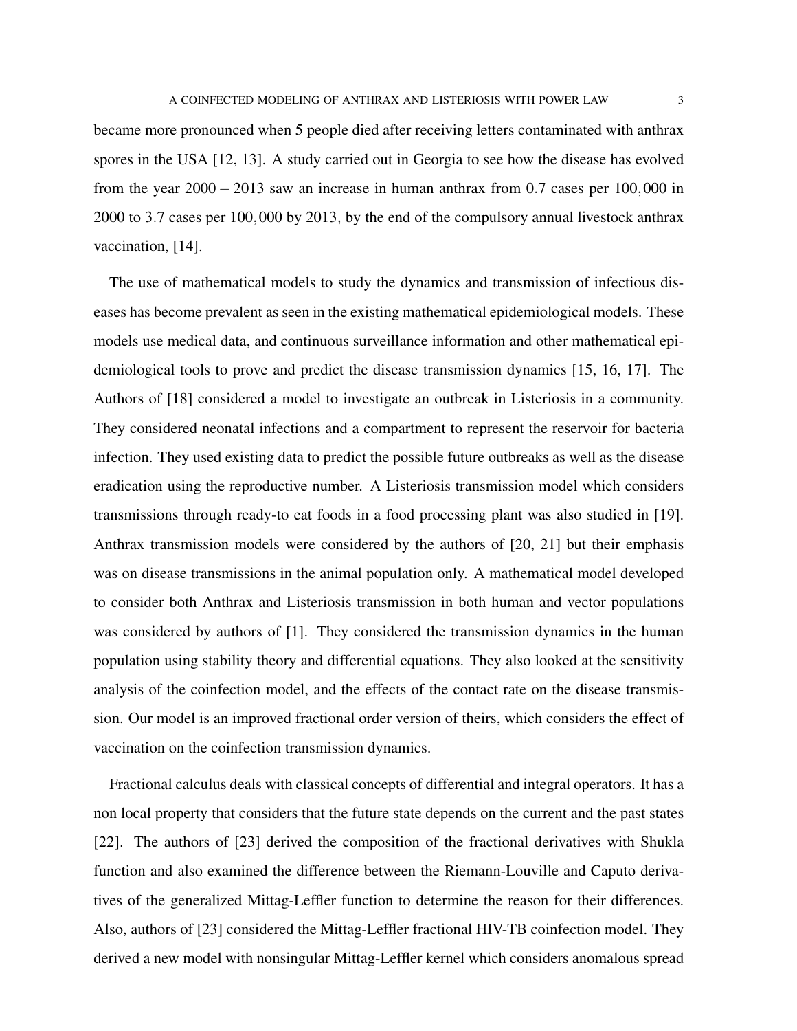became more pronounced when 5 people died after receiving letters contaminated with anthrax spores in the USA [12, 13]. A study carried out in Georgia to see how the disease has evolved from the year $2000-2013$ saw an increase in human anthrax from 0.7 cases per $100,000$ in 2000 to 3.7 cases per $100,000$ by 2013, by the end of the compulsory annual livestock anthrax vaccination, [14].

The use of mathematical models to study the dynamics and transmission of infectious diseases has become prevalent as seen in the existing mathematical epidemiological models. These models use medical data, and continuous surveillance information and other mathematical epidemiological tools to prove and predict the disease transmission dynamics [15, 16, 17]. The Authors of [18] considered a model to investigate an outbreak in Listeriosis in a community. They considered neonatal infections and a compartment to represent the reservoir for bacteria infection. They used existing data to predict the possible future outbreaks as well as the disease eradication using the reproductive number. A Listeriosis transmission model which considers transmissions through ready-to eat foods in a food processing plant was also studied in [19]. Anthrax transmission models were considered by the authors of [20, 21] but their emphasis was on disease transmissions in the animal population only. A mathematical model developed to consider both Anthrax and Listeriosis transmission in both human and vector populations was considered by authors of [1]. They considered the transmission dynamics in the human population using stability theory and differential equations. They also looked at the sensitivity analysis of the coinfection model, and the effects of the contact rate on the disease transmission. Our model is an improved fractional order version of theirs, which considers the effect of vaccination on the coinfection transmission dynamics.

Fractional calculus deals with classical concepts of differential and integral operators. It has a non local property that considers that the future state depends on the current and the past states [22]. The authors of [23] derived the composition of the fractional derivatives with Shukla function and also examined the difference between the Riemann-Louville and Caputo derivatives of the generalized Mittag-Leffler function to determine the reason for their differences. Also, authors of [23] considered the Mittag-Leffler fractional HIV-TB coinfection model. They derived a new model with nonsingular Mittag-Leffler kernel which considers anomalous spread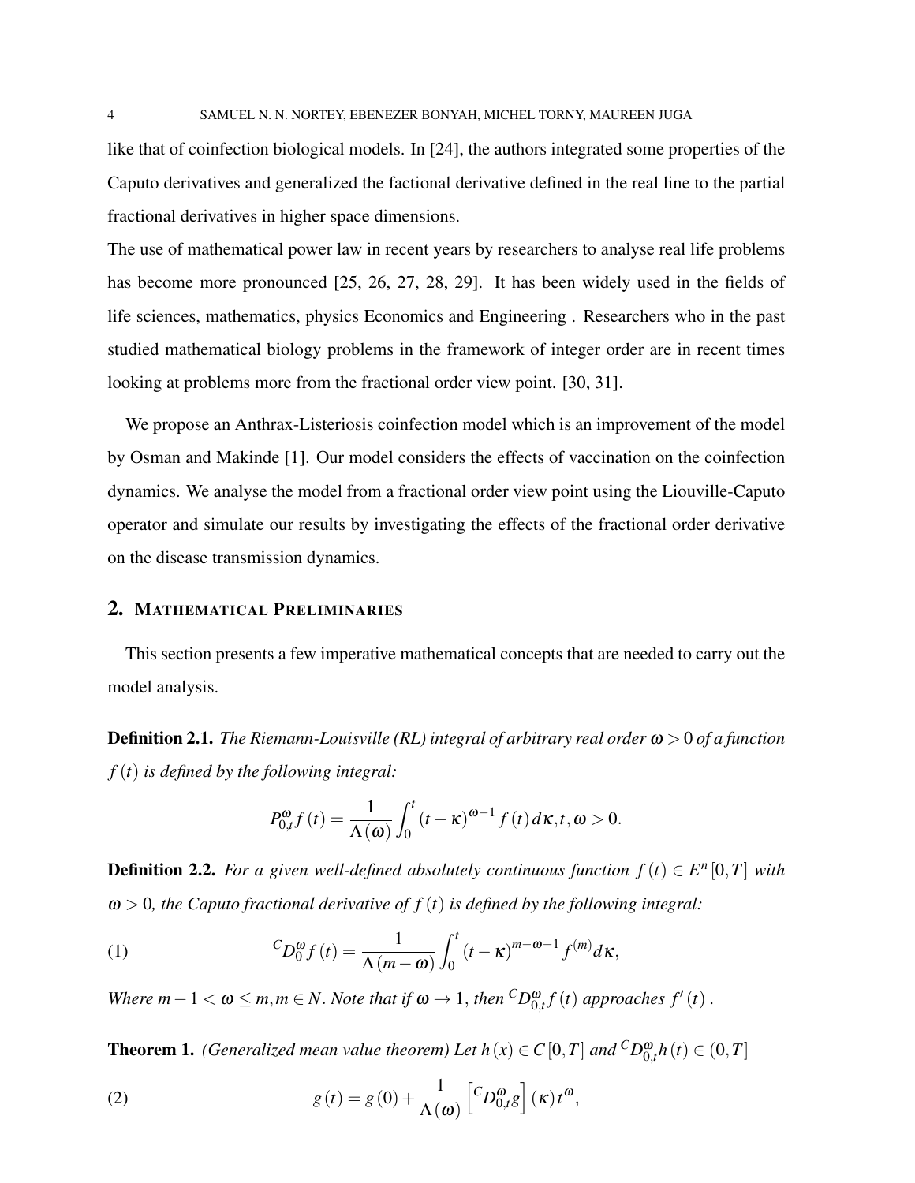like that of coinfection biological models. In [24], the authors integrated some properties of the Caputo derivatives and generalized the factional derivative defined in the real line to the partial fractional derivatives in higher space dimensions.

The use of mathematical power law in recent years by researchers to analyse real life problems has become more pronounced [25, 26, 27, 28, 29]. It has been widely used in the fields of life sciences, mathematics, physics Economics and Engineering . Researchers who in the past studied mathematical biology problems in the framework of integer order are in recent times looking at problems more from the fractional order view point. [30, 31].

We propose an Anthrax-Listeriosis coinfection model which is an improvement of the model by Osman and Makinde [1]. Our model considers the effects of vaccination on the coinfection dynamics. We analyse the model from a fractional order view point using the Liouville-Caputo operator and simulate our results by investigating the effects of the fractional order derivative on the disease transmission dynamics.

## 2. Mathematical Preliminaries

This section presents a few imperative mathematical concepts that are needed to carry out the model analysis.

**Definition 2.1.** *The Riemann-Louisville (RL) integral of arbitrary real order $\omega > 0$ of a function $f(t)$ is defined by the following integral:*

$$P_{0,t}^{\omega} f(t) = \frac{1}{\Lambda(\omega)} \int_0^t (t-\kappa)^{\omega-1} f(t)\, d\kappa, t, \omega > 0.$$

**Definition 2.2.** *For a given well-defined absolutely continuous function $f(t) \in E^n[0,T]$ with $\omega > 0$, the Caputo fractional derivative of $f(t)$ is defined by the following integral:*

$$^{C}D_0^{\omega} f(t) = \frac{1}{\Lambda(m-\omega)} \int_0^t (t-\kappa)^{m-\omega-1} f^{(m)} d\kappa, \tag{1}$$

*Where $m-1 < \omega \leq m, m \in N$. Note that if $\omega \to 1$, then $^{C}D_{0,t}^{\omega} f(t)$ approaches $f'(t)$ .*

**Theorem 1.** *(Generalized mean value theorem) Let $h(x) \in C[0,T]$ and $^{C}D_{0,t}^{\omega} h(t) \in (0,T]$*

$$g(t) = g(0) + \frac{1}{\Lambda(\omega)} \left[ ^{C}D_{0,t}^{\omega} g \right](\kappa) t^{\omega}, \tag{2}$$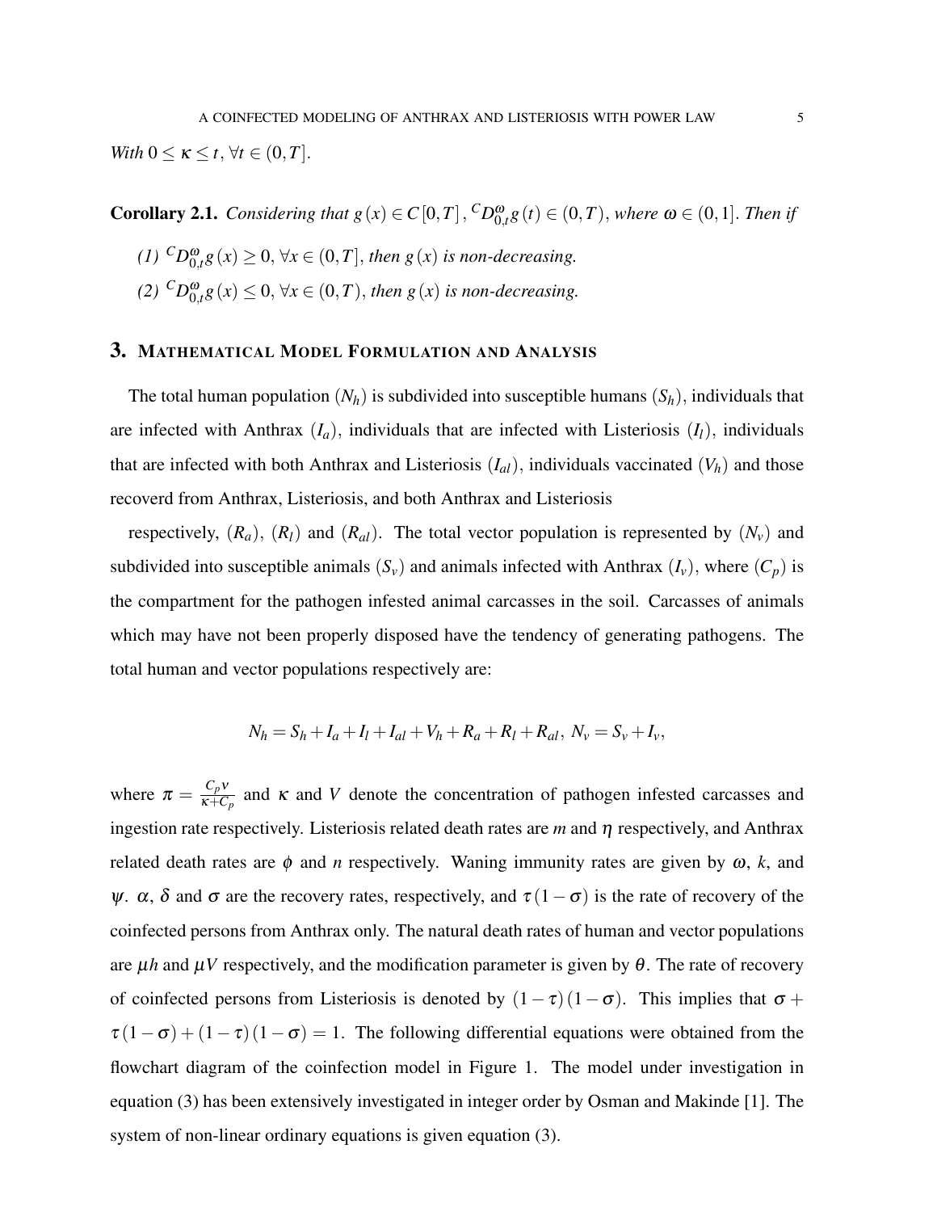*With* $0 \leq \kappa \leq t$, $\forall t \in (0,T]$.

**Corollary 2.1.** *Considering that* $g(x) \in C[0,T]$, ${}^{C}D^{\omega}_{0,t} g(t) \in (0,T)$, *where* $\omega \in (0,1]$. *Then if*

*(1)* ${}^{C}D^{\omega}_{0,t} g(x) \geq 0$, $\forall x \in (0,T]$, *then* $g(x)$ *is non-decreasing.*

*(2)* ${}^{C}D^{\omega}_{0,t} g(x) \leq 0$, $\forall x \in (0,T)$, *then* $g(x)$ *is non-decreasing.*

## 3. Mathematical Model Formulation and Analysis

The total human population $(N_h)$ is subdivided into susceptible humans $(S_h)$, individuals that are infected with Anthrax $(I_a)$, individuals that are infected with Listeriosis $(I_l)$, individuals that are infected with both Anthrax and Listeriosis $(I_{al})$, individuals vaccinated $(V_h)$ and those recoverd from Anthrax, Listeriosis, and both Anthrax and Listeriosis

respectively, $(R_a)$, $(R_l)$ and $(R_{al})$. The total vector population is represented by $(N_v)$ and subdivided into susceptible animals $(S_v)$ and animals infected with Anthrax $(I_v)$, where $(C_p)$ is the compartment for the pathogen infested animal carcasses in the soil. Carcasses of animals which may have not been properly disposed have the tendency of generating pathogens. The total human and vector populations respectively are:

$$N_h = S_h + I_a + I_l + I_{al} + V_h + R_a + R_l + R_{al},\; N_v = S_v + I_v,$$

where $\pi = \frac{C_p \nu}{\kappa + C_p}$ and $\kappa$ and $V$ denote the concentration of pathogen infested carcasses and ingestion rate respectively. Listeriosis related death rates are $m$ and $\eta$ respectively, and Anthrax related death rates are $\phi$ and $n$ respectively. Waning immunity rates are given by $\omega$, $k$, and $\psi$. $\alpha$, $\delta$ and $\sigma$ are the recovery rates, respectively, and $\tau(1-\sigma)$ is the rate of recovery of the coinfected persons from Anthrax only. The natural death rates of human and vector populations are $\mu h$ and $\mu V$ respectively, and the modification parameter is given by $\theta$. The rate of recovery of coinfected persons from Listeriosis is denoted by $(1-\tau)(1-\sigma)$. This implies that $\sigma + \tau(1-\sigma) + (1-\tau)(1-\sigma) = 1$. The following differential equations were obtained from the flowchart diagram of the coinfection model in Figure 1. The model under investigation in equation (3) has been extensively investigated in integer order by Osman and Makinde [1]. The system of non-linear ordinary equations is given equation (3).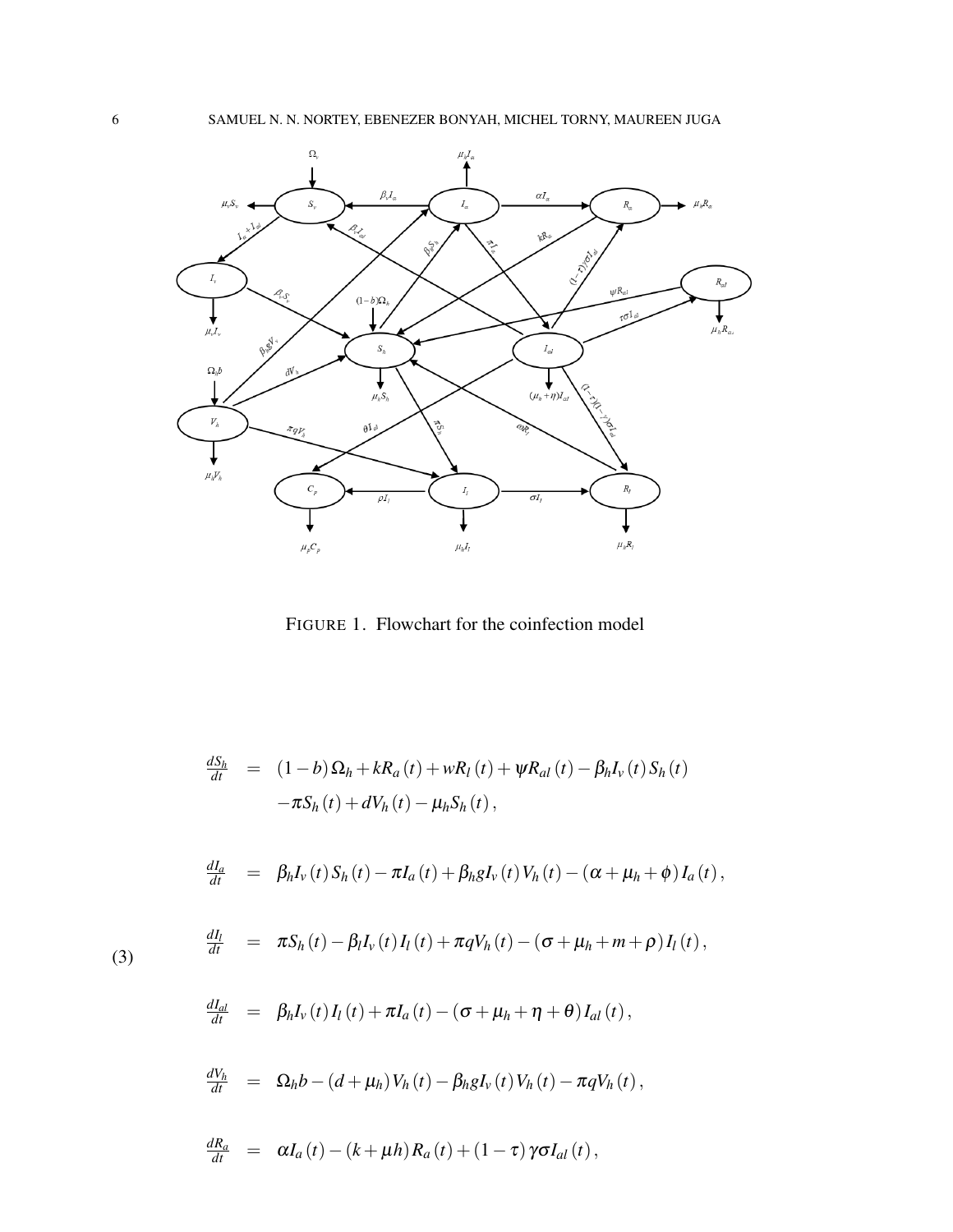FIGURE 1. Flowchart for the coinfection model

$$
\begin{aligned}
\frac{dS_h}{dt} &= (1-b)\Omega_h + kR_a(t) + wR_l(t) + \psi R_{al}(t) - \beta_h I_v(t) S_h(t) \\
&\quad -\pi S_h(t) + dV_h(t) - \mu_h S_h(t), \\
\frac{dI_a}{dt} &= \beta_h I_v(t) S_h(t) - \pi I_a(t) + \beta_h g I_v(t) V_h(t) - (\alpha + \mu_h + \phi) I_a(t), \\
\frac{dI_l}{dt} &= \pi S_h(t) - \beta_l I_v(t) I_l(t) + \pi q V_h(t) - (\sigma + \mu_h + m + \rho) I_l(t), \\
\frac{dI_{al}}{dt} &= \beta_h I_v(t) I_l(t) + \pi I_a(t) - (\sigma + \mu_h + \eta + \theta) I_{al}(t), \\
\frac{dV_h}{dt} &= \Omega_h b - (d + \mu_h) V_h(t) - \beta_h g I_v(t) V_h(t) - \pi q V_h(t), \\
\frac{dR_a}{dt} &= \alpha I_a(t) - (k + \mu h) R_a(t) + (1-\tau)\gamma\sigma I_{al}(t),
\end{aligned} \tag{3}
$$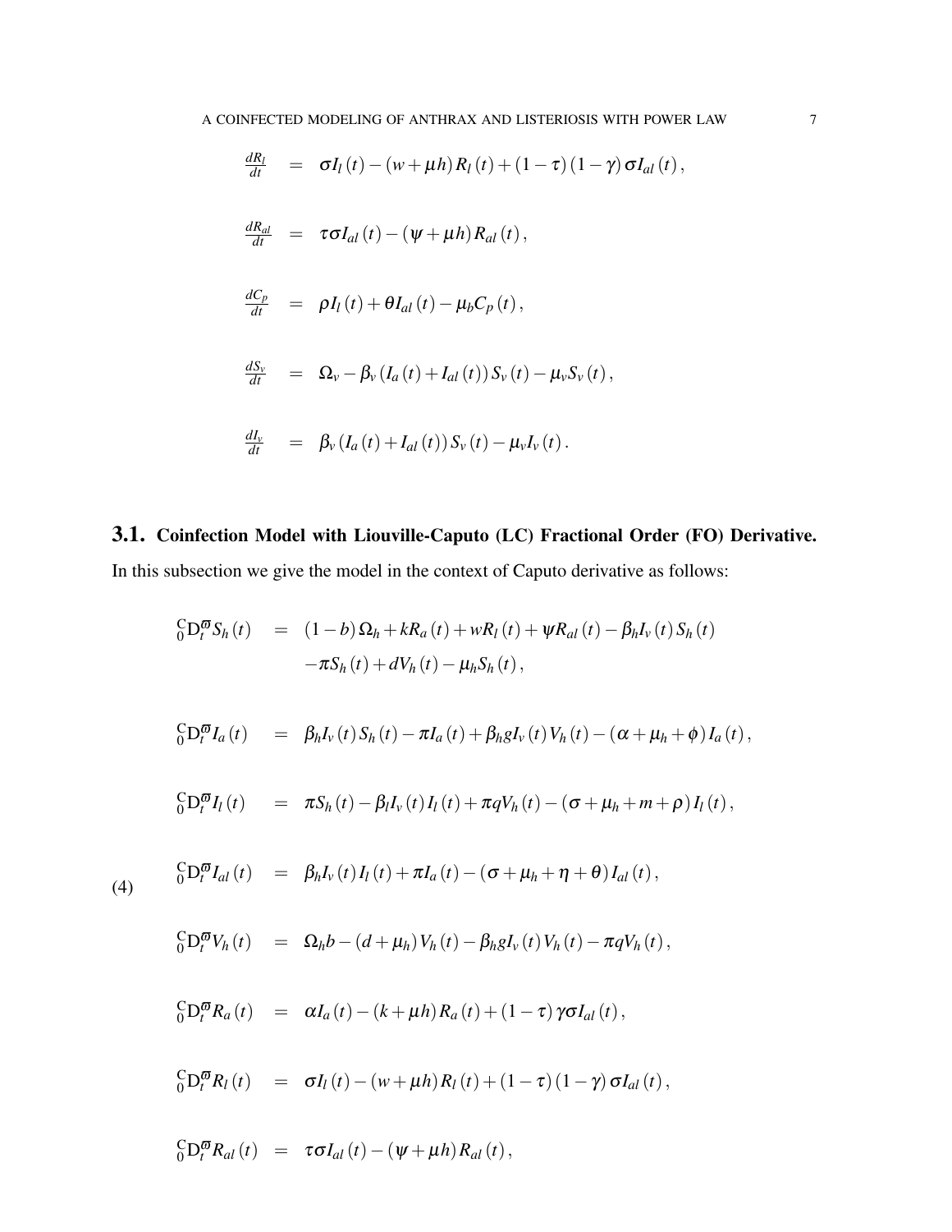$$
\begin{aligned}
\frac{dR_l}{dt} &= \sigma I_l(t) - (w + \mu h) R_l(t) + (1-\tau)(1-\gamma)\sigma I_{al}(t), \\
\frac{dR_{al}}{dt} &= \tau \sigma I_{al}(t) - (\psi + \mu h) R_{al}(t), \\
\frac{dC_p}{dt} &= \rho I_l(t) + \theta I_{al}(t) - \mu_b C_p(t), \\
\frac{dS_v}{dt} &= \Omega_v - \beta_v (I_a(t) + I_{al}(t)) S_v(t) - \mu_v S_v(t), \\
\frac{dI_v}{dt} &= \beta_v (I_a(t) + I_{al}(t)) S_v(t) - \mu_v I_v(t).
\end{aligned}
$$

## 3.1. Coinfection Model with Liouville-Caputo (LC) Fractional Order (FO) Derivative.

In this subsection we give the model in the context of Caputo derivative as follows:

$$
\begin{aligned}
{}_0^{\mathrm{C}}\mathrm{D}_t^{\varpi} S_h(t) &= (1-b)\Omega_h + kR_a(t) + wR_l(t) + \psi R_{al}(t) - \beta_h I_v(t) S_h(t) \\
&\quad - \pi S_h(t) + dV_h(t) - \mu_h S_h(t), \\
{}_0^{\mathrm{C}}\mathrm{D}_t^{\varpi} I_a(t) &= \beta_h I_v(t) S_h(t) - \pi I_a(t) + \beta_h g I_v(t) V_h(t) - (\alpha + \mu_h + \phi) I_a(t), \\
{}_0^{\mathrm{C}}\mathrm{D}_t^{\varpi} I_l(t) &= \pi S_h(t) - \beta_l I_v(t) I_l(t) + \pi q V_h(t) - (\sigma + \mu_h + m + \rho) I_l(t), \\
{}_0^{\mathrm{C}}\mathrm{D}_t^{\varpi} I_{al}(t) &= \beta_h I_v(t) I_l(t) + \pi I_a(t) - (\sigma + \mu_h + \eta + \theta) I_{al}(t), \qquad (4) \\
{}_0^{\mathrm{C}}\mathrm{D}_t^{\varpi} V_h(t) &= \Omega_h b - (d + \mu_h) V_h(t) - \beta_h g I_v(t) V_h(t) - \pi q V_h(t), \\
{}_0^{\mathrm{C}}\mathrm{D}_t^{\varpi} R_a(t) &= \alpha I_a(t) - (k + \mu h) R_a(t) + (1-\tau)\gamma \sigma I_{al}(t), \\
{}_0^{\mathrm{C}}\mathrm{D}_t^{\varpi} R_l(t) &= \sigma I_l(t) - (w + \mu h) R_l(t) + (1-\tau)(1-\gamma)\sigma I_{al}(t), \\
{}_0^{\mathrm{C}}\mathrm{D}_t^{\varpi} R_{al}(t) &= \tau \sigma I_{al}(t) - (\psi + \mu h) R_{al}(t),
\end{aligned}
$$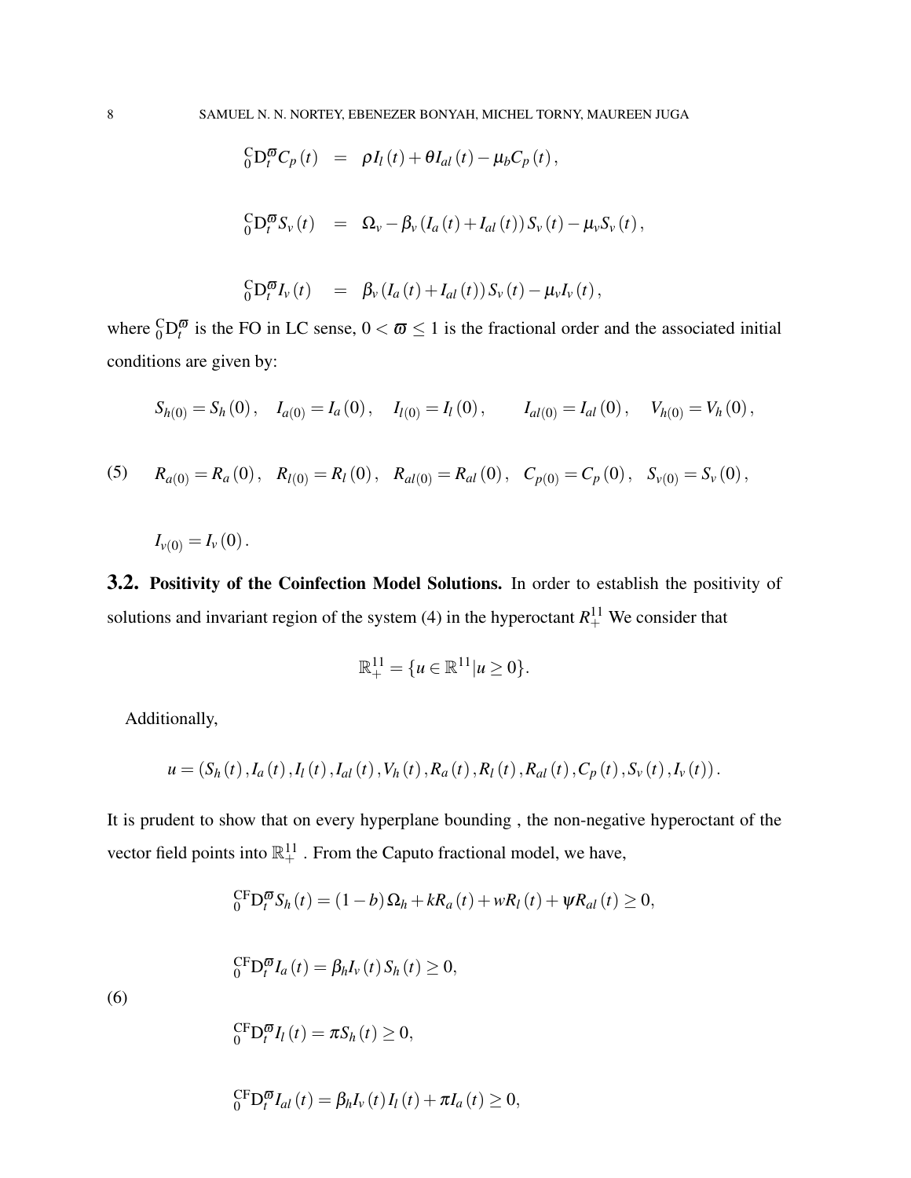$$
\begin{aligned}
{}_{0}^{\mathrm{C}}\mathrm{D}_{t}^{\varpi}C_{p}(t) &= \rho I_{l}(t)+\theta I_{al}(t)-\mu_{b}C_{p}(t), \\
{}_{0}^{\mathrm{C}}\mathrm{D}_{t}^{\varpi}S_{v}(t) &= \Omega_{v}-\beta_{v}\left(I_{a}(t)+I_{al}(t)\right)S_{v}(t)-\mu_{v}S_{v}(t), \\
{}_{0}^{\mathrm{C}}\mathrm{D}_{t}^{\varpi}I_{v}(t) &= \beta_{v}\left(I_{a}(t)+I_{al}(t)\right)S_{v}(t)-\mu_{v}I_{v}(t),
\end{aligned}
$$

where ${}_{0}^{\mathrm{C}}\mathrm{D}_{t}^{\varpi}$ is the FO in LC sense, $0<\varpi\leq 1$ is the fractional order and the associated initial conditions are given by:

$$
\begin{aligned}
&S_{h(0)}=S_{h}(0), \quad I_{a(0)}=I_{a}(0), \quad I_{l(0)}=I_{l}(0), \quad I_{al(0)}=I_{al}(0), \quad V_{h(0)}=V_{h}(0), \\
&R_{a(0)}=R_{a}(0), \quad R_{l(0)}=R_{l}(0), \quad R_{al(0)}=R_{al}(0), \quad C_{p(0)}=C_{p}(0), \quad S_{v(0)}=S_{v}(0), \\
&I_{v(0)}=I_{v}(0).
\end{aligned} \tag{5}
$$

### 3.2. Positivity of the Coinfection Model Solutions.

In order to establish the positivity of solutions and invariant region of the system (4) in the hyperoctant $R_{+}^{11}$ We consider that

$$
\mathbb{R}_{+}^{11}=\{u\in\mathbb{R}^{11}|u\geq 0\}.
$$

Additionally,

$$
u=\left(S_{h}(t),I_{a}(t),I_{l}(t),I_{al}(t),V_{h}(t),R_{a}(t),R_{l}(t),R_{al}(t),C_{p}(t),S_{v}(t),I_{v}(t)\right).
$$

It is prudent to show that on every hyperplane bounding , the non-negative hyperoctant of the vector field points into $\mathbb{R}_{+}^{11}$ . From the Caputo fractional model, we have,

$$
\begin{aligned}
&{}_{0}^{\mathrm{CF}}\mathrm{D}_{t}^{\varpi}S_{h}(t)=(1-b)\Omega_{h}+kR_{a}(t)+wR_{l}(t)+\psi R_{al}(t)\geq 0, \\
&{}_{0}^{\mathrm{CF}}\mathrm{D}_{t}^{\varpi}I_{a}(t)=\beta_{h}I_{v}(t)S_{h}(t)\geq 0, \\
&{}_{0}^{\mathrm{CF}}\mathrm{D}_{t}^{\varpi}I_{l}(t)=\pi S_{h}(t)\geq 0, \\
&{}_{0}^{\mathrm{CF}}\mathrm{D}_{t}^{\varpi}I_{al}(t)=\beta_{h}I_{v}(t)I_{l}(t)+\pi I_{a}(t)\geq 0,
\end{aligned} \tag{6}
$$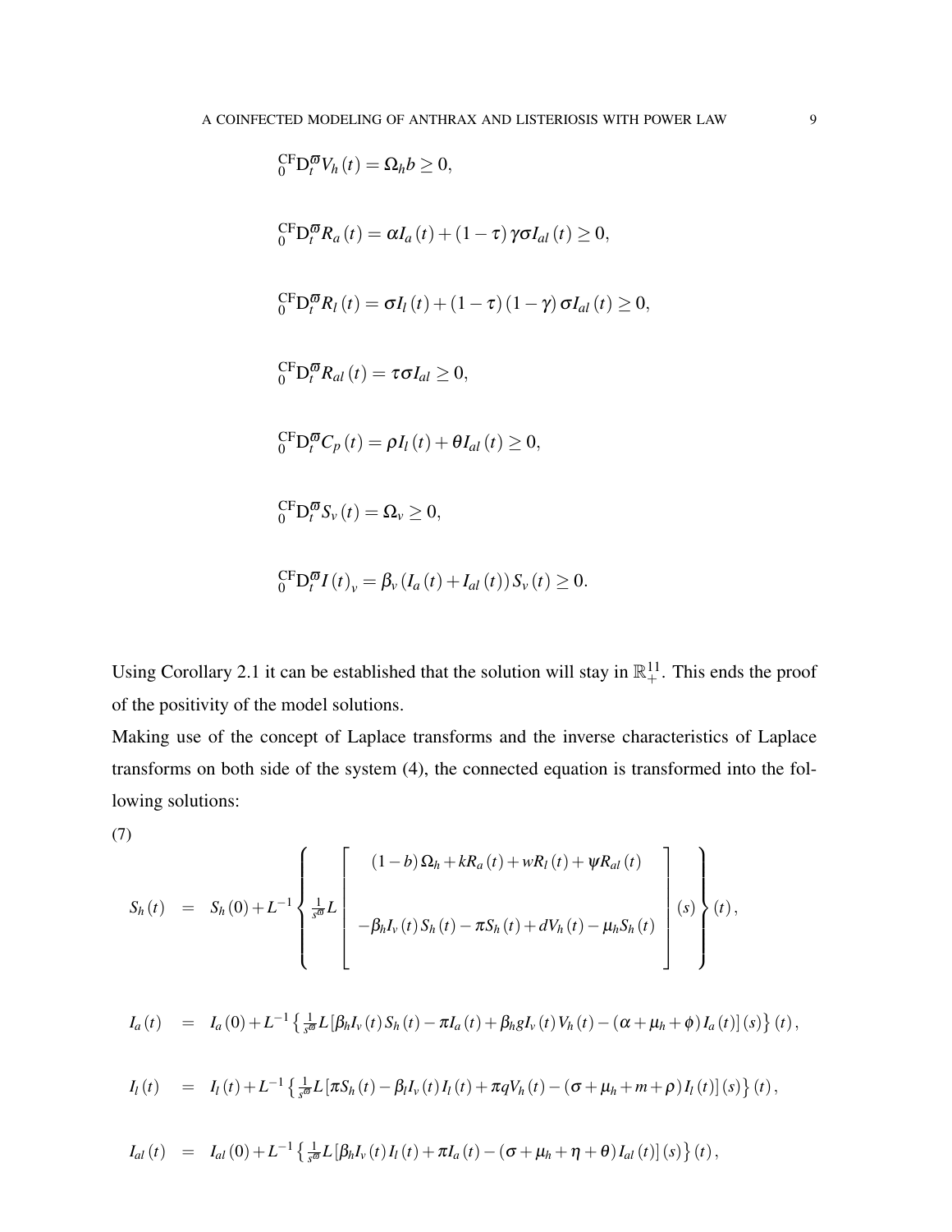$$ {}_{0}^{\mathrm{CF}}\mathrm{D}_{t}^{\varpi} V_h(t) = \Omega_h b \geq 0, $$

$$ {}_{0}^{\mathrm{CF}}\mathrm{D}_{t}^{\varpi} R_a(t) = \alpha I_a(t) + (1-\tau)\gamma\sigma I_{al}(t) \geq 0, $$

$$ {}_{0}^{\mathrm{CF}}\mathrm{D}_{t}^{\varpi} R_l(t) = \sigma I_l(t) + (1-\tau)(1-\gamma)\sigma I_{al}(t) \geq 0, $$

$$ {}_{0}^{\mathrm{CF}}\mathrm{D}_{t}^{\varpi} R_{al}(t) = \tau\sigma I_{al} \geq 0, $$

$$ {}_{0}^{\mathrm{CF}}\mathrm{D}_{t}^{\varpi} C_p(t) = \rho I_l(t) + \theta I_{al}(t) \geq 0, $$

$$ {}_{0}^{\mathrm{CF}}\mathrm{D}_{t}^{\varpi} S_v(t) = \Omega_v \geq 0, $$

$$ {}_{0}^{\mathrm{CF}}\mathrm{D}_{t}^{\varpi} I(t)_v = \beta_v (I_a(t) + I_{al}(t)) S_v(t) \geq 0. $$

Using Corollary 2.1 it can be established that the solution will stay in $\mathbb{R}_+^{11}$. This ends the proof of the positivity of the model solutions.

Making use of the concept of Laplace transforms and the inverse characteristics of Laplace transforms on both side of the system (4), the connected equation is transformed into the following solutions:

(7)

$$ S_h(t) = S_h(0) + L^{-1}\left\{ \frac{1}{s^{\varpi}} L \begin{bmatrix} (1-b)\Omega_h + kR_a(t) + wR_l(t) + \psi R_{al}(t) \\ \\ -\beta_h I_v(t) S_h(t) - \pi S_h(t) + dV_h(t) - \mu_h S_h(t) \end{bmatrix} (s) \right\}(t), $$

$$ I_a(t) = I_a(0) + L^{-1}\left\{ \frac{1}{s^{\varpi}} L \left[ \beta_h I_v(t) S_h(t) - \pi I_a(t) + \beta_h g I_v(t) V_h(t) - (\alpha + \mu_h + \phi) I_a(t) \right](s) \right\}(t), $$

$$ I_l(t) = I_l(t) + L^{-1}\left\{ \frac{1}{s^{\varpi}} L \left[ \pi S_h(t) - \beta_l I_v(t) I_l(t) + \pi q V_h(t) - (\sigma + \mu_h + m + \rho) I_l(t) \right](s) \right\}(t), $$

$$ I_{al}(t) = I_{al}(0) + L^{-1}\left\{ \frac{1}{s^{\varpi}} L \left[ \beta_h I_v(t) I_l(t) + \pi I_a(t) - (\sigma + \mu_h + \eta + \theta) I_{al}(t) \right](s) \right\}(t), $$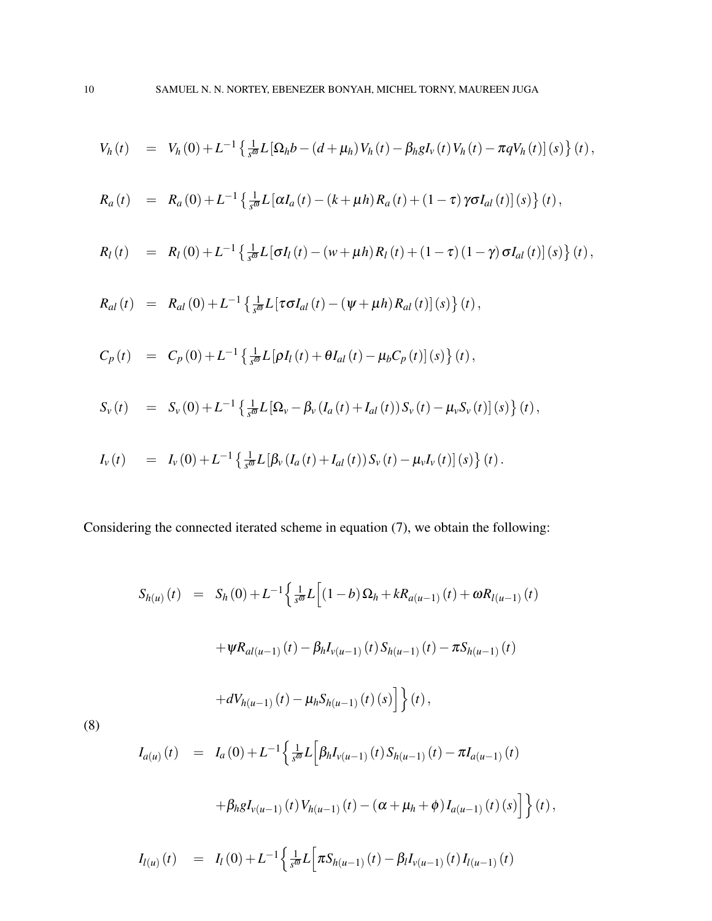$$V_h(t) = V_h(0) + L^{-1}\left\{\tfrac{1}{s^{\varpi}}L\left[\Omega_h b - (d+\mu_h)V_h(t) - \beta_h g I_v(t) V_h(t) - \pi q V_h(t)\right](s)\right\}(t),$$

$$R_a(t) = R_a(0) + L^{-1}\left\{\tfrac{1}{s^{\varpi}}L\left[\alpha I_a(t) - (k+\mu h)R_a(t) + (1-\tau)\gamma\sigma I_{al}(t)\right](s)\right\}(t),$$

$$R_l(t) = R_l(0) + L^{-1}\left\{\tfrac{1}{s^{\varpi}}L\left[\sigma I_l(t) - (w+\mu h)R_l(t) + (1-\tau)(1-\gamma)\sigma I_{al}(t)\right](s)\right\}(t),$$

$$R_{al}(t) = R_{al}(0) + L^{-1}\left\{\tfrac{1}{s^{\varpi}}L\left[\tau\sigma I_{al}(t) - (\psi+\mu h)R_{al}(t)\right](s)\right\}(t),$$

$$C_p(t) = C_p(0) + L^{-1}\left\{\tfrac{1}{s^{\varpi}}L\left[\rho I_l(t) + \theta I_{al}(t) - \mu_b C_p(t)\right](s)\right\}(t),$$

$$S_v(t) = S_v(0) + L^{-1}\left\{\tfrac{1}{s^{\varpi}}L\left[\Omega_v - \beta_v(I_a(t)+I_{al}(t))S_v(t) - \mu_v S_v(t)\right](s)\right\}(t),$$

$$I_v(t) = I_v(0) + L^{-1}\left\{\tfrac{1}{s^{\varpi}}L\left[\beta_v(I_a(t)+I_{al}(t))S_v(t) - \mu_v I_v(t)\right](s)\right\}(t).$$

Considering the connected iterated scheme in equation (7), we obtain the following:

$$\begin{aligned}
S_{h(u)}(t) &= S_h(0) + L^{-1}\Big\{\tfrac{1}{s^{\varpi}}L\Big[(1-b)\Omega_h + kR_{a(u-1)}(t) + \omega R_{l(u-1)}(t) \\
&\quad + \psi R_{al(u-1)}(t) - \beta_h I_{v(u-1)}(t) S_{h(u-1)}(t) - \pi S_{h(u-1)}(t) \\
&\quad + dV_{h(u-1)}(t) - \mu_h S_{h(u-1)}(t)(s)\Big]\Big\}(t),
\end{aligned} \tag{8}$$

$$\begin{aligned}
I_{a(u)}(t) &= I_a(0) + L^{-1}\Big\{\tfrac{1}{s^{\varpi}}L\Big[\beta_h I_{v(u-1)}(t) S_{h(u-1)}(t) - \pi I_{a(u-1)}(t) \\
&\quad + \beta_h g I_{v(u-1)}(t) V_{h(u-1)}(t) - (\alpha+\mu_h+\phi) I_{a(u-1)}(t)(s)\Big]\Big\}(t),
\end{aligned}$$

$$I_{l(u)}(t) = I_l(0) + L^{-1}\Big\{\tfrac{1}{s^{\varpi}}L\Big[\pi S_{h(u-1)}(t) - \beta_l I_{v(u-1)}(t) I_{l(u-1)}(t)$$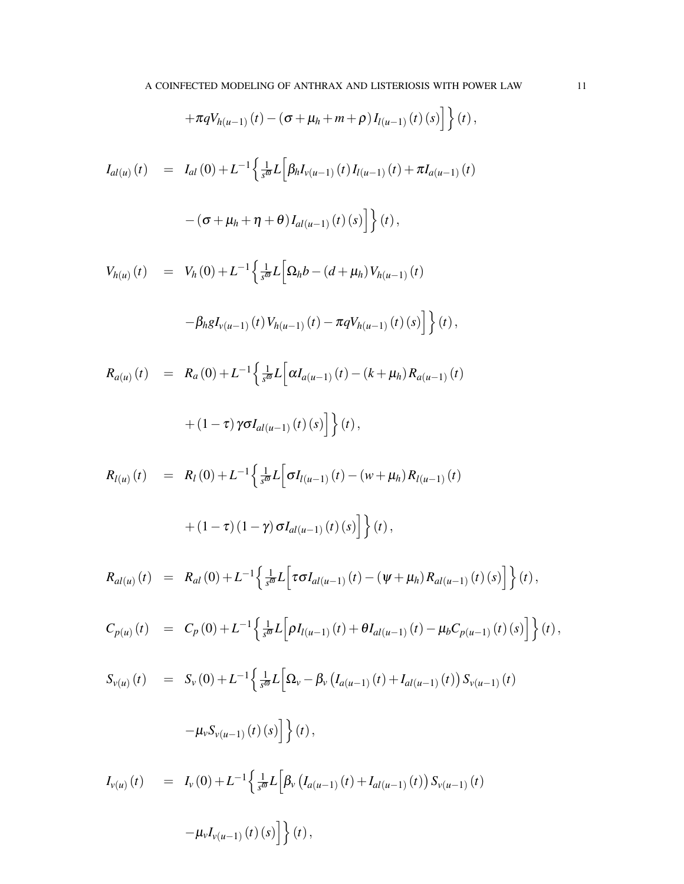$$+\pi q V_{h(u-1)}(t) - (\sigma + \mu_h + m + \rho) I_{l(u-1)}(t)(s)\Big]\Big\}(t),$$

$$I_{al(u)}(t) = I_{al}(0) + L^{-1}\Big\{\tfrac{1}{s^{\varpi}} L\Big[\beta_h I_{v(u-1)}(t) I_{l(u-1)}(t) + \pi I_{a(u-1)}(t)$$

$$- (\sigma + \mu_h + \eta + \theta) I_{al(u-1)}(t)(s)\Big]\Big\}(t),$$

$$V_{h(u)}(t) = V_h(0) + L^{-1}\Big\{\tfrac{1}{s^{\varpi}} L\Big[\Omega_h b - (d + \mu_h) V_{h(u-1)}(t)$$

$$-\beta_h g I_{v(u-1)}(t) V_{h(u-1)}(t) - \pi q V_{h(u-1)}(t)(s)\Big]\Big\}(t),$$

$$R_{a(u)}(t) = R_a(0) + L^{-1}\Big\{\tfrac{1}{s^{\varpi}} L\Big[\alpha I_{a(u-1)}(t) - (k + \mu_h) R_{a(u-1)}(t)$$

$$+ (1-\tau)\gamma\sigma I_{al(u-1)}(t)(s)\Big]\Big\}(t),$$

$$R_{l(u)}(t) = R_l(0) + L^{-1}\Big\{\tfrac{1}{s^{\varpi}} L\Big[\sigma I_{l(u-1)}(t) - (w + \mu_h) R_{l(u-1)}(t)$$

$$+ (1-\tau)(1-\gamma)\sigma I_{al(u-1)}(t)(s)\Big]\Big\}(t),$$

$$R_{al(u)}(t) = R_{al}(0) + L^{-1}\Big\{\tfrac{1}{s^{\varpi}} L\Big[\tau\sigma I_{al(u-1)}(t) - (\psi + \mu_h) R_{al(u-1)}(t)(s)\Big]\Big\}(t),$$

$$C_{p(u)}(t) = C_p(0) + L^{-1}\Big\{\tfrac{1}{s^{\varpi}} L\Big[\rho I_{l(u-1)}(t) + \theta I_{al(u-1)}(t) - \mu_b C_{p(u-1)}(t)(s)\Big]\Big\}(t),$$

$$S_{v(u)}(t) = S_v(0) + L^{-1}\Big\{\tfrac{1}{s^{\varpi}} L\Big[\Omega_v - \beta_v\left(I_{a(u-1)}(t) + I_{al(u-1)}(t)\right) S_{v(u-1)}(t)$$

$$-\mu_v S_{v(u-1)}(t)(s)\Big]\Big\}(t),$$

$$I_{v(u)}(t) = I_v(0) + L^{-1}\Big\{\tfrac{1}{s^{\varpi}} L\Big[\beta_v\left(I_{a(u-1)}(t) + I_{al(u-1)}(t)\right) S_{v(u-1)}(t)$$

$$-\mu_v I_{v(u-1)}(t)(s)\Big]\Big\}(t),$$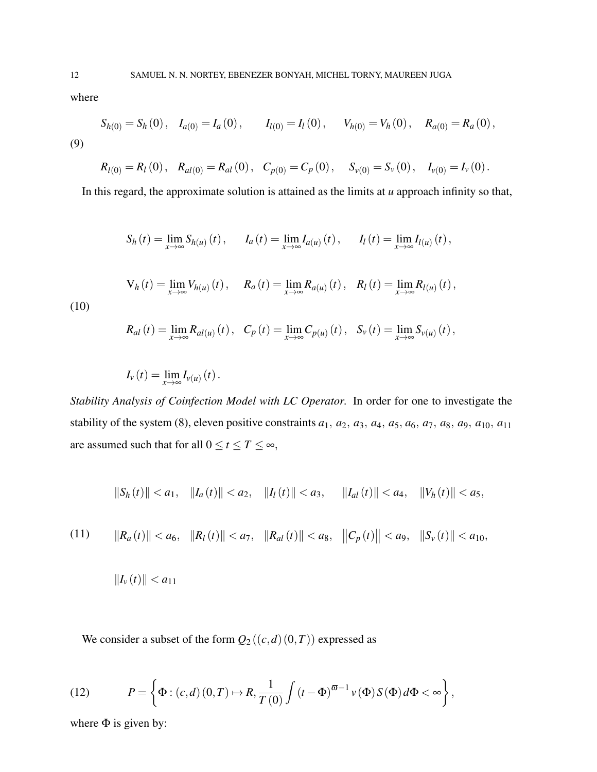where

$$
\begin{aligned}
&S_{h(0)} = S_h(0), \quad I_{a(0)} = I_a(0), \qquad I_{l(0)} = I_l(0), \qquad V_{h(0)} = V_h(0), \quad R_{a(0)} = R_a(0), \\
&R_{l(0)} = R_l(0), \quad R_{al(0)} = R_{al}(0), \quad C_{p(0)} = C_p(0), \quad S_{v(0)} = S_v(0), \quad I_{v(0)} = I_v(0).
\end{aligned} \tag{9}
$$

In this regard, the approximate solution is attained as the limits at $u$ approach infinity so that,

$$
\begin{aligned}
&S_h(t) = \lim_{x\to\infty} S_{h(u)}(t), \qquad I_a(t) = \lim_{x\to\infty} I_{a(u)}(t), \qquad I_l(t) = \lim_{x\to\infty} I_{l(u)}(t), \\
&\mathrm{V}_h(t) = \lim_{x\to\infty} V_{h(u)}(t), \quad R_a(t) = \lim_{x\to\infty} R_{a(u)}(t), \quad R_l(t) = \lim_{x\to\infty} R_{l(u)}(t), \\
&R_{al}(t) = \lim_{x\to\infty} R_{al(u)}(t), \quad C_p(t) = \lim_{x\to\infty} C_{p(u)}(t), \quad S_v(t) = \lim_{x\to\infty} S_{v(u)}(t), \\
&I_v(t) = \lim_{x\to\infty} I_{v(u)}(t).
\end{aligned} \tag{10}
$$

*Stability Analysis of Coinfection Model with LC Operator.* In order for one to investigate the stability of the system (8), eleven positive constraints $a_1$, $a_2$, $a_3$, $a_4$, $a_5$, $a_6$, $a_7$, $a_8$, $a_9$, $a_{10}$, $a_{11}$ are assumed such that for all $0 \leq t \leq T \leq \infty$,

$$
\begin{aligned}
&\|S_h(t)\| < a_1, \quad \|I_a(t)\| < a_2, \quad \|I_l(t)\| < a_3, \qquad \|I_{al}(t)\| < a_4, \quad \|V_h(t)\| < a_5, \\
&\|R_a(t)\| < a_6, \quad \|R_l(t)\| < a_7, \quad \|R_{al}(t)\| < a_8, \quad \left\|C_p(t)\right\| < a_9, \quad \|S_v(t)\| < a_{10}, \\
&\|I_v(t)\| < a_{11}
\end{aligned} \tag{11}
$$

We consider a subset of the form $Q_2((c,d)(0,T))$ expressed as

$$
P = \left\{ \Phi : (c,d)(0,T) \mapsto R, \frac{1}{T(0)} \int (t-\Phi)^{\varpi-1} v(\Phi) S(\Phi) d\Phi < \infty \right\}, \tag{12}
$$

where $\Phi$ is given by: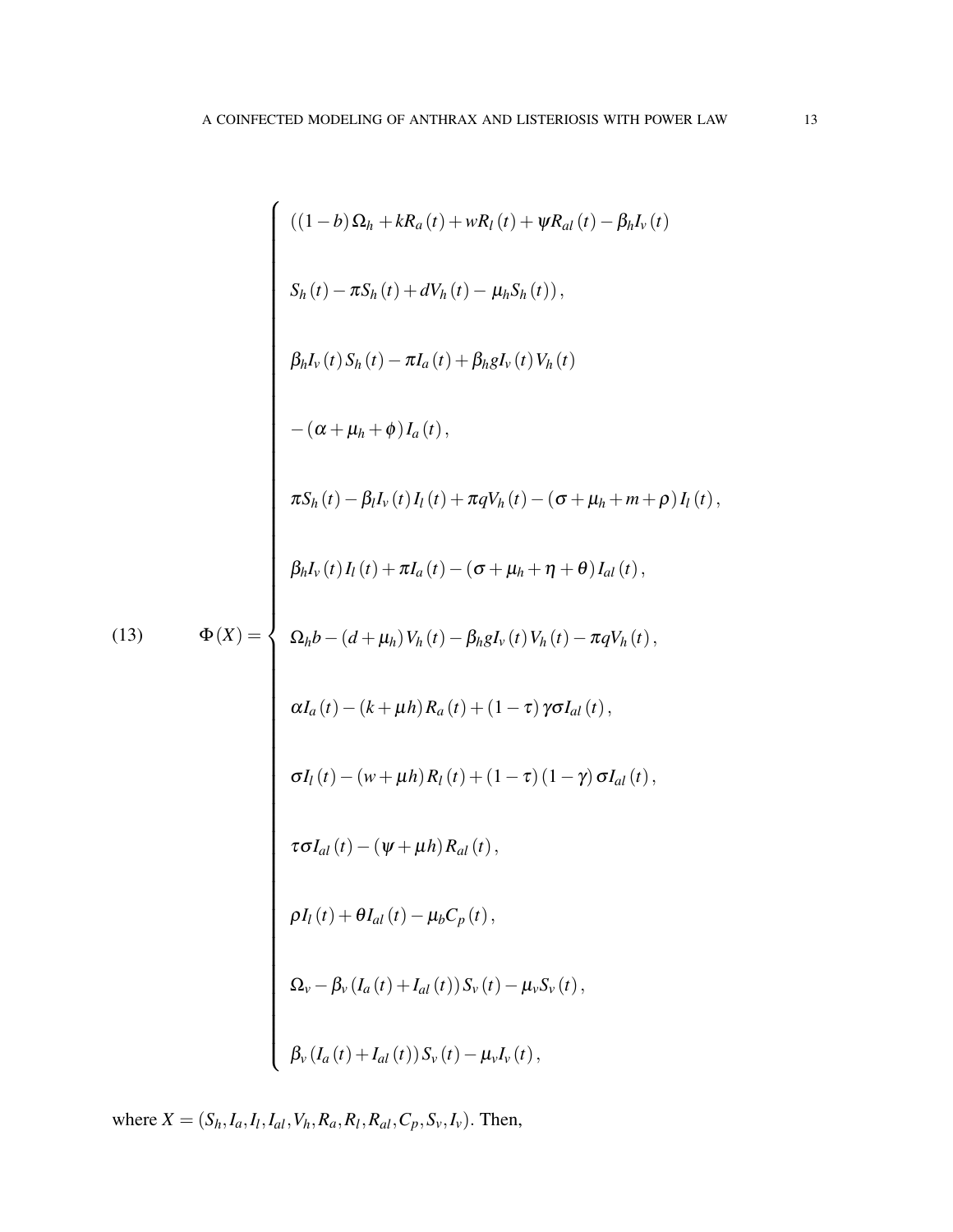$$
\Phi(X) = \begin{cases}
\left((1-b)\,\Omega_h + kR_a(t) + wR_l(t) + \psi R_{al}(t) - \beta_h I_v(t)\right. \\
\left. S_h(t) - \pi S_h(t) + dV_h(t) - \mu_h S_h(t)\right), \\
\beta_h I_v(t)\, S_h(t) - \pi I_a(t) + \beta_h g I_v(t)\, V_h(t) \\
-(\alpha + \mu_h + \phi)\, I_a(t), \\
\pi S_h(t) - \beta_l I_v(t)\, I_l(t) + \pi q V_h(t) - (\sigma + \mu_h + m + \rho)\, I_l(t), \\
\beta_h I_v(t)\, I_l(t) + \pi I_a(t) - (\sigma + \mu_h + \eta + \theta)\, I_{al}(t), \\
\Omega_h b - (d + \mu_h)\, V_h(t) - \beta_h g I_v(t)\, V_h(t) - \pi q V_h(t), \\
\alpha I_a(t) - (k + \mu h)\, R_a(t) + (1-\tau)\,\gamma\sigma I_{al}(t), \\
\sigma I_l(t) - (w + \mu h)\, R_l(t) + (1-\tau)(1-\gamma)\,\sigma I_{al}(t), \\
\tau\sigma I_{al}(t) - (\psi + \mu h)\, R_{al}(t), \\
\rho I_l(t) + \theta I_{al}(t) - \mu_b C_p(t), \\
\Omega_v - \beta_v\left(I_a(t) + I_{al}(t)\right) S_v(t) - \mu_v S_v(t), \\
\beta_v\left(I_a(t) + I_{al}(t)\right) S_v(t) - \mu_v I_v(t),
\end{cases} \tag{13}
$$

where $X = (S_h, I_a, I_l, I_{al}, V_h, R_a, R_l, R_{al}, C_p, S_v, I_v)$. Then,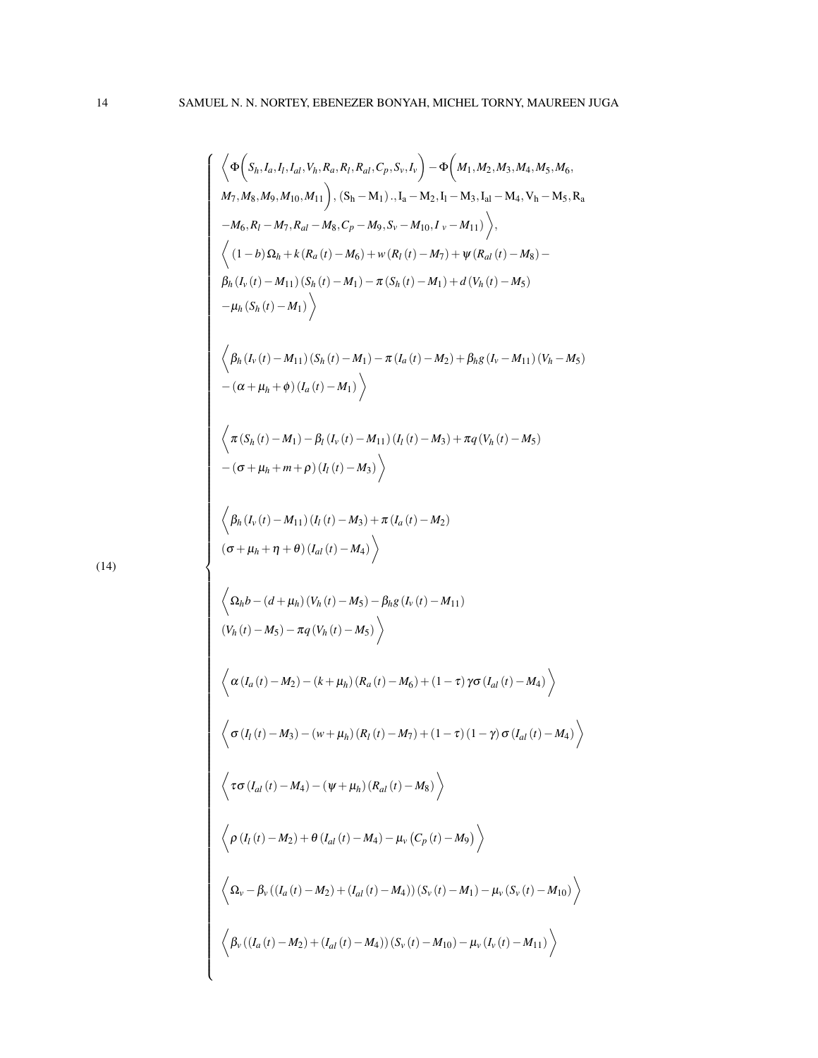$$
\left\{
\begin{array}{l}
\Big\langle \Phi\Big(S_h, I_a, I_l, I_{al}, V_h, R_a, R_l, R_{al}, C_p, S_v, I_v\Big) - \Phi\Big(M_1, M_2, M_3, M_4, M_5, M_6, \\
M_7, M_8, M_9, M_{10}, M_{11}\Big), (\mathrm{S_h} - \mathrm{M_1}) ., \mathrm{I_a} - \mathrm{M_2}, \mathrm{I_l} - \mathrm{M_3}, \mathrm{I_{al}} - \mathrm{M_4}, \mathrm{V_h} - \mathrm{M_5}, \mathrm{R_a} \\
- M_6, R_l - M_7, R_{al} - M_8, C_p - M_9, S_v - M_{10}, I_v - M_{11}) \Big\rangle, \\
\Big\langle (1-b)\,\Omega_h + k\,(R_a(t) - M_6) + w\,(R_l(t) - M_7) + \psi\,(R_{al}(t) - M_8) - \\
\beta_h\,(I_v(t) - M_{11})\,(S_h(t) - M_1) - \pi\,(S_h(t) - M_1) + d\,(V_h(t) - M_5) \\
-\mu_h\,(S_h(t) - M_1) \Big\rangle \\
\\
\Big\langle \beta_h\,(I_v(t) - M_{11})\,(S_h(t) - M_1) - \pi\,(I_a(t) - M_2) + \beta_h g\,(I_v - M_{11})\,(V_h - M_5) \\
-(\alpha + \mu_h + \phi)\,(I_a(t) - M_1) \Big\rangle \\
\\
\Big\langle \pi\,(S_h(t) - M_1) - \beta_l\,(I_v(t) - M_{11})\,(I_l(t) - M_3) + \pi q\,(V_h(t) - M_5) \\
-(\sigma + \mu_h + m + \rho)\,(I_l(t) - M_3) \Big\rangle \\
\\
\Big\langle \beta_h\,(I_v(t) - M_{11})\,(I_l(t) - M_3) + \pi\,(I_a(t) - M_2) \\
(\sigma + \mu_h + \eta + \theta)\,(I_{al}(t) - M_4) \Big\rangle \\
\\
\Big\langle \Omega_h b - (d + \mu_h)\,(V_h(t) - M_5) - \beta_h g\,(I_v(t) - M_{11}) \\
(V_h(t) - M_5) - \pi q\,(V_h(t) - M_5) \Big\rangle \\
\\
\Big\langle \alpha\,(I_a(t) - M_2) - (k + \mu_h)\,(R_a(t) - M_6) + (1-\tau)\,\gamma\sigma\,(I_{al}(t) - M_4) \Big\rangle \\
\\
\Big\langle \sigma\,(I_l(t) - M_3) - (w + \mu_h)\,(R_l(t) - M_7) + (1-\tau)\,(1-\gamma)\,\sigma\,(I_{al}(t) - M_4) \Big\rangle \\
\\
\Big\langle \tau\sigma\,(I_{al}(t) - M_4) - (\psi + \mu_h)\,(R_{al}(t) - M_8) \Big\rangle \\
\\
\Big\langle \rho\,(I_l(t) - M_2) + \theta\,(I_{al}(t) - M_4) - \mu_v\,\big(C_p(t) - M_9\big) \Big\rangle \\
\\
\Big\langle \Omega_v - \beta_v\,((I_a(t) - M_2) + (I_{al}(t) - M_4))\,(S_v(t) - M_1) - \mu_v\,(S_v(t) - M_{10}) \Big\rangle \\
\\
\Big\langle \beta_v\,((I_a(t) - M_2) + (I_{al}(t) - M_4))\,(S_v(t) - M_{10}) - \mu_v\,(I_v(t) - M_{11}) \Big\rangle
\end{array}
\right. \tag{14}
$$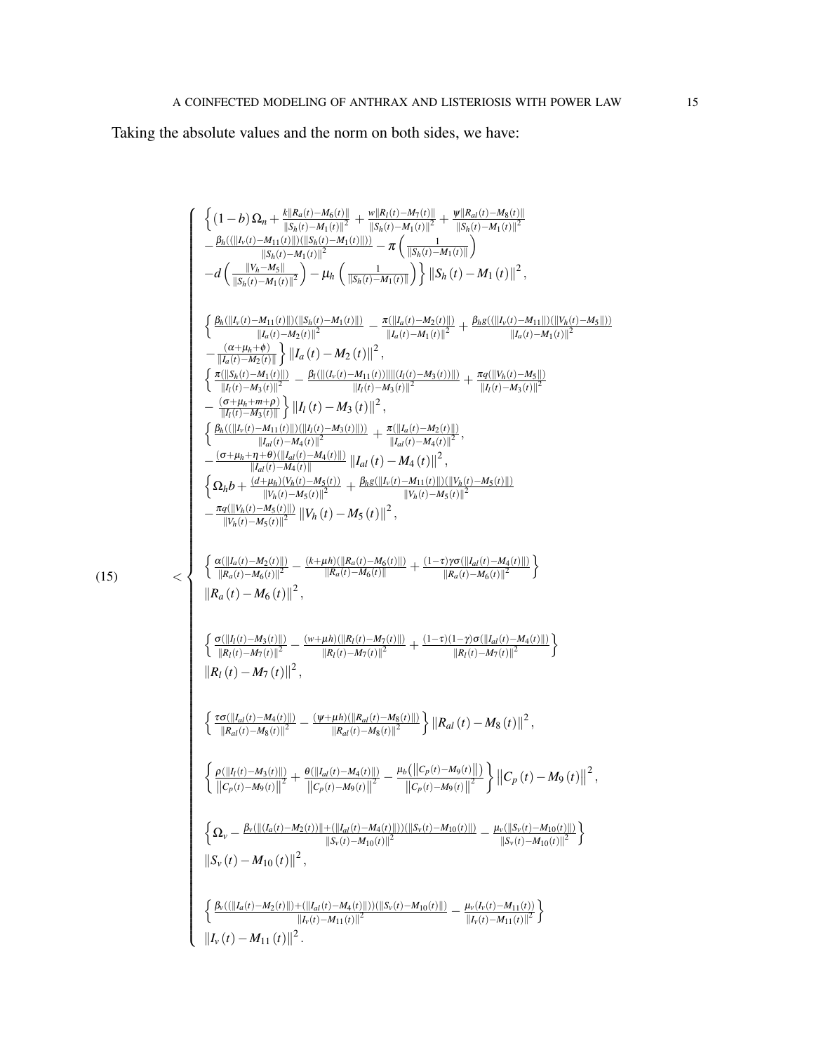Taking the absolute values and the norm on both sides, we have:

$$
(15)\qquad < \begin{cases}
\Big\{ (1-b)\,\Omega_n + \frac{k\|R_a(t)-M_6(t)\|}{\|S_h(t)-M_1(t)\|^2} + \frac{w\|R_l(t)-M_7(t)\|}{\|S_h(t)-M_1(t)\|^2} + \frac{\psi\|R_{al}(t)-M_8(t)\|}{\|S_h(t)-M_1(t)\|^2} \\
-\frac{\beta_h((\|I_v(t)-M_{11}(t)\|)(\|S_h(t)-M_1(t)\|))}{\|S_h(t)-M_1(t)\|^2} - \pi\left(\frac{1}{\|S_h(t)-M_1(t)\|}\right) \\
-d\left(\frac{\|V_h-M_5\|}{\|S_h(t)-M_1(t)\|^2}\right) - \mu_h\left(\frac{1}{\|S_h(t)-M_1(t)\|}\right)\Big\} \|S_h(t)-M_1(t)\|^2, \\[2ex]
\Big\{ \frac{\beta_h(\|I_v(t)-M_{11}(t)\|)(\|S_h(t)-M_1(t)\|)}{\|I_a(t)-M_2(t)\|^2} - \frac{\pi(\|I_a(t)-M_2(t)\|)}{\|I_a(t)-M_1(t)\|^2} + \frac{\beta_h g((\|I_v(t)-M_{11}\|)(\|V_h(t)-M_5\|))}{\|I_a(t)-M_1(t)\|^2} \\
-\frac{(\alpha+\mu_h+\phi)}{\|I_a(t)-M_2(t)\|}\Big\} \|I_a(t)-M_2(t)\|^2, \\
\Big\{ \frac{\pi(\|S_h(t)-M_1(t)\|)}{\|I_l(t)-M_3(t)\|^2} - \frac{\beta_l(\|(I_v(t)-M_{11}(t))\|\|(I_l(t)-M_3(t))\|)}{\|I_l(t)-M_3(t)\|^2} + \frac{\pi q(\|V_h(t)-M_5\|)}{\|I_l(t)-M_3(t)\|^2} \\
-\frac{(\sigma+\mu_h+m+\rho)}{\|I_l(t)-M_3(t)\|}\Big\} \|I_l(t)-M_3(t)\|^2, \\
\Big\{ \frac{\beta_h((\|I_v(t)-M_{11}(t)\|)(\|I_l(t)-M_3(t)\|))}{\|I_{al}(t)-M_4(t)\|^2} + \frac{\pi(\|I_a(t)-M_2(t)\|)}{\|I_{al}(t)-M_4(t)\|^2}, \\
-\frac{(\sigma+\mu_h+\eta+\theta)(\|I_{al}(t)-M_4(t)\|)}{\|I_{al}(t)-M_4(t)\|} \|I_{al}(t)-M_4(t)\|^2, \\
\Big\{ \Omega_h b + \frac{(d+\mu_h)(V_h(t)-M_5(t))}{\|V_h(t)-M_5(t)\|^2} + \frac{\beta_h g(\|I_v(t)-M_{11}(t)\|)(\|V_h(t)-M_5(t)\|)}{\|V_h(t)-M_5(t)\|^2} \\
-\frac{\pi q(\|V_h(t)-M_5(t)\|)}{\|V_h(t)-M_5(t)\|^2} \|V_h(t)-M_5(t)\|^2, \\[2ex]
\Big\{ \frac{\alpha(\|I_a(t)-M_2(t)\|)}{\|R_a(t)-M_6(t)\|^2} - \frac{(k+\mu h)(\|R_a(t)-M_6(t)\|)}{\|R_a(t)-M_6(t)\|} + \frac{(1-\tau)\gamma\sigma(\|I_{al}(t)-M_4(t)\|)}{\|R_a(t)-M_6(t)\|^2}\Big\} \\
\|R_a(t)-M_6(t)\|^2, \\[2ex]
\Big\{ \frac{\sigma(\|I_l(t)-M_3(t)\|)}{\|R_l(t)-M_7(t)\|^2} - \frac{(w+\mu h)(\|R_l(t)-M_7(t)\|)}{\|R_l(t)-M_7(t)\|^2} + \frac{(1-\tau)(1-\gamma)\sigma(\|I_{al}(t)-M_4(t)\|)}{\|R_l(t)-M_7(t)\|^2}\Big\} \\
\|R_l(t)-M_7(t)\|^2, \\[2ex]
\Big\{ \frac{\tau\sigma(\|I_{al}(t)-M_4(t)\|)}{\|R_{al}(t)-M_8(t)\|^2} - \frac{(\psi+\mu h)(\|R_{al}(t)-M_8(t)\|)}{\|R_{al}(t)-M_8(t)\|^2}\Big\} \|R_{al}(t)-M_8(t)\|^2, \\[2ex]
\Big\{ \frac{\rho(\|I_l(t)-M_3(t)\|)}{\|C_p(t)-M_9(t)\|^2} + \frac{\theta(\|I_{al}(t)-M_4(t)\|)}{\|C_p(t)-M_9(t)\|^2} - \frac{\mu_b(\|C_p(t)-M_9(t)\|)}{\|C_p(t)-M_9(t)\|^2}\Big\} \|C_p(t)-M_9(t)\|^2, \\[2ex]
\Big\{ \Omega_v - \frac{\beta_v(\|(I_a(t)-M_2(t))\|+(\|I_{al}(t)-M_4(t)\|))(\|S_v(t)-M_{10}(t)\|)}{\|S_v(t)-M_{10}(t)\|^2} - \frac{\mu_v(\|S_v(t)-M_{10}(t)\|)}{\|S_v(t)-M_{10}(t)\|^2}\Big\} \\
\|S_v(t)-M_{10}(t)\|^2, \\[2ex]
\Big\{ \frac{\beta_v((\|I_a(t)-M_2(t)\|)+(\|I_{al}(t)-M_4(t)\|))(\|S_v(t)-M_{10}(t)\|)}{\|I_v(t)-M_{11}(t)\|^2} - \frac{\mu_v(I_v(t)-M_{11}(t))}{\|I_v(t)-M_{11}(t)\|^2}\Big\} \\
\|I_v(t)-M_{11}(t)\|^2.
\end{cases}
$$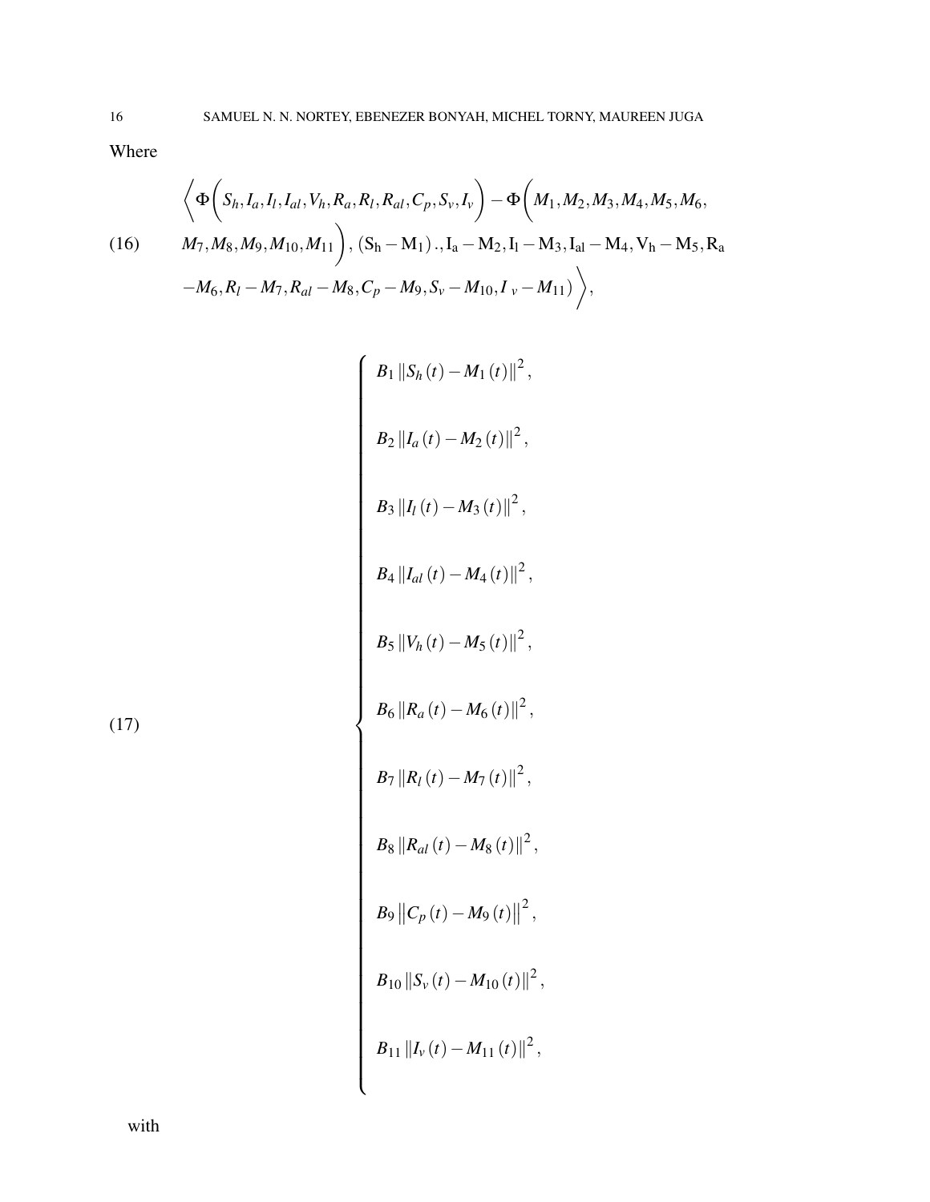Where

$$
\begin{aligned}
(16)\qquad & \Bigg\langle \Phi\Bigg(S_h, I_a, I_l, I_{al}, V_h, R_a, R_l, R_{al}, C_p, S_v, I_v\Bigg) - \Phi\Bigg(M_1, M_2, M_3, M_4, M_5, M_6, \\
& M_7, M_8, M_9, M_{10}, M_{11}\Bigg), \left(\mathrm{S_h} - \mathrm{M_1}\right)., \mathrm{I_a} - \mathrm{M_2}, \mathrm{I_l} - \mathrm{M_3}, \mathrm{I_{al}} - \mathrm{M_4}, \mathrm{V_h} - \mathrm{M_5}, \mathrm{R_a} \\
& - M_6, R_l - M_7, R_{al} - M_8, C_p - M_9, S_v - M_{10}, I_{\ v} - M_{11}\Big) \Bigg\rangle,
\end{aligned}
$$

$$
(17)\qquad \begin{cases}
B_1 \left\| S_h(t) - M_1(t) \right\|^2, \\
B_2 \left\| I_a(t) - M_2(t) \right\|^2, \\
B_3 \left\| I_l(t) - M_3(t) \right\|^2, \\
B_4 \left\| I_{al}(t) - M_4(t) \right\|^2, \\
B_5 \left\| V_h(t) - M_5(t) \right\|^2, \\
B_6 \left\| R_a(t) - M_6(t) \right\|^2, \\
B_7 \left\| R_l(t) - M_7(t) \right\|^2, \\
B_8 \left\| R_{al}(t) - M_8(t) \right\|^2, \\
B_9 \left\| C_p(t) - M_9(t) \right\|^2, \\
B_{10} \left\| S_v(t) - M_{10}(t) \right\|^2, \\
B_{11} \left\| I_v(t) - M_{11}(t) \right\|^2,
\end{cases}
$$

with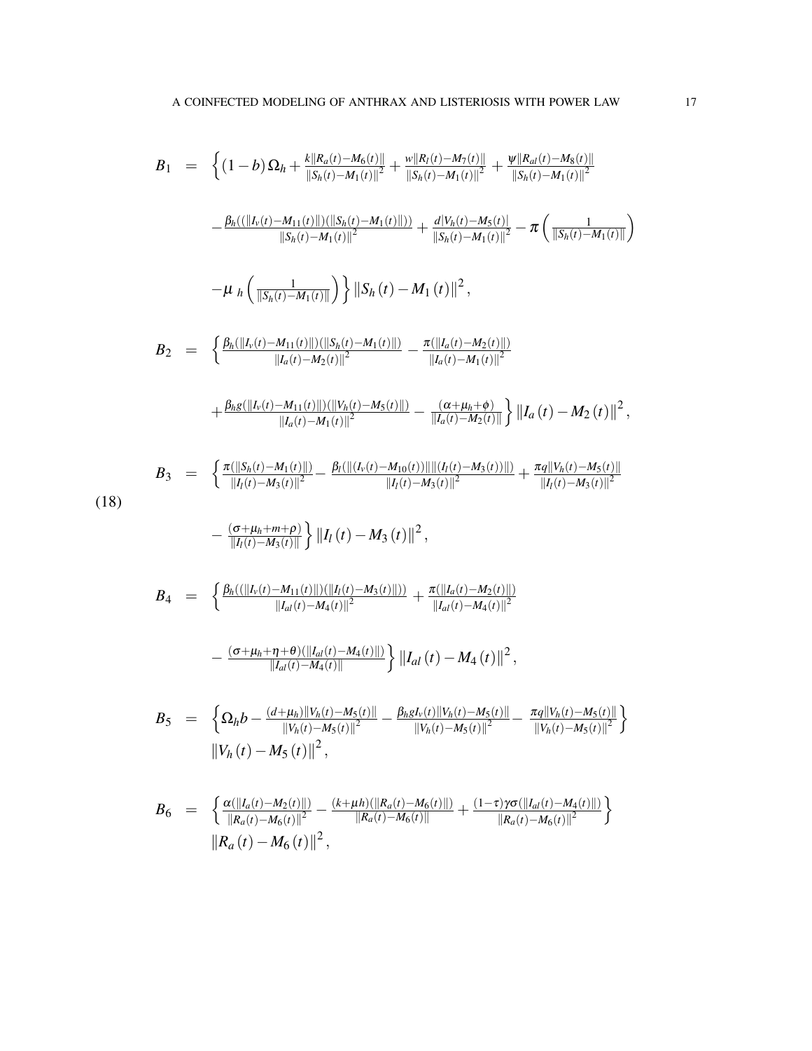$$
\begin{aligned}
B_1 &= \Big\{ (1-b)\,\Omega_h + \tfrac{k\|R_a(t)-M_6(t)\|}{\|S_h(t)-M_1(t)\|^2} + \tfrac{w\|R_l(t)-M_7(t)\|}{\|S_h(t)-M_1(t)\|^2} + \tfrac{\psi\|R_{al}(t)-M_8(t)\|}{\|S_h(t)-M_1(t)\|^2} \\
&\quad - \tfrac{\beta_h((\|I_v(t)-M_{11}(t)\|)(\|S_h(t)-M_1(t)\|))}{\|S_h(t)-M_1(t)\|^2} + \tfrac{d|V_h(t)-M_5(t)|}{\|S_h(t)-M_1(t)\|^2} - \pi\left(\tfrac{1}{\|S_h(t)-M_1(t)\|}\right) \\
&\quad - \mu_{\ h}\left(\tfrac{1}{\|S_h(t)-M_1(t)\|}\right) \Big\} \|S_h(t)-M_1(t)\|^2, \\
B_2 &= \Big\{ \tfrac{\beta_h(\|I_v(t)-M_{11}(t)\|)(\|S_h(t)-M_1(t)\|)}{\|I_a(t)-M_2(t)\|^2} - \tfrac{\pi(\|I_a(t)-M_2(t)\|)}{\|I_a(t)-M_1(t)\|^2} \\
&\quad + \tfrac{\beta_h g(\|I_v(t)-M_{11}(t)\|)(\|V_h(t)-M_5(t)\|)}{\|I_a(t)-M_1(t)\|^2} - \tfrac{(\alpha+\mu_h+\phi)}{\|I_a(t)-M_2(t)\|} \Big\} \|I_a(t)-M_2(t)\|^2, \\
B_3 &= \Big\{ \tfrac{\pi(\|S_h(t)-M_1(t)\|)}{\|I_l(t)-M_3(t)\|^2} - \tfrac{\beta_l(\|(I_v(t)-M_{10}(t))\|\|(I_l(t)-M_3(t))\|)}{\|I_l(t)-M_3(t)\|^2} + \tfrac{\pi q\|V_h(t)-M_5(t)\|}{\|I_l(t)-M_3(t)\|^2} \\
&\quad - \tfrac{(\sigma+\mu_h+m+\rho)}{\|I_l(t)-M_3(t)\|} \Big\} \|I_l(t)-M_3(t)\|^2, \qquad (18)\\
B_4 &= \Big\{ \tfrac{\beta_h((\|I_v(t)-M_{11}(t)\|)(\|I_l(t)-M_3(t)\|))}{\|I_{al}(t)-M_4(t)\|^2} + \tfrac{\pi(\|I_a(t)-M_2(t)\|)}{\|I_{al}(t)-M_4(t)\|^2} \\
&\quad - \tfrac{(\sigma+\mu_h+\eta+\theta)(\|I_{al}(t)-M_4(t)\|)}{\|I_{al}(t)-M_4(t)\|} \Big\} \|I_{al}(t)-M_4(t)\|^2, \\
B_5 &= \Big\{ \Omega_h b - \tfrac{(d+\mu_h)\|V_h(t)-M_5(t)\|}{\|V_h(t)-M_5(t)\|^2} - \tfrac{\beta_h g I_v(t)\|V_h(t)-M_5(t)\|}{\|V_h(t)-M_5(t)\|^2} - \tfrac{\pi q\|V_h(t)-M_5(t)\|}{\|V_h(t)-M_5(t)\|^2} \Big\} \\
&\quad \|V_h(t)-M_5(t)\|^2, \\
B_6 &= \Big\{ \tfrac{\alpha(\|I_a(t)-M_2(t)\|)}{\|R_a(t)-M_6(t)\|^2} - \tfrac{(k+\mu h)(\|R_a(t)-M_6(t)\|)}{\|R_a(t)-M_6(t)\|} + \tfrac{(1-\tau)\gamma\sigma(\|I_{al}(t)-M_4(t)\|)}{\|R_a(t)-M_6(t)\|^2} \Big\} \\
&\quad \|R_a(t)-M_6(t)\|^2,
\end{aligned}
$$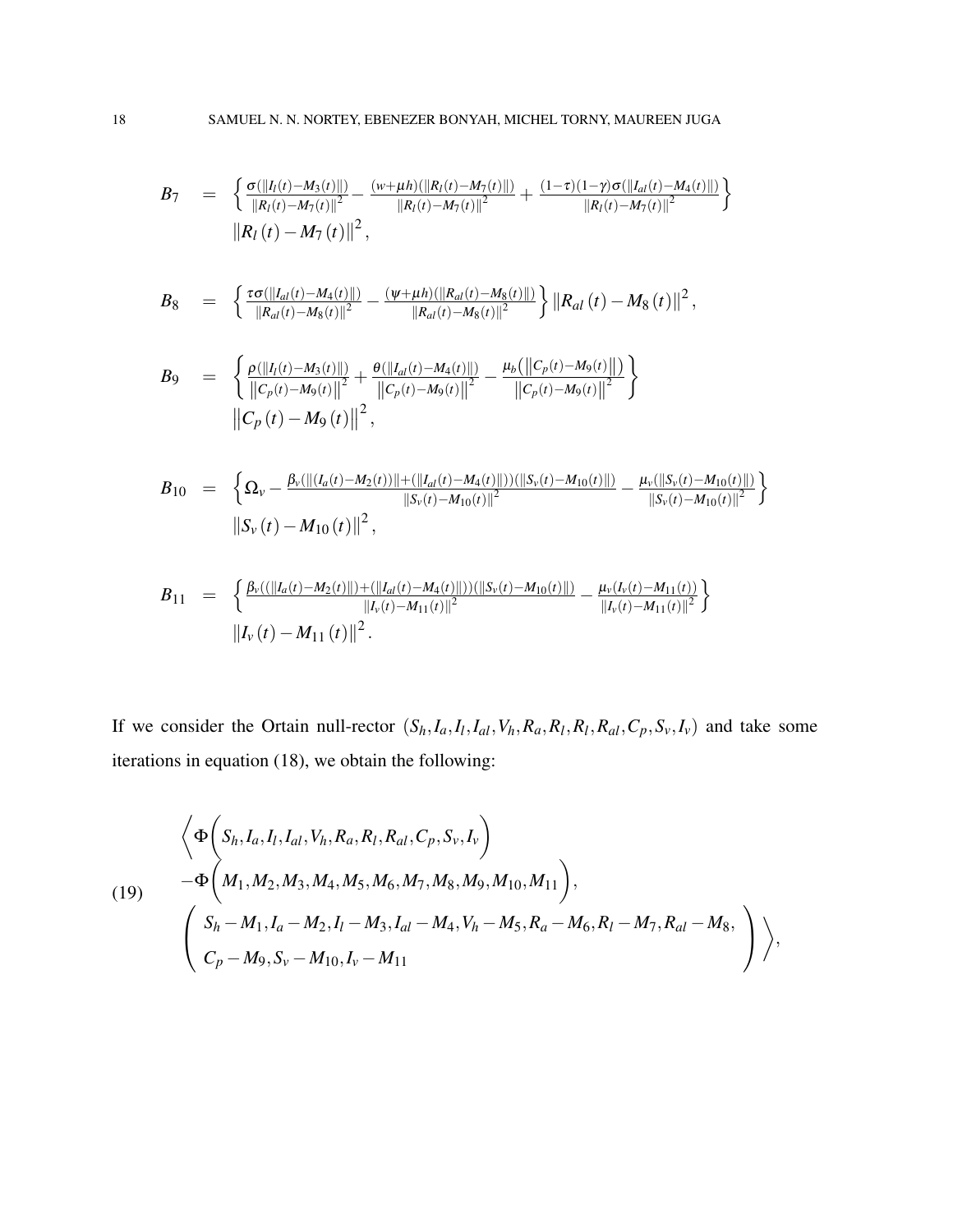$$
\begin{aligned}
B_7 \quad &= \quad \left\{ \frac{\sigma(\|I_l(t)-M_3(t)\|)}{\|R_l(t)-M_7(t)\|^2} - \frac{(w+\mu h)(\|R_l(t)-M_7(t)\|)}{\|R_l(t)-M_7(t)\|^2} + \frac{(1-\tau)(1-\gamma)\sigma(\|I_{al}(t)-M_4(t)\|)}{\|R_l(t)-M_7(t)\|^2} \right\} \\
&\quad\quad \|R_l(t)-M_7(t)\|^2,
\end{aligned}
$$

$$
B_8 \quad = \quad \left\{ \frac{\tau\sigma(\|I_{al}(t)-M_4(t)\|)}{\|R_{al}(t)-M_8(t)\|^2} - \frac{(\psi+\mu h)(\|R_{al}(t)-M_8(t)\|)}{\|R_{al}(t)-M_8(t)\|^2} \right\} \|R_{al}(t)-M_8(t)\|^2,
$$

$$
\begin{aligned}
B_9 \quad &= \quad \left\{ \frac{\rho(\|I_l(t)-M_3(t)\|)}{\left\|C_p(t)-M_9(t)\right\|^2} + \frac{\theta(\|I_{al}(t)-M_4(t)\|)}{\left\|C_p(t)-M_9(t)\right\|^2} - \frac{\mu_b\left(\left\|C_p(t)-M_9(t)\right\|\right)}{\left\|C_p(t)-M_9(t)\right\|^2} \right\} \\
&\quad\quad \left\|C_p(t)-M_9(t)\right\|^2,
\end{aligned}
$$

$$
\begin{aligned}
B_{10} \quad &= \quad \left\{ \Omega_v - \frac{\beta_v(\|(I_a(t)-M_2(t))\|+(\|I_{al}(t)-M_4(t)\|))(\|S_v(t)-M_{10}(t)\|)}{\|S_v(t)-M_{10}(t)\|^2} - \frac{\mu_v(\|S_v(t)-M_{10}(t)\|)}{\|S_v(t)-M_{10}(t)\|^2} \right\} \\
&\quad\quad \|S_v(t)-M_{10}(t)\|^2,
\end{aligned}
$$

$$
\begin{aligned}
B_{11} \quad &= \quad \left\{ \frac{\beta_v((\|I_a(t)-M_2(t)\|)+(\|I_{al}(t)-M_4(t)\|))(\|S_v(t)-M_{10}(t)\|)}{\|I_v(t)-M_{11}(t)\|^2} - \frac{\mu_v(I_v(t)-M_{11}(t))}{\|I_v(t)-M_{11}(t)\|^2} \right\} \\
&\quad\quad \|I_v(t)-M_{11}(t)\|^2.
\end{aligned}
$$

If we consider the Ortain null-rector $(S_h, I_a, I_l, I_{al}, V_h, R_a, R_l, R_l, R_{al}, C_p, S_v, I_v)$ and take some iterations in equation (18), we obtain the following:

$$
\tag{19}
\begin{aligned}
&\Bigg\langle \Phi\Bigg(S_h, I_a, I_l, I_{al}, V_h, R_a, R_l, R_{al}, C_p, S_v, I_v\Bigg) \\
&-\Phi\Bigg(M_1, M_2, M_3, M_4, M_5, M_6, M_7, M_8, M_9, M_{10}, M_{11}\Bigg), \\
&\left( \begin{array}{l} S_h - M_1, I_a - M_2, I_l - M_3, I_{al} - M_4, V_h - M_5, R_a - M_6, R_l - M_7, R_{al} - M_8, \\ C_p - M_9, S_v - M_{10}, I_v - M_{11} \end{array} \right) \Bigg\rangle,
\end{aligned}
$$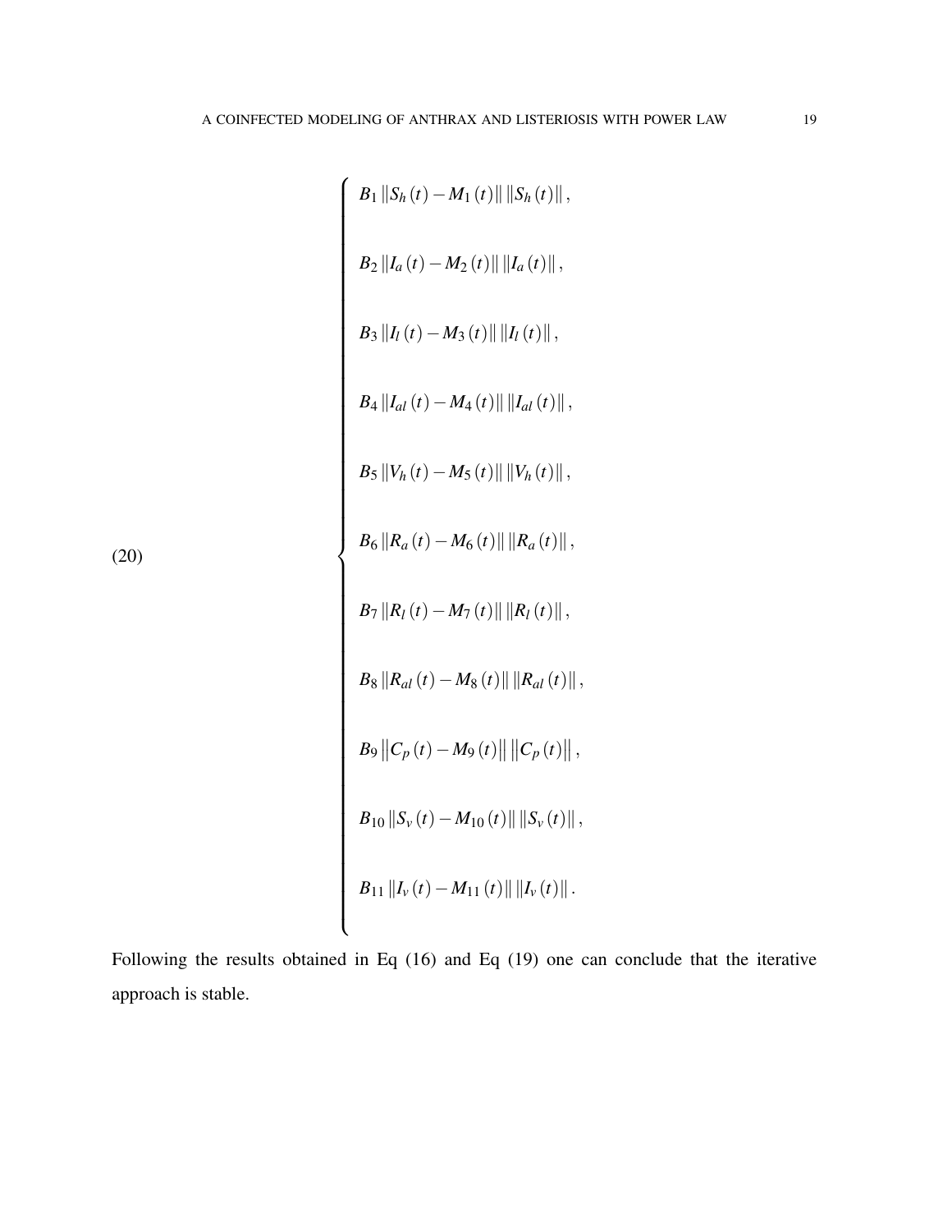$$
\left\{
\begin{array}{l}
B_1 \left\| S_h(t) - M_1(t) \right\| \left\| S_h(t) \right\|, \\
\\
B_2 \left\| I_a(t) - M_2(t) \right\| \left\| I_a(t) \right\|, \\
\\
B_3 \left\| I_l(t) - M_3(t) \right\| \left\| I_l(t) \right\|, \\
\\
B_4 \left\| I_{al}(t) - M_4(t) \right\| \left\| I_{al}(t) \right\|, \\
\\
B_5 \left\| V_h(t) - M_5(t) \right\| \left\| V_h(t) \right\|, \\
\\
B_6 \left\| R_a(t) - M_6(t) \right\| \left\| R_a(t) \right\|, \\
\\
B_7 \left\| R_l(t) - M_7(t) \right\| \left\| R_l(t) \right\|, \\
\\
B_8 \left\| R_{al}(t) - M_8(t) \right\| \left\| R_{al}(t) \right\|, \\
\\
B_9 \left\| C_p(t) - M_9(t) \right\| \left\| C_p(t) \right\|, \\
\\
B_{10} \left\| S_v(t) - M_{10}(t) \right\| \left\| S_v(t) \right\|, \\
\\
B_{11} \left\| I_v(t) - M_{11}(t) \right\| \left\| I_v(t) \right\|.
\end{array}
\right.
\tag{20}
$$

Following the results obtained in Eq (16) and Eq (19) one can conclude that the iterative approach is stable.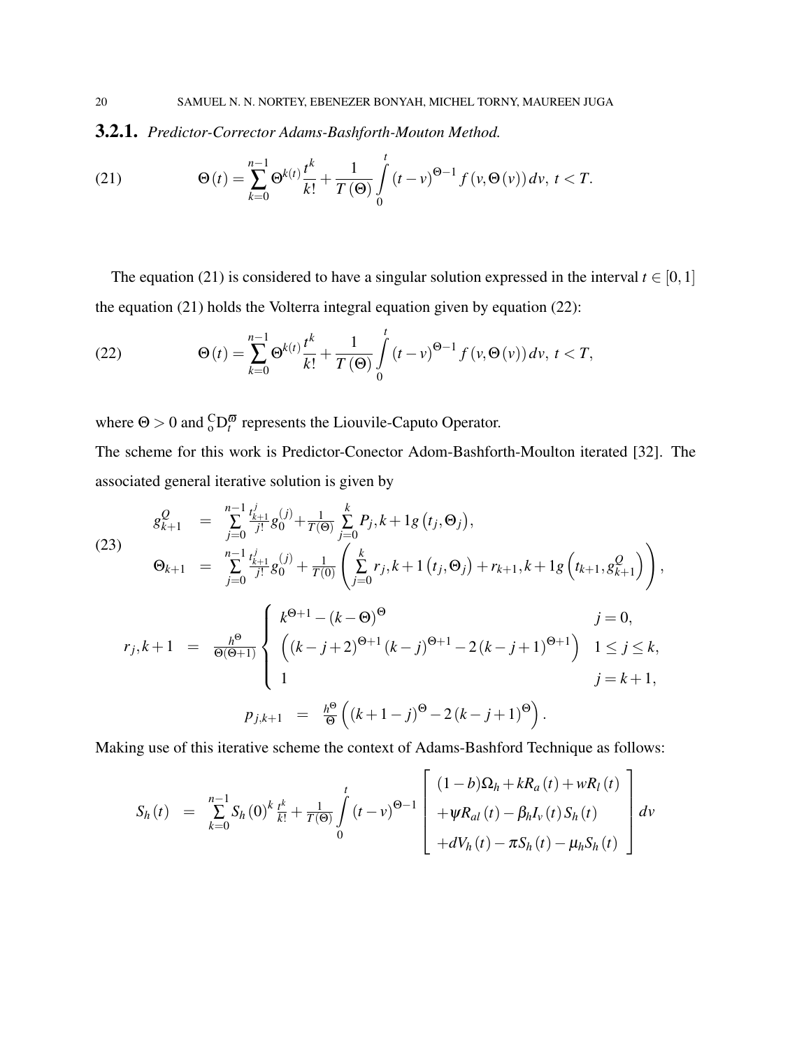#### 3.2.1. *Predictor-Corrector Adams-Bashforth-Mouton Method.*

$$\Theta(t) = \sum_{k=0}^{n-1} \Theta^{k(t)} \frac{t^k}{k!} + \frac{1}{T(\Theta)} \int_0^t (t-v)^{\Theta-1} f(v, \Theta(v))\, dv,\ t < T. \tag{21}$$

The equation (21) is considered to have a singular solution expressed in the interval $t \in [0,1]$ the equation (21) holds the Volterra integral equation given by equation (22):

$$\Theta(t) = \sum_{k=0}^{n-1} \Theta^{k(t)} \frac{t^k}{k!} + \frac{1}{T(\Theta)} \int_0^t (t-v)^{\Theta-1} f(v, \Theta(v))\, dv,\ t < T, \tag{22}$$

where $\Theta > 0$ and ${}^{C}_{o}D^{\varpi}_{t}$ represents the Liouvile-Caputo Operator.

The scheme for this work is Predictor-Conector Adom-Bashforth-Moulton iterated [32]. The associated general iterative solution is given by

$$\begin{aligned}
g^{Q}_{k+1} &= \sum_{j=0}^{n-1} \frac{t^{j}_{k+1}}{j!} g^{(j)}_{0} + \frac{1}{T(\Theta)} \sum_{j=0}^{k} P_{j}, k+1 g\left(t_j, \Theta_j\right), \\
\Theta_{k+1} &= \sum_{j=0}^{n-1} \frac{t^{j}_{k+1}}{j!} g^{(j)}_{0} + \frac{1}{T(0)} \left( \sum_{j=0}^{k} r_j, k+1 \left(t_j, \Theta_j\right) + r_{k+1}, k+1 g\left(t_{k+1}, g^{Q}_{k+1}\right) \right),
\end{aligned} \tag{23}$$

$$r_j, k+1 = \frac{h^{\Theta}}{\Theta(\Theta+1)} \begin{cases} k^{\Theta+1} - (k-\Theta)^{\Theta} & j = 0, \\ \left( (k-j+2)^{\Theta+1} (k-j)^{\Theta+1} - 2(k-j+1)^{\Theta+1} \right) & 1 \leq j \leq k, \\ 1 & j = k+1, \end{cases}$$

$$p_{j,k+1} = \frac{h^{\Theta}}{\Theta} \left( (k+1-j)^{\Theta} - 2(k-j+1)^{\Theta} \right).$$

Making use of this iterative scheme the context of Adams-Bashford Technique as follows:

$$S_h(t) = \sum_{k=0}^{n-1} S_h(0)^k \frac{t^k}{k!} + \frac{1}{T(\Theta)} \int_0^t (t-v)^{\Theta-1} \begin{bmatrix} (1-b)\Omega_h + kR_a(t) + wR_l(t) \\ +\psi R_{al}(t) - \beta_h I_v(t) S_h(t) \\ +dV_h(t) - \pi S_h(t) - \mu_h S_h(t) \end{bmatrix} dv$$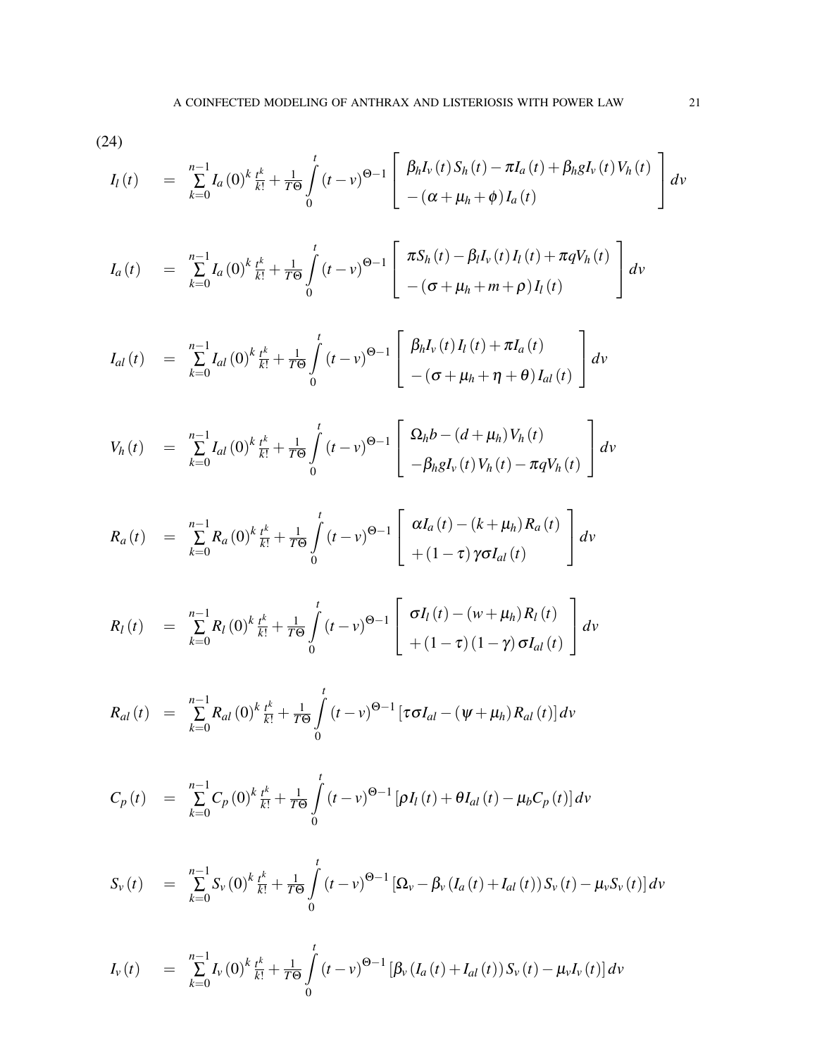(24)

$$I_l(t) = \sum_{k=0}^{n-1} I_a(0)^k \frac{t^k}{k!} + \frac{1}{T\Theta} \int_0^t (t-v)^{\Theta-1} \left[ \begin{array}{l} \beta_h I_v(t) S_h(t) - \pi I_a(t) + \beta_h g I_v(t) V_h(t) \\ -(\alpha + \mu_h + \phi) I_a(t) \end{array} \right] dv$$

$$I_a(t) = \sum_{k=0}^{n-1} I_a(0)^k \frac{t^k}{k!} + \frac{1}{T\Theta} \int_0^t (t-v)^{\Theta-1} \left[ \begin{array}{l} \pi S_h(t) - \beta_l I_v(t) I_l(t) + \pi q V_h(t) \\ -(\sigma + \mu_h + m + \rho) I_l(t) \end{array} \right] dv$$

$$I_{al}(t) = \sum_{k=0}^{n-1} I_{al}(0)^k \frac{t^k}{k!} + \frac{1}{T\Theta} \int_0^t (t-v)^{\Theta-1} \left[ \begin{array}{l} \beta_h I_v(t) I_l(t) + \pi I_a(t) \\ -(\sigma + \mu_h + \eta + \theta) I_{al}(t) \end{array} \right] dv$$

$$V_h(t) = \sum_{k=0}^{n-1} I_{al}(0)^k \frac{t^k}{k!} + \frac{1}{T\Theta} \int_0^t (t-v)^{\Theta-1} \left[ \begin{array}{l} \Omega_h b - (d + \mu_h) V_h(t) \\ -\beta_h g I_v(t) V_h(t) - \pi q V_h(t) \end{array} \right] dv$$

$$R_a(t) = \sum_{k=0}^{n-1} R_a(0)^k \frac{t^k}{k!} + \frac{1}{T\Theta} \int_0^t (t-v)^{\Theta-1} \left[ \begin{array}{l} \alpha I_a(t) - (k + \mu_h) R_a(t) \\ +(1-\tau)\gamma\sigma I_{al}(t) \end{array} \right] dv$$

$$R_l(t) = \sum_{k=0}^{n-1} R_l(0)^k \frac{t^k}{k!} + \frac{1}{T\Theta} \int_0^t (t-v)^{\Theta-1} \left[ \begin{array}{l} \sigma I_l(t) - (w + \mu_h) R_l(t) \\ +(1-\tau)(1-\gamma)\sigma I_{al}(t) \end{array} \right] dv$$

$$R_{al}(t) = \sum_{k=0}^{n-1} R_{al}(0)^k \frac{t^k}{k!} + \frac{1}{T\Theta} \int_0^t (t-v)^{\Theta-1} \left[ \tau\sigma I_{al} - (\psi + \mu_h) R_{al}(t) \right] dv$$

$$C_p(t) = \sum_{k=0}^{n-1} C_p(0)^k \frac{t^k}{k!} + \frac{1}{T\Theta} \int_0^t (t-v)^{\Theta-1} \left[ \rho I_l(t) + \theta I_{al}(t) - \mu_b C_p(t) \right] dv$$

$$S_v(t) = \sum_{k=0}^{n-1} S_v(0)^k \frac{t^k}{k!} + \frac{1}{T\Theta} \int_0^t (t-v)^{\Theta-1} \left[ \Omega_v - \beta_v (I_a(t) + I_{al}(t)) S_v(t) - \mu_v S_v(t) \right] dv$$

$$I_v(t) = \sum_{k=0}^{n-1} I_v(0)^k \frac{t^k}{k!} + \frac{1}{T\Theta} \int_0^t (t-v)^{\Theta-1} \left[ \beta_v (I_a(t) + I_{al}(t)) S_v(t) - \mu_v I_v(t) \right] dv$$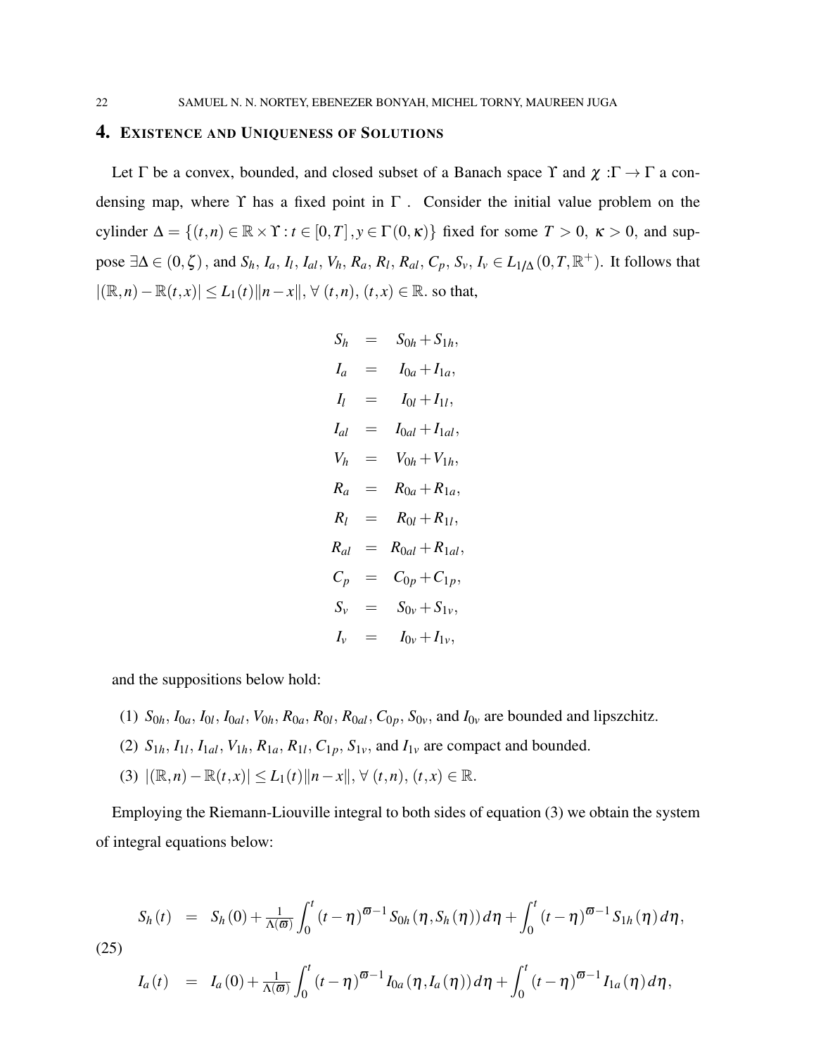## 4. Existence and Uniqueness of Solutions

Let $\Gamma$ be a convex, bounded, and closed subset of a Banach space $\Upsilon$ and $\chi : \Gamma \to \Gamma$ a condensing map, where $\Upsilon$ has a fixed point in $\Gamma$ . Consider the initial value problem on the cylinder $\Delta = \{(t,n) \in \mathbb{R} \times \Upsilon : t \in [0,T], y \in \Gamma(0,\kappa)\}$ fixed for some $T > 0$, $\kappa > 0$, and suppose $\exists \Delta \in (0,\zeta)$ , and $S_h$, $I_a$, $I_l$, $I_{al}$, $V_h$, $R_a$, $R_l$, $R_{al}$, $C_p$, $S_v$, $I_v \in L_{1/\Delta}(0,T,\mathbb{R}^+)$. It follows that $|(\mathbb{R},n) - \mathbb{R}(t,x)| \leq L_1(t)\|n-x\|$, $\forall$ $(t,n)$, $(t,x) \in \mathbb{R}$. so that,

$$
\begin{aligned}
S_h &= S_{0h} + S_{1h}, \\
I_a &= I_{0a} + I_{1a}, \\
I_l &= I_{0l} + I_{1l}, \\
I_{al} &= I_{0al} + I_{1al}, \\
V_h &= V_{0h} + V_{1h}, \\
R_a &= R_{0a} + R_{1a}, \\
R_l &= R_{0l} + R_{1l}, \\
R_{al} &= R_{0al} + R_{1al}, \\
C_p &= C_{0p} + C_{1p}, \\
S_v &= S_{0v} + S_{1v}, \\
I_v &= I_{0v} + I_{1v},
\end{aligned}
$$

and the suppositions below hold:

(1) $S_{0h}$, $I_{0a}$, $I_{0l}$, $I_{0al}$, $V_{0h}$, $R_{0a}$, $R_{0l}$, $R_{0al}$, $C_{0p}$, $S_{0v}$, and $I_{0v}$ are bounded and lipszchitz.

(2) $S_{1h}$, $I_{1l}$, $I_{1al}$, $V_{1h}$, $R_{1a}$, $R_{1l}$, $C_{1p}$, $S_{1v}$, and $I_{1v}$ are compact and bounded.

(3) $|(\mathbb{R},n) - \mathbb{R}(t,x)| \leq L_1(t)\|n-x\|$, $\forall$ $(t,n)$, $(t,x) \in \mathbb{R}$.

Employing the Riemann-Liouville integral to both sides of equation (3) we obtain the system of integral equations below:

$$
\begin{aligned}
S_h(t) &= S_h(0) + \tfrac{1}{\Lambda(\varpi)} \int_0^t (t-\eta)^{\varpi-1} S_{0h}(\eta, S_h(\eta))\, d\eta + \int_0^t (t-\eta)^{\varpi-1} S_{1h}(\eta)\, d\eta, \\
I_a(t) &= I_a(0) + \tfrac{1}{\Lambda(\varpi)} \int_0^t (t-\eta)^{\varpi-1} I_{0a}(\eta, I_a(\eta))\, d\eta + \int_0^t (t-\eta)^{\varpi-1} I_{1a}(\eta)\, d\eta,
\end{aligned}
\tag{25}
$$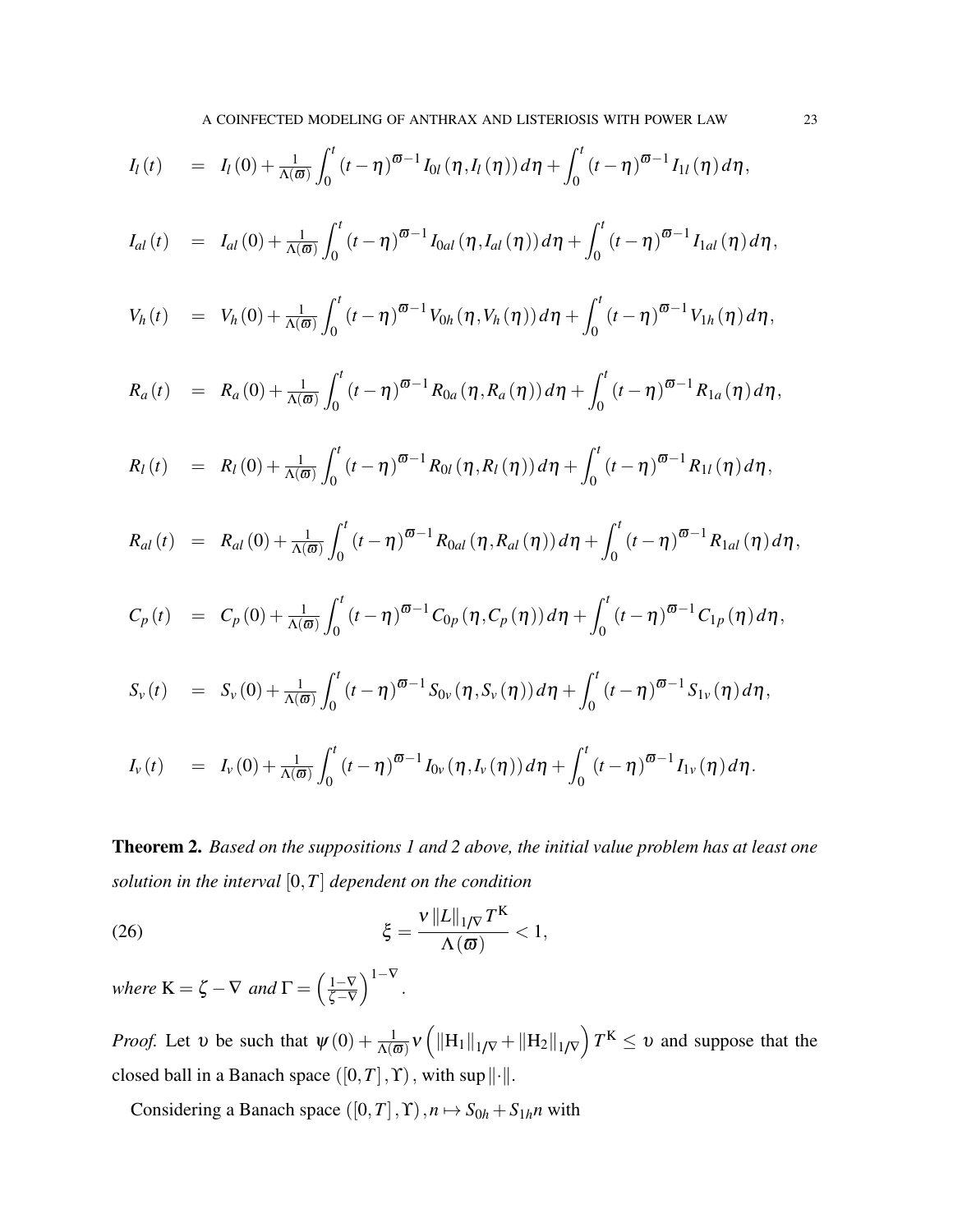$$
\begin{aligned}
I_l(t) &= I_l(0)+\tfrac{1}{\Lambda(\varpi)}\int_0^t (t-\eta)^{\varpi-1} I_{0l}(\eta, I_l(\eta))\,d\eta+\int_0^t (t-\eta)^{\varpi-1} I_{1l}(\eta)\,d\eta, \\
I_{al}(t) &= I_{al}(0)+\tfrac{1}{\Lambda(\varpi)}\int_0^t (t-\eta)^{\varpi-1} I_{0al}(\eta, I_{al}(\eta))\,d\eta+\int_0^t (t-\eta)^{\varpi-1} I_{1al}(\eta)\,d\eta, \\
V_h(t) &= V_h(0)+\tfrac{1}{\Lambda(\varpi)}\int_0^t (t-\eta)^{\varpi-1} V_{0h}(\eta, V_h(\eta))\,d\eta+\int_0^t (t-\eta)^{\varpi-1} V_{1h}(\eta)\,d\eta, \\
R_a(t) &= R_a(0)+\tfrac{1}{\Lambda(\varpi)}\int_0^t (t-\eta)^{\varpi-1} R_{0a}(\eta, R_a(\eta))\,d\eta+\int_0^t (t-\eta)^{\varpi-1} R_{1a}(\eta)\,d\eta, \\
R_l(t) &= R_l(0)+\tfrac{1}{\Lambda(\varpi)}\int_0^t (t-\eta)^{\varpi-1} R_{0l}(\eta, R_l(\eta))\,d\eta+\int_0^t (t-\eta)^{\varpi-1} R_{1l}(\eta)\,d\eta, \\
R_{al}(t) &= R_{al}(0)+\tfrac{1}{\Lambda(\varpi)}\int_0^t (t-\eta)^{\varpi-1} R_{0al}(\eta, R_{al}(\eta))\,d\eta+\int_0^t (t-\eta)^{\varpi-1} R_{1al}(\eta)\,d\eta, \\
C_p(t) &= C_p(0)+\tfrac{1}{\Lambda(\varpi)}\int_0^t (t-\eta)^{\varpi-1} C_{0p}(\eta, C_p(\eta))\,d\eta+\int_0^t (t-\eta)^{\varpi-1} C_{1p}(\eta)\,d\eta, \\
S_v(t) &= S_v(0)+\tfrac{1}{\Lambda(\varpi)}\int_0^t (t-\eta)^{\varpi-1} S_{0v}(\eta, S_v(\eta))\,d\eta+\int_0^t (t-\eta)^{\varpi-1} S_{1v}(\eta)\,d\eta, \\
I_v(t) &= I_v(0)+\tfrac{1}{\Lambda(\varpi)}\int_0^t (t-\eta)^{\varpi-1} I_{0v}(\eta, I_v(\eta))\,d\eta+\int_0^t (t-\eta)^{\varpi-1} I_{1v}(\eta)\,d\eta.
\end{aligned}
$$

**Theorem 2.** *Based on the suppositions 1 and 2 above, the initial value problem has at least one solution in the interval $[0,T]$ dependent on the condition*

$$
\xi=\frac{\nu\,\|L\|_{1/\nabla}\,T^{\mathrm{K}}}{\Lambda(\varpi)}<1, \tag{26}
$$

*where $\mathrm{K}=\zeta-\nabla$ and $\Gamma=\left(\frac{1-\nabla}{\zeta-\nabla}\right)^{1-\nabla}$.*

*Proof.* Let $\upsilon$ be such that $\psi(0)+\frac{1}{\Lambda(\varpi)}\nu\left(\|\mathrm{H}_1\|_{1/\nabla}+\|\mathrm{H}_2\|_{1/\nabla}\right)T^{\mathrm{K}}\leq\upsilon$ and suppose that the closed ball in a Banach space $([0,T],\Upsilon)$, with $\sup\|\cdot\|$.

Considering a Banach space $([0,T],\Upsilon), n\mapsto S_{0h}+S_{1h}n$ with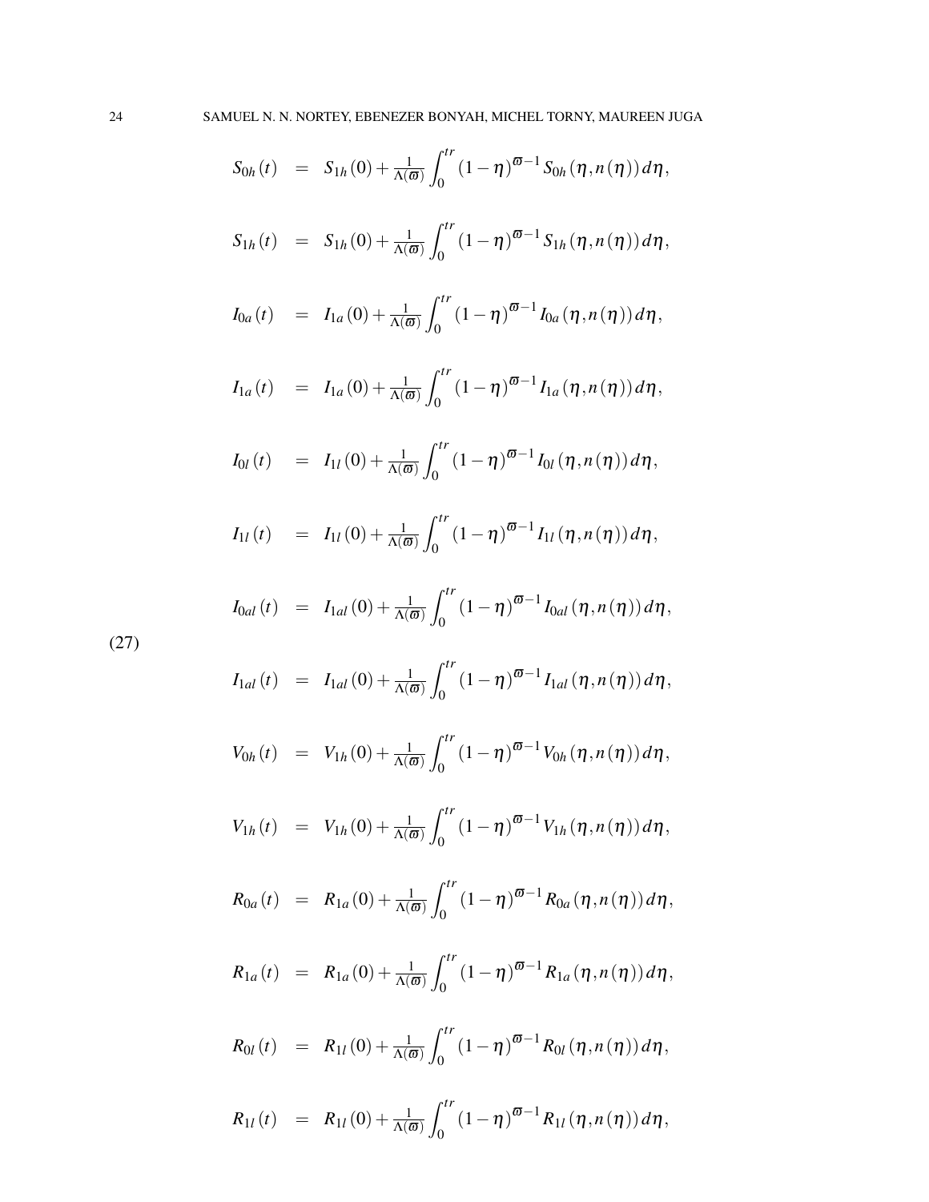$$
\begin{aligned}
S_{0h}(t) &= S_{1h}(0) + \tfrac{1}{\Lambda(\varpi)} \int_0^{tr} (1-\eta)^{\varpi - 1} S_{0h}(\eta, n(\eta))\, d\eta, \\
S_{1h}(t) &= S_{1h}(0) + \tfrac{1}{\Lambda(\varpi)} \int_0^{tr} (1-\eta)^{\varpi - 1} S_{1h}(\eta, n(\eta))\, d\eta, \\
I_{0a}(t) &= I_{1a}(0) + \tfrac{1}{\Lambda(\varpi)} \int_0^{tr} (1-\eta)^{\varpi - 1} I_{0a}(\eta, n(\eta))\, d\eta, \\
I_{1a}(t) &= I_{1a}(0) + \tfrac{1}{\Lambda(\varpi)} \int_0^{tr} (1-\eta)^{\varpi - 1} I_{1a}(\eta, n(\eta))\, d\eta, \\
I_{0l}(t) &= I_{1l}(0) + \tfrac{1}{\Lambda(\varpi)} \int_0^{tr} (1-\eta)^{\varpi - 1} I_{0l}(\eta, n(\eta))\, d\eta, \\
I_{1l}(t) &= I_{1l}(0) + \tfrac{1}{\Lambda(\varpi)} \int_0^{tr} (1-\eta)^{\varpi - 1} I_{1l}(\eta, n(\eta))\, d\eta, \\
I_{0al}(t) &= I_{1al}(0) + \tfrac{1}{\Lambda(\varpi)} \int_0^{tr} (1-\eta)^{\varpi - 1} I_{0al}(\eta, n(\eta))\, d\eta, \\
I_{1al}(t) &= I_{1al}(0) + \tfrac{1}{\Lambda(\varpi)} \int_0^{tr} (1-\eta)^{\varpi - 1} I_{1al}(\eta, n(\eta))\, d\eta, \\
V_{0h}(t) &= V_{1h}(0) + \tfrac{1}{\Lambda(\varpi)} \int_0^{tr} (1-\eta)^{\varpi - 1} V_{0h}(\eta, n(\eta))\, d\eta, \\
V_{1h}(t) &= V_{1h}(0) + \tfrac{1}{\Lambda(\varpi)} \int_0^{tr} (1-\eta)^{\varpi - 1} V_{1h}(\eta, n(\eta))\, d\eta, \\
R_{0a}(t) &= R_{1a}(0) + \tfrac{1}{\Lambda(\varpi)} \int_0^{tr} (1-\eta)^{\varpi - 1} R_{0a}(\eta, n(\eta))\, d\eta, \\
R_{1a}(t) &= R_{1a}(0) + \tfrac{1}{\Lambda(\varpi)} \int_0^{tr} (1-\eta)^{\varpi - 1} R_{1a}(\eta, n(\eta))\, d\eta, \\
R_{0l}(t) &= R_{1l}(0) + \tfrac{1}{\Lambda(\varpi)} \int_0^{tr} (1-\eta)^{\varpi - 1} R_{0l}(\eta, n(\eta))\, d\eta, \\
R_{1l}(t) &= R_{1l}(0) + \tfrac{1}{\Lambda(\varpi)} \int_0^{tr} (1-\eta)^{\varpi - 1} R_{1l}(\eta, n(\eta))\, d\eta,
\end{aligned}
\tag{27}
$$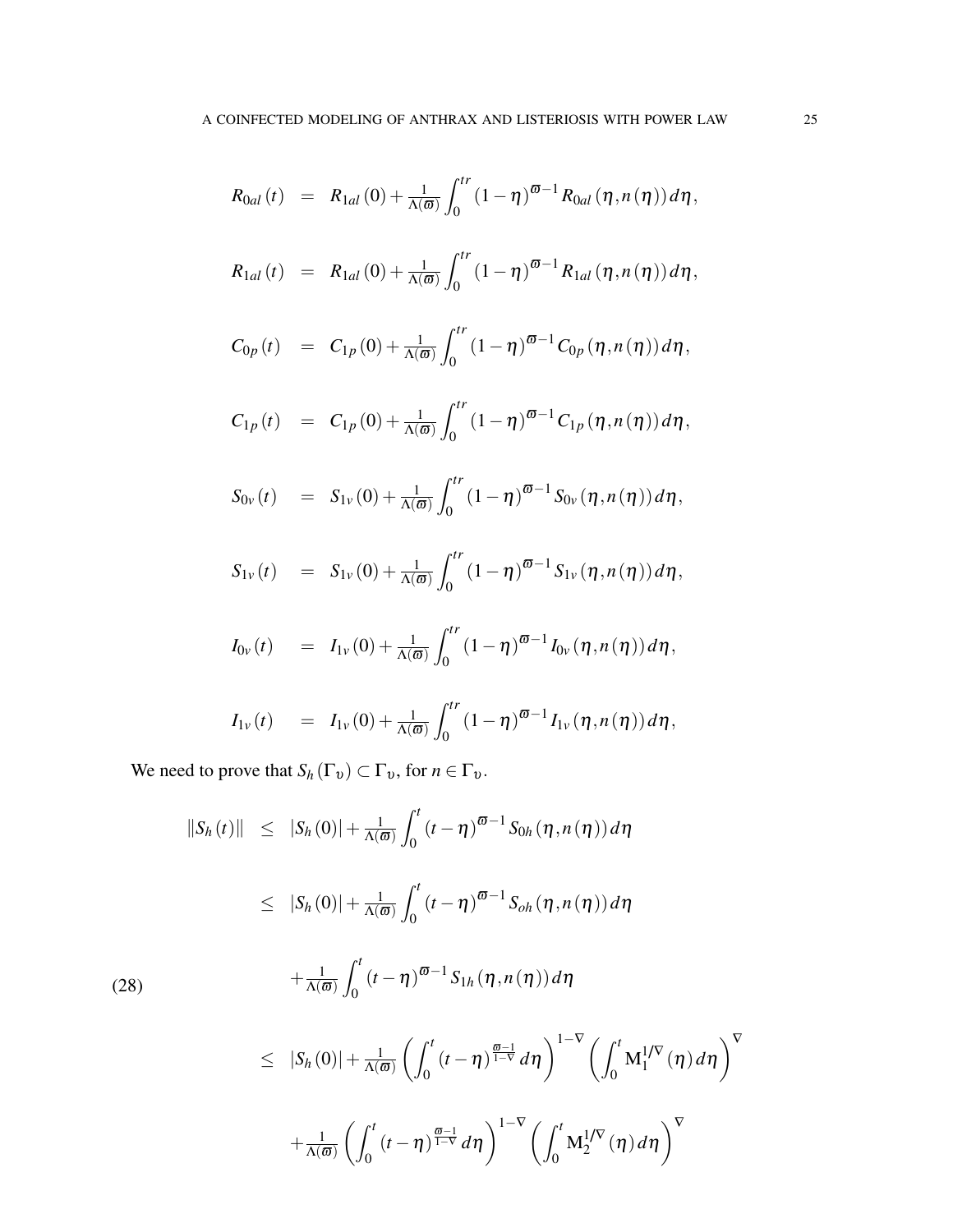$$
\begin{aligned}
R_{0al}(t) &= R_{1al}(0) + \tfrac{1}{\Lambda(\varpi)} \int_0^{tr} (1-\eta)^{\varpi-1} R_{0al}(\eta, n(\eta))\, d\eta, \\
R_{1al}(t) &= R_{1al}(0) + \tfrac{1}{\Lambda(\varpi)} \int_0^{tr} (1-\eta)^{\varpi-1} R_{1al}(\eta, n(\eta))\, d\eta, \\
C_{0p}(t) &= C_{1p}(0) + \tfrac{1}{\Lambda(\varpi)} \int_0^{tr} (1-\eta)^{\varpi-1} C_{0p}(\eta, n(\eta))\, d\eta, \\
C_{1p}(t) &= C_{1p}(0) + \tfrac{1}{\Lambda(\varpi)} \int_0^{tr} (1-\eta)^{\varpi-1} C_{1p}(\eta, n(\eta))\, d\eta, \\
S_{0v}(t) &= S_{1v}(0) + \tfrac{1}{\Lambda(\varpi)} \int_0^{tr} (1-\eta)^{\varpi-1} S_{0v}(\eta, n(\eta))\, d\eta, \\
S_{1v}(t) &= S_{1v}(0) + \tfrac{1}{\Lambda(\varpi)} \int_0^{tr} (1-\eta)^{\varpi-1} S_{1v}(\eta, n(\eta))\, d\eta, \\
I_{0v}(t) &= I_{1v}(0) + \tfrac{1}{\Lambda(\varpi)} \int_0^{tr} (1-\eta)^{\varpi-1} I_{0v}(\eta, n(\eta))\, d\eta, \\
I_{1v}(t) &= I_{1v}(0) + \tfrac{1}{\Lambda(\varpi)} \int_0^{tr} (1-\eta)^{\varpi-1} I_{1v}(\eta, n(\eta))\, d\eta,
\end{aligned}
$$

We need to prove that $S_h(\Gamma_\upsilon) \subset \Gamma_\upsilon$, for $n \in \Gamma_\upsilon$.

$$
\begin{aligned}
\|S_h(t)\| &\leq |S_h(0)| + \tfrac{1}{\Lambda(\varpi)} \int_0^{t} (t-\eta)^{\varpi-1} S_{0h}(\eta, n(\eta))\, d\eta \\
&\leq |S_h(0)| + \tfrac{1}{\Lambda(\varpi)} \int_0^{t} (t-\eta)^{\varpi-1} S_{oh}(\eta, n(\eta))\, d\eta \\
&\quad + \tfrac{1}{\Lambda(\varpi)} \int_0^{t} (t-\eta)^{\varpi-1} S_{1h}(\eta, n(\eta))\, d\eta \\
&\leq |S_h(0)| + \tfrac{1}{\Lambda(\varpi)} \left( \int_0^{t} (t-\eta)^{\frac{\varpi-1}{1-\nabla}}\, d\eta \right)^{1-\nabla} \left( \int_0^{t} \mathrm{M}_1^{1/\nabla}(\eta)\, d\eta \right)^{\nabla} \\
&\quad + \tfrac{1}{\Lambda(\varpi)} \left( \int_0^{t} (t-\eta)^{\frac{\varpi-1}{1-\nabla}}\, d\eta \right)^{1-\nabla} \left( \int_0^{t} \mathrm{M}_2^{1/\nabla}(\eta)\, d\eta \right)^{\nabla}
\end{aligned} \tag{28}
$$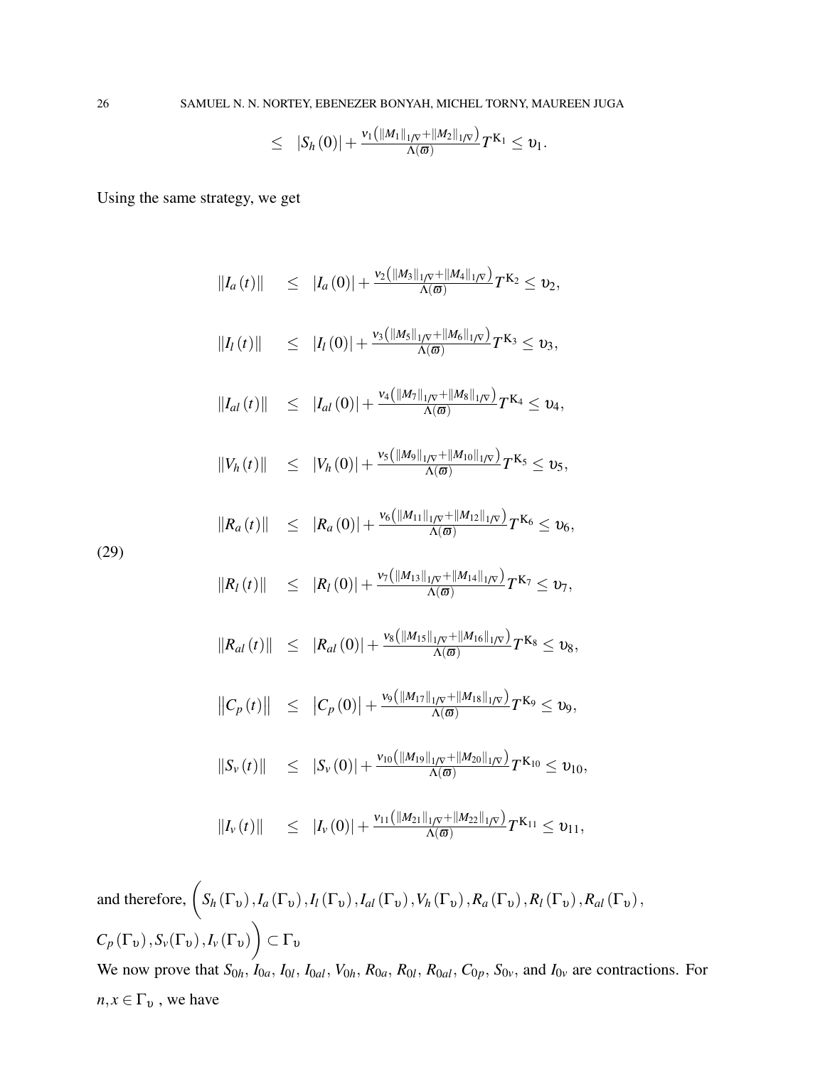$$\leq \quad |S_h(0)| + \frac{v_1\left(\|M_1\|_{1/\nabla} + \|M_2\|_{1/\nabla}\right)}{\Lambda(\varpi)} T^{\mathrm{K}_1} \leq \upsilon_1.$$

Using the same strategy, we get

$$
\begin{aligned}
\|I_a(t)\| &\leq |I_a(0)| + \frac{v_2\left(\|M_3\|_{1/\nabla} + \|M_4\|_{1/\nabla}\right)}{\Lambda(\varpi)} T^{\mathrm{K}_2} \leq \upsilon_2, \\
\|I_l(t)\| &\leq |I_l(0)| + \frac{v_3\left(\|M_5\|_{1/\nabla} + \|M_6\|_{1/\nabla}\right)}{\Lambda(\varpi)} T^{\mathrm{K}_3} \leq \upsilon_3, \\
\|I_{al}(t)\| &\leq |I_{al}(0)| + \frac{v_4\left(\|M_7\|_{1/\nabla} + \|M_8\|_{1/\nabla}\right)}{\Lambda(\varpi)} T^{\mathrm{K}_4} \leq \upsilon_4, \\
\|V_h(t)\| &\leq |V_h(0)| + \frac{v_5\left(\|M_9\|_{1/\nabla} + \|M_{10}\|_{1/\nabla}\right)}{\Lambda(\varpi)} T^{\mathrm{K}_5} \leq \upsilon_5, \\
\|R_a(t)\| &\leq |R_a(0)| + \frac{v_6\left(\|M_{11}\|_{1/\nabla} + \|M_{12}\|_{1/\nabla}\right)}{\Lambda(\varpi)} T^{\mathrm{K}_6} \leq \upsilon_6, \\
\|R_l(t)\| &\leq |R_l(0)| + \frac{v_7\left(\|M_{13}\|_{1/\nabla} + \|M_{14}\|_{1/\nabla}\right)}{\Lambda(\varpi)} T^{\mathrm{K}_7} \leq \upsilon_7, \\
\|R_{al}(t)\| &\leq |R_{al}(0)| + \frac{v_8\left(\|M_{15}\|_{1/\nabla} + \|M_{16}\|_{1/\nabla}\right)}{\Lambda(\varpi)} T^{\mathrm{K}_8} \leq \upsilon_8, \\
\|C_p(t)\| &\leq |C_p(0)| + \frac{v_9\left(\|M_{17}\|_{1/\nabla} + \|M_{18}\|_{1/\nabla}\right)}{\Lambda(\varpi)} T^{\mathrm{K}_9} \leq \upsilon_9, \\
\|S_v(t)\| &\leq |S_v(0)| + \frac{v_{10}\left(\|M_{19}\|_{1/\nabla} + \|M_{20}\|_{1/\nabla}\right)}{\Lambda(\varpi)} T^{\mathrm{K}_{10}} \leq \upsilon_{10}, \\
\|I_v(t)\| &\leq |I_v(0)| + \frac{v_{11}\left(\|M_{21}\|_{1/\nabla} + \|M_{22}\|_{1/\nabla}\right)}{\Lambda(\varpi)} T^{\mathrm{K}_{11}} \leq \upsilon_{11},
\end{aligned} \tag{29}
$$

and therefore, $\Big(S_h(\Gamma_\upsilon), I_a(\Gamma_\upsilon), I_l(\Gamma_\upsilon), I_{al}(\Gamma_\upsilon), V_h(\Gamma_\upsilon), R_a(\Gamma_\upsilon), R_l(\Gamma_\upsilon), R_{al}(\Gamma_\upsilon),$
$C_p(\Gamma_\upsilon), S_v(\Gamma_\upsilon), I_v(\Gamma_\upsilon)\Big) \subset \Gamma_\upsilon$

We now prove that $S_{0h}$, $I_{0a}$, $I_{0l}$, $I_{0al}$, $V_{0h}$, $R_{0a}$, $R_{0l}$, $R_{0al}$, $C_{0p}$, $S_{0v}$, and $I_{0v}$ are contractions. For $n, x \in \Gamma_\upsilon$ , we have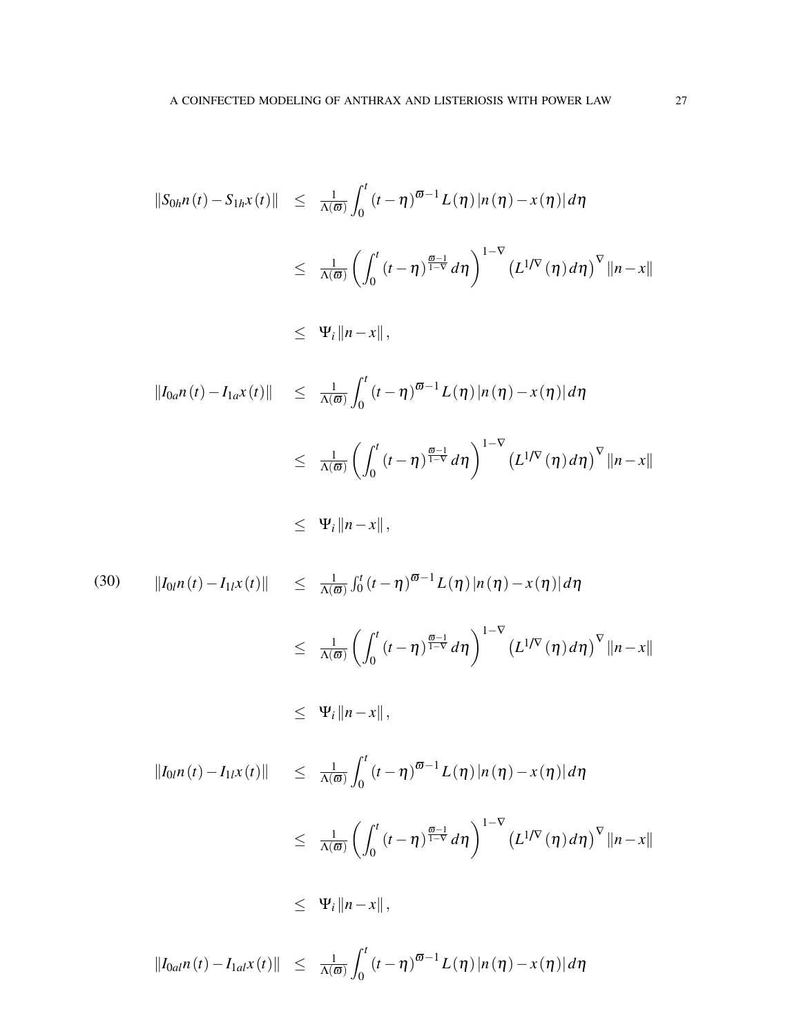$$
\begin{aligned}
\|S_{0h}n(t)-S_{1h}x(t)\| &\leq \tfrac{1}{\Lambda(\varpi)}\int_0^t (t-\eta)^{\varpi-1}L(\eta)\,|n(\eta)-x(\eta)|\,d\eta \\
&\leq \tfrac{1}{\Lambda(\varpi)}\left(\int_0^t (t-\eta)^{\frac{\varpi-1}{1-\nabla}}d\eta\right)^{1-\nabla}\left(L^{1/\nabla}(\eta)\,d\eta\right)^{\nabla}\|n-x\| \\
&\leq \Psi_i\|n-x\|, \\
\|I_{0a}n(t)-I_{1a}x(t)\| &\leq \tfrac{1}{\Lambda(\varpi)}\int_0^t (t-\eta)^{\varpi-1}L(\eta)\,|n(\eta)-x(\eta)|\,d\eta \\
&\leq \tfrac{1}{\Lambda(\varpi)}\left(\int_0^t (t-\eta)^{\frac{\varpi-1}{1-\nabla}}d\eta\right)^{1-\nabla}\left(L^{1/\nabla}(\eta)\,d\eta\right)^{\nabla}\|n-x\| \\
&\leq \Psi_i\|n-x\|, \\
\|I_{0l}n(t)-I_{1l}x(t)\| &\leq \tfrac{1}{\Lambda(\varpi)}\textstyle\int_0^t (t-\eta)^{\varpi-1}L(\eta)\,|n(\eta)-x(\eta)|\,d\eta \\
&\leq \tfrac{1}{\Lambda(\varpi)}\left(\int_0^t (t-\eta)^{\frac{\varpi-1}{1-\nabla}}d\eta\right)^{1-\nabla}\left(L^{1/\nabla}(\eta)\,d\eta\right)^{\nabla}\|n-x\| \\
&\leq \Psi_i\|n-x\|, \\
\|I_{0l}n(t)-I_{1l}x(t)\| &\leq \tfrac{1}{\Lambda(\varpi)}\int_0^t (t-\eta)^{\varpi-1}L(\eta)\,|n(\eta)-x(\eta)|\,d\eta \\
&\leq \tfrac{1}{\Lambda(\varpi)}\left(\int_0^t (t-\eta)^{\frac{\varpi-1}{1-\nabla}}d\eta\right)^{1-\nabla}\left(L^{1/\nabla}(\eta)\,d\eta\right)^{\nabla}\|n-x\| \\
&\leq \Psi_i\|n-x\|, \\
\|I_{0al}n(t)-I_{1al}x(t)\| &\leq \tfrac{1}{\Lambda(\varpi)}\int_0^t (t-\eta)^{\varpi-1}L(\eta)\,|n(\eta)-x(\eta)|\,d\eta
\end{aligned}
\tag{30}
$$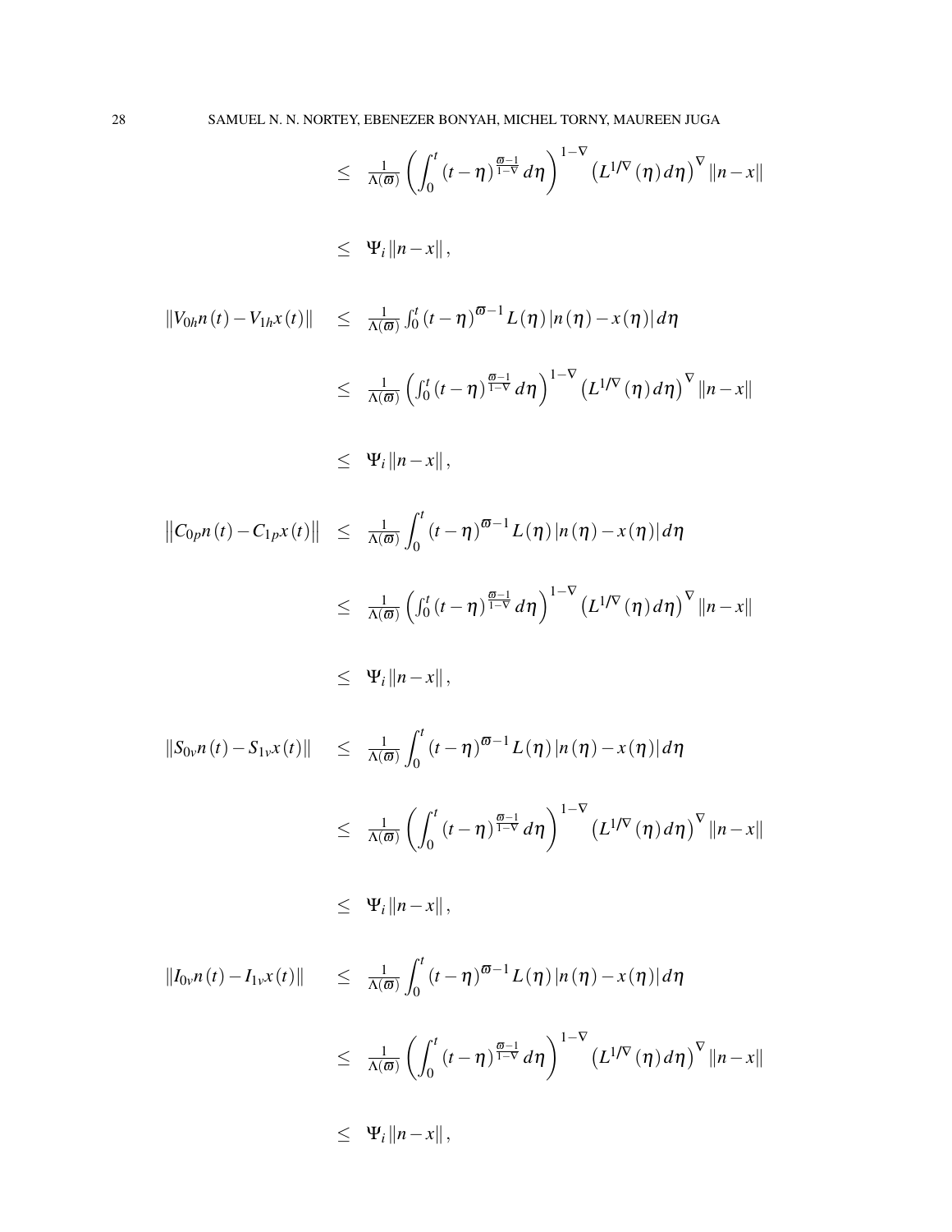$$
\begin{aligned}
&\leq \frac{1}{\Lambda(\varpi)}\left(\int_0^t (t-\eta)^{\frac{\varpi-1}{1-\nabla}}\,d\eta\right)^{1-\nabla}\left(L^{1/\nabla}(\eta)\,d\eta\right)^{\nabla}\|n-x\| \\
&\leq \Psi_i\|n-x\|,
\end{aligned}
$$

$$
\begin{aligned}
\|V_{0h}n(t)-V_{1h}x(t)\| &\leq \frac{1}{\Lambda(\varpi)}\int_0^t (t-\eta)^{\varpi-1}L(\eta)\,|n(\eta)-x(\eta)|\,d\eta \\
&\leq \frac{1}{\Lambda(\varpi)}\left(\int_0^t (t-\eta)^{\frac{\varpi-1}{1-\nabla}}\,d\eta\right)^{1-\nabla}\left(L^{1/\nabla}(\eta)\,d\eta\right)^{\nabla}\|n-x\| \\
&\leq \Psi_i\|n-x\|,
\end{aligned}
$$

$$
\begin{aligned}
\left\|C_{0p}n(t)-C_{1p}x(t)\right\| &\leq \frac{1}{\Lambda(\varpi)}\int_0^t (t-\eta)^{\varpi-1}L(\eta)\,|n(\eta)-x(\eta)|\,d\eta \\
&\leq \frac{1}{\Lambda(\varpi)}\left(\int_0^t (t-\eta)^{\frac{\varpi-1}{1-\nabla}}\,d\eta\right)^{1-\nabla}\left(L^{1/\nabla}(\eta)\,d\eta\right)^{\nabla}\|n-x\| \\
&\leq \Psi_i\|n-x\|,
\end{aligned}
$$

$$
\begin{aligned}
\|S_{0v}n(t)-S_{1v}x(t)\| &\leq \frac{1}{\Lambda(\varpi)}\int_0^t (t-\eta)^{\varpi-1}L(\eta)\,|n(\eta)-x(\eta)|\,d\eta \\
&\leq \frac{1}{\Lambda(\varpi)}\left(\int_0^t (t-\eta)^{\frac{\varpi-1}{1-\nabla}}\,d\eta\right)^{1-\nabla}\left(L^{1/\nabla}(\eta)\,d\eta\right)^{\nabla}\|n-x\| \\
&\leq \Psi_i\|n-x\|,
\end{aligned}
$$

$$
\begin{aligned}
\|I_{0v}n(t)-I_{1v}x(t)\| &\leq \frac{1}{\Lambda(\varpi)}\int_0^t (t-\eta)^{\varpi-1}L(\eta)\,|n(\eta)-x(\eta)|\,d\eta \\
&\leq \frac{1}{\Lambda(\varpi)}\left(\int_0^t (t-\eta)^{\frac{\varpi-1}{1-\nabla}}\,d\eta\right)^{1-\nabla}\left(L^{1/\nabla}(\eta)\,d\eta\right)^{\nabla}\|n-x\| \\
&\leq \Psi_i\|n-x\|,
\end{aligned}
$$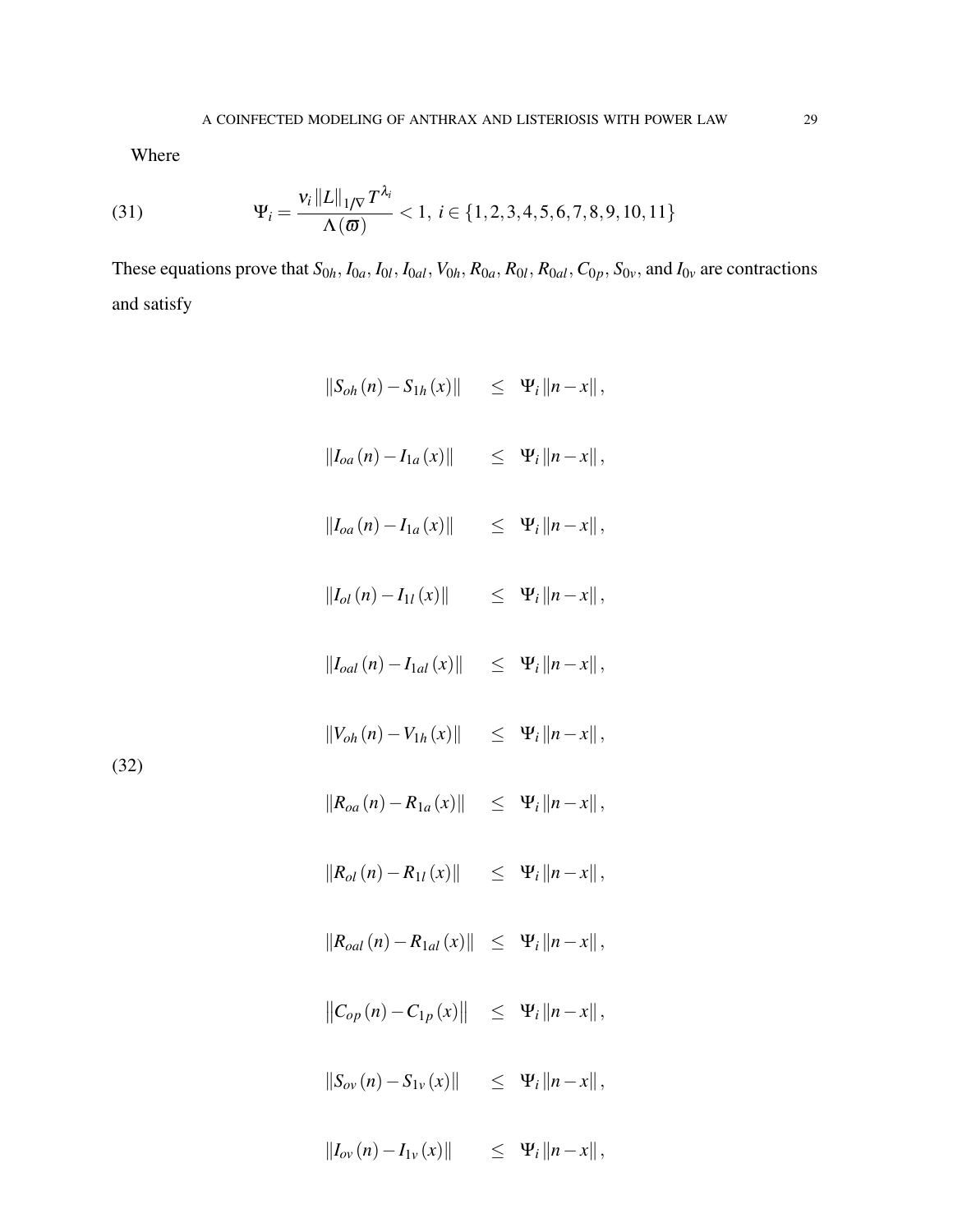Where

$$\Psi_i = \frac{\nu_i \|L\|_{1/\nabla} T^{\lambda_i}}{\Lambda(\varpi)} < 1, \ i \in \{1,2,3,4,5,6,7,8,9,10,11\} \tag{31}$$

These equations prove that $S_{0h}, I_{0a}, I_{0l}, I_{0al}, V_{0h}, R_{0a}, R_{0l}, R_{0al}, C_{0p}, S_{0v}$, and $I_{0v}$ are contractions and satisfy

$$\begin{aligned}
\|S_{oh}(n) - S_{1h}(x)\| &\leq \Psi_i \|n - x\|, \\
\|I_{oa}(n) - I_{1a}(x)\| &\leq \Psi_i \|n - x\|, \\
\|I_{oa}(n) - I_{1a}(x)\| &\leq \Psi_i \|n - x\|, \\
\|I_{ol}(n) - I_{1l}(x)\| &\leq \Psi_i \|n - x\|, \\
\|I_{oal}(n) - I_{1al}(x)\| &\leq \Psi_i \|n - x\|, \\
\|V_{oh}(n) - V_{1h}(x)\| &\leq \Psi_i \|n - x\|, \\
\|R_{oa}(n) - R_{1a}(x)\| &\leq \Psi_i \|n - x\|, \\
\|R_{ol}(n) - R_{1l}(x)\| &\leq \Psi_i \|n - x\|, \\
\|R_{oal}(n) - R_{1al}(x)\| &\leq \Psi_i \|n - x\|, \\
\|C_{op}(n) - C_{1p}(x)\| &\leq \Psi_i \|n - x\|, \\
\|S_{ov}(n) - S_{1v}(x)\| &\leq \Psi_i \|n - x\|, \\
\|I_{ov}(n) - I_{1v}(x)\| &\leq \Psi_i \|n - x\|,
\end{aligned} \tag{32}$$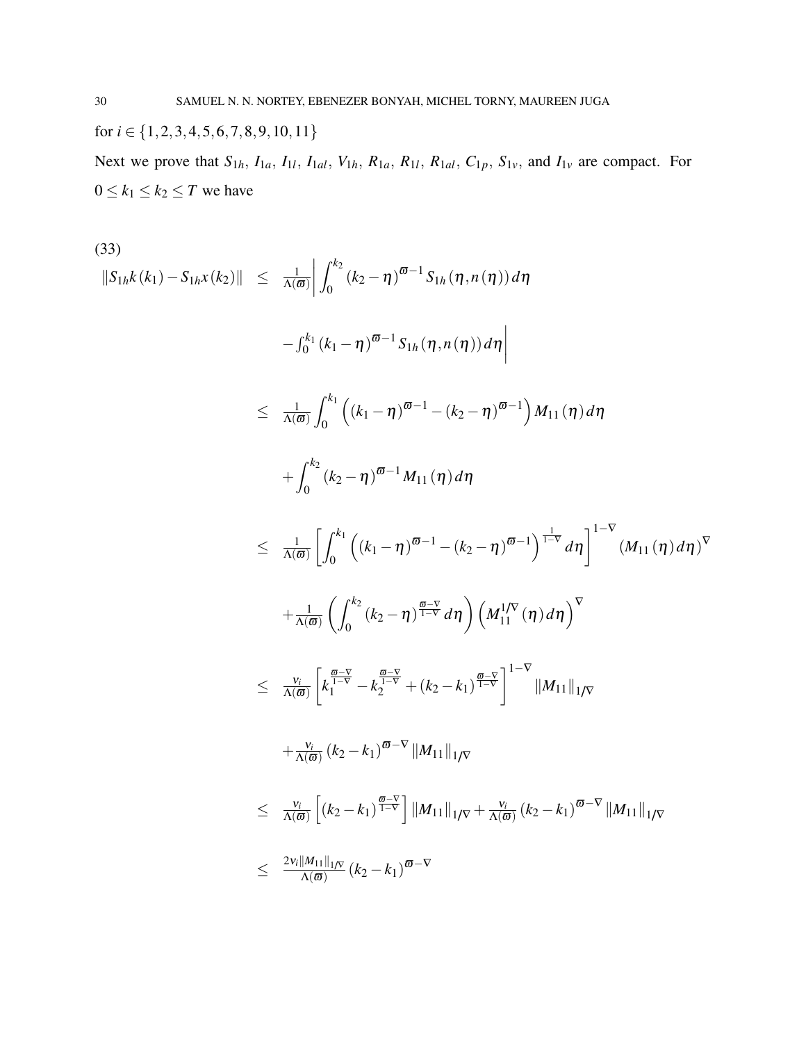for $i \in \{1,2,3,4,5,6,7,8,9,10,11\}$

Next we prove that $S_{1h}$, $I_{1a}$, $I_{1l}$, $I_{1al}$, $V_{1h}$, $R_{1a}$, $R_{1l}$, $R_{1al}$, $C_{1p}$, $S_{1v}$, and $I_{1v}$ are compact. For $0 \leq k_1 \leq k_2 \leq T$ we have

(33)

$$
\begin{aligned}
\|S_{1h}k(k_1) - S_{1h}x(k_2)\| &\leq \tfrac{1}{\Lambda(\varpi)} \bigg| \int_0^{k_2} (k_2-\eta)^{\varpi-1} S_{1h}(\eta, n(\eta))\, d\eta \\
&\quad - \textstyle\int_0^{k_1} (k_1-\eta)^{\varpi-1} S_{1h}(\eta, n(\eta))\, d\eta \bigg| \\
&\leq \tfrac{1}{\Lambda(\varpi)} \int_0^{k_1} \left( (k_1-\eta)^{\varpi-1} - (k_2-\eta)^{\varpi-1} \right) M_{11}(\eta)\, d\eta \\
&\quad + \int_0^{k_2} (k_2-\eta)^{\varpi-1} M_{11}(\eta)\, d\eta \\
&\leq \tfrac{1}{\Lambda(\varpi)} \left[ \int_0^{k_1} \left( (k_1-\eta)^{\varpi-1} - (k_2-\eta)^{\varpi-1} \right)^{\frac{1}{1-\nabla}} d\eta \right]^{1-\nabla} \left( M_{11}(\eta)\, d\eta \right)^{\nabla} \\
&\quad + \tfrac{1}{\Lambda(\varpi)} \left( \int_0^{k_2} (k_2-\eta)^{\frac{\varpi-\nabla}{1-\nabla}} d\eta \right) \left( M_{11}^{1/\nabla}(\eta)\, d\eta \right)^{\nabla} \\
&\leq \tfrac{\nu_i}{\Lambda(\varpi)} \left[ k_1^{\frac{\varpi-\nabla}{1-\nabla}} - k_2^{\frac{\varpi-\nabla}{1-\nabla}} + (k_2-k_1)^{\frac{\varpi-\nabla}{1-\nabla}} \right]^{1-\nabla} \|M_{11}\|_{1/\nabla} \\
&\quad + \tfrac{\nu_i}{\Lambda(\varpi)} (k_2-k_1)^{\varpi-\nabla} \|M_{11}\|_{1/\nabla} \\
&\leq \tfrac{\nu_i}{\Lambda(\varpi)} \left[ (k_2-k_1)^{\frac{\varpi-\nabla}{1-\nabla}} \right] \|M_{11}\|_{1/\nabla} + \tfrac{\nu_i}{\Lambda(\varpi)} (k_2-k_1)^{\varpi-\nabla} \|M_{11}\|_{1/\nabla} \\
&\leq \tfrac{2\nu_i \|M_{11}\|_{1/\nabla}}{\Lambda(\varpi)} (k_2-k_1)^{\varpi-\nabla}
\end{aligned}
$$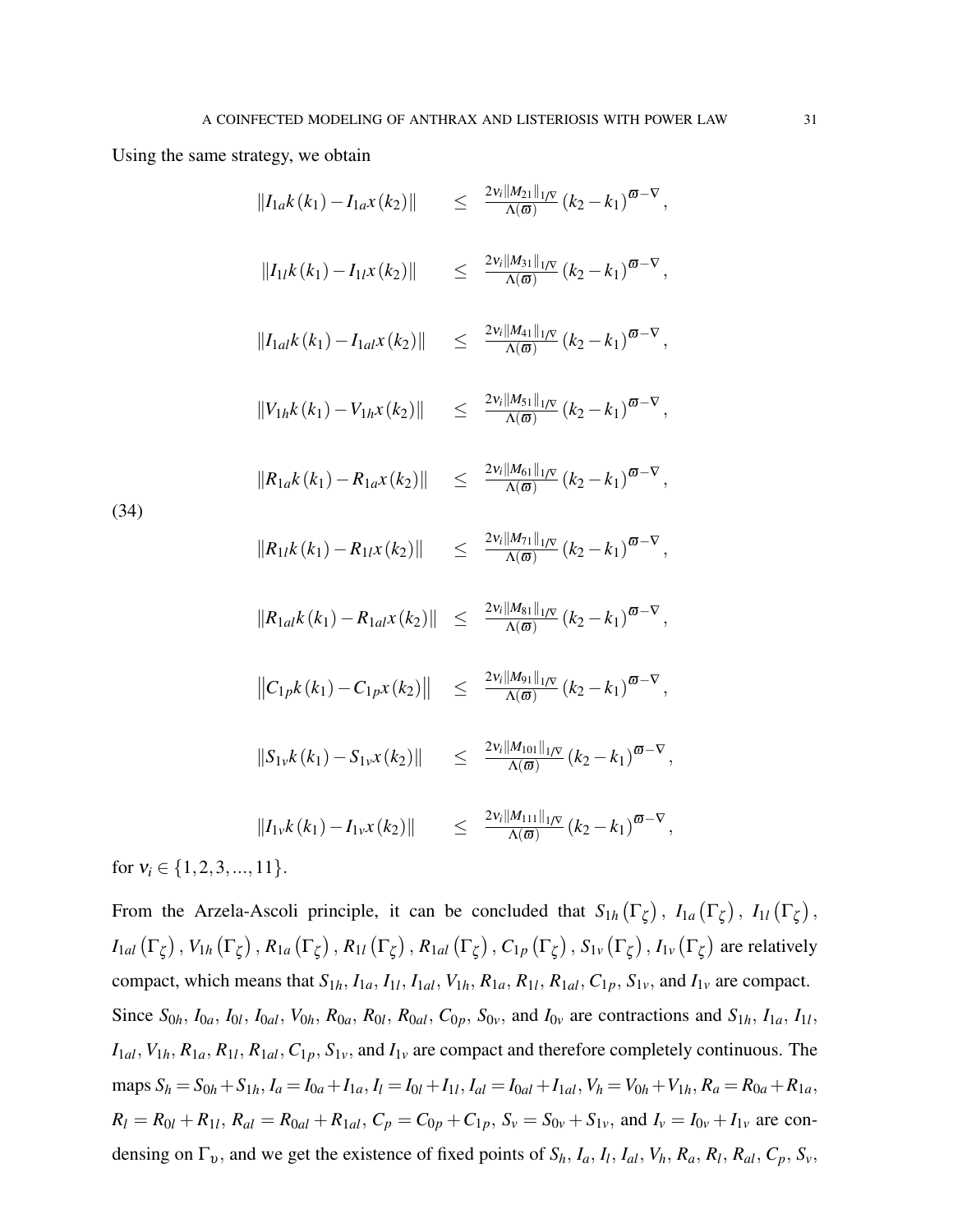Using the same strategy, we obtain

$$
\begin{aligned}
\|I_{1a}k(k_1) - I_{1a}x(k_2)\| &\leq \frac{2\nu_i \|M_{21}\|_{1/\nabla}}{\Lambda(\varpi)} (k_2 - k_1)^{\varpi - \nabla}, \\
\|I_{1l}k(k_1) - I_{1l}x(k_2)\| &\leq \frac{2\nu_i \|M_{31}\|_{1/\nabla}}{\Lambda(\varpi)} (k_2 - k_1)^{\varpi - \nabla}, \\
\|I_{1al}k(k_1) - I_{1al}x(k_2)\| &\leq \frac{2\nu_i \|M_{41}\|_{1/\nabla}}{\Lambda(\varpi)} (k_2 - k_1)^{\varpi - \nabla}, \\
\|V_{1h}k(k_1) - V_{1h}x(k_2)\| &\leq \frac{2\nu_i \|M_{51}\|_{1/\nabla}}{\Lambda(\varpi)} (k_2 - k_1)^{\varpi - \nabla}, \\
\|R_{1a}k(k_1) - R_{1a}x(k_2)\| &\leq \frac{2\nu_i \|M_{61}\|_{1/\nabla}}{\Lambda(\varpi)} (k_2 - k_1)^{\varpi - \nabla}, \\
\|R_{1l}k(k_1) - R_{1l}x(k_2)\| &\leq \frac{2\nu_i \|M_{71}\|_{1/\nabla}}{\Lambda(\varpi)} (k_2 - k_1)^{\varpi - \nabla}, \\
\|R_{1al}k(k_1) - R_{1al}x(k_2)\| &\leq \frac{2\nu_i \|M_{81}\|_{1/\nabla}}{\Lambda(\varpi)} (k_2 - k_1)^{\varpi - \nabla}, \\
\|C_{1p}k(k_1) - C_{1p}x(k_2)\| &\leq \frac{2\nu_i \|M_{91}\|_{1/\nabla}}{\Lambda(\varpi)} (k_2 - k_1)^{\varpi - \nabla}, \\
\|S_{1v}k(k_1) - S_{1v}x(k_2)\| &\leq \frac{2\nu_i \|M_{101}\|_{1/\nabla}}{\Lambda(\varpi)} (k_2 - k_1)^{\varpi - \nabla}, \\
\|I_{1v}k(k_1) - I_{1v}x(k_2)\| &\leq \frac{2\nu_i \|M_{111}\|_{1/\nabla}}{\Lambda(\varpi)} (k_2 - k_1)^{\varpi - \nabla},
\end{aligned} \tag{34}
$$

for $\nu_i \in \{1,2,3,...,11\}$.

From the Arzela-Ascoli principle, it can be concluded that $S_{1h}(\Gamma_\zeta)$, $I_{1a}(\Gamma_\zeta)$, $I_{1l}(\Gamma_\zeta)$, $I_{1al}(\Gamma_\zeta)$, $V_{1h}(\Gamma_\zeta)$, $R_{1a}(\Gamma_\zeta)$, $R_{1l}(\Gamma_\zeta)$, $R_{1al}(\Gamma_\zeta)$, $C_{1p}(\Gamma_\zeta)$, $S_{1v}(\Gamma_\zeta)$, $I_{1v}(\Gamma_\zeta)$ are relatively compact, which means that $S_{1h}$, $I_{1a}$, $I_{1l}$, $I_{1al}$, $V_{1h}$, $R_{1a}$, $R_{1l}$, $R_{1al}$, $C_{1p}$, $S_{1v}$, and $I_{1v}$ are compact. Since $S_{0h}$, $I_{0a}$, $I_{0l}$, $I_{0al}$, $V_{0h}$, $R_{0a}$, $R_{0l}$, $R_{0al}$, $C_{0p}$, $S_{0v}$, and $I_{0v}$ are contractions and $S_{1h}$, $I_{1a}$, $I_{1l}$, $I_{1al}$, $V_{1h}$, $R_{1a}$, $R_{1l}$, $R_{1al}$, $C_{1p}$, $S_{1v}$, and $I_{1v}$ are compact and therefore completely continuous. The maps $S_h = S_{0h} + S_{1h}$, $I_a = I_{0a} + I_{1a}$, $I_l = I_{0l} + I_{1l}$, $I_{al} = I_{0al} + I_{1al}$, $V_h = V_{0h} + V_{1h}$, $R_a = R_{0a} + R_{1a}$, $R_l = R_{0l} + R_{1l}$, $R_{al} = R_{0al} + R_{1al}$, $C_p = C_{0p} + C_{1p}$, $S_v = S_{0v} + S_{1v}$, and $I_v = I_{0v} + I_{1v}$ are condensing on $\Gamma_\upsilon$, and we get the existence of fixed points of $S_h$, $I_a$, $I_l$, $I_{al}$, $V_h$, $R_a$, $R_l$, $R_{al}$, $C_p$, $S_v$,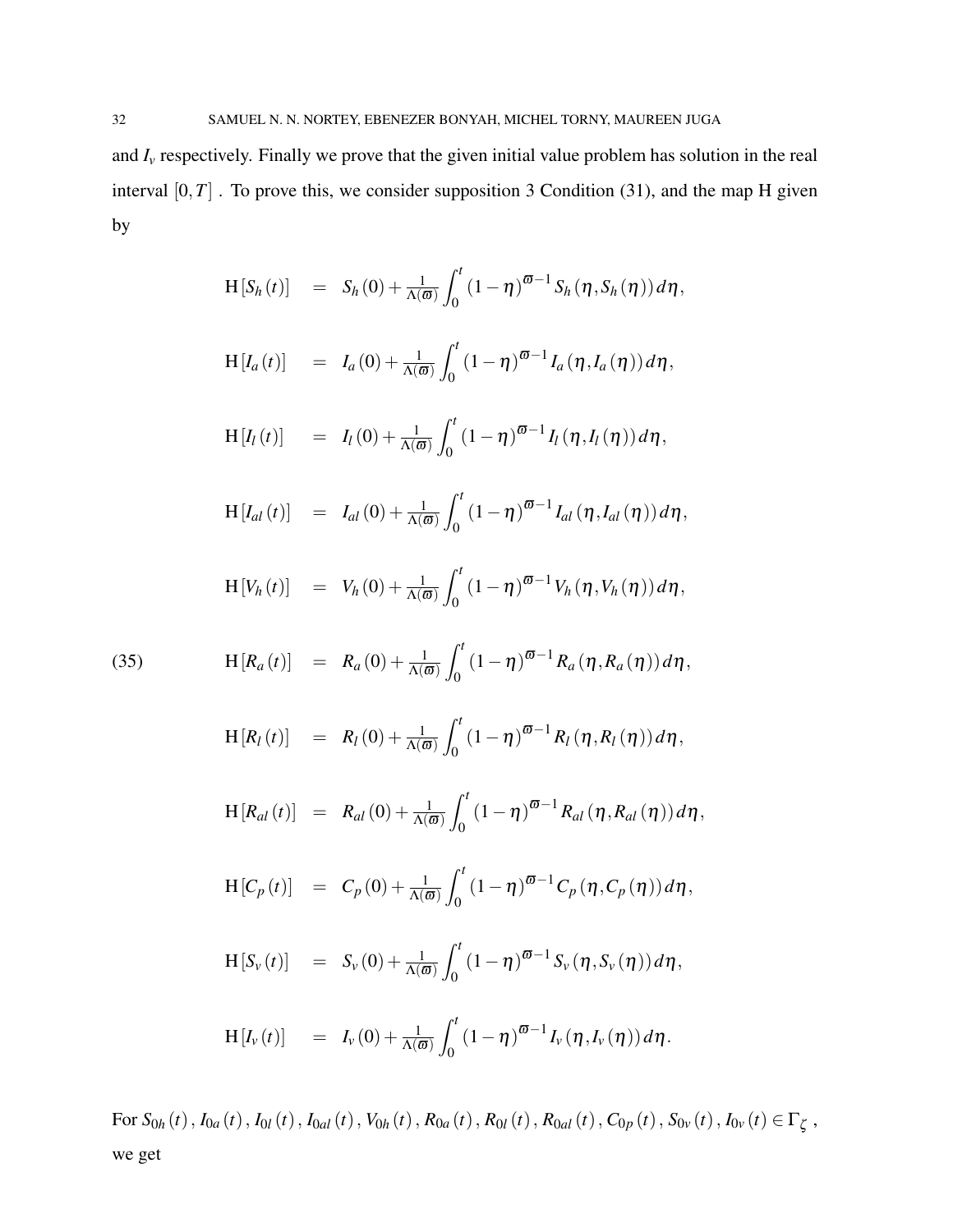and $I_v$ respectively. Finally we prove that the given initial value problem has solution in the real interval $[0,T]$ . To prove this, we consider supposition 3 Condition (31), and the map H given by

$$
\begin{aligned}
\mathrm{H}[S_h(t)] &= S_h(0) + \tfrac{1}{\Lambda(\varpi)} \int_0^t (1-\eta)^{\varpi-1} S_h(\eta, S_h(\eta))\, d\eta, \\
\mathrm{H}[I_a(t)] &= I_a(0) + \tfrac{1}{\Lambda(\varpi)} \int_0^t (1-\eta)^{\varpi-1} I_a(\eta, I_a(\eta))\, d\eta, \\
\mathrm{H}[I_l(t)] &= I_l(0) + \tfrac{1}{\Lambda(\varpi)} \int_0^t (1-\eta)^{\varpi-1} I_l(\eta, I_l(\eta))\, d\eta, \\
\mathrm{H}[I_{al}(t)] &= I_{al}(0) + \tfrac{1}{\Lambda(\varpi)} \int_0^t (1-\eta)^{\varpi-1} I_{al}(\eta, I_{al}(\eta))\, d\eta, \\
\mathrm{H}[V_h(t)] &= V_h(0) + \tfrac{1}{\Lambda(\varpi)} \int_0^t (1-\eta)^{\varpi-1} V_h(\eta, V_h(\eta))\, d\eta, \\
\mathrm{H}[R_a(t)] &= R_a(0) + \tfrac{1}{\Lambda(\varpi)} \int_0^t (1-\eta)^{\varpi-1} R_a(\eta, R_a(\eta))\, d\eta, \\
\mathrm{H}[R_l(t)] &= R_l(0) + \tfrac{1}{\Lambda(\varpi)} \int_0^t (1-\eta)^{\varpi-1} R_l(\eta, R_l(\eta))\, d\eta, \\
\mathrm{H}[R_{al}(t)] &= R_{al}(0) + \tfrac{1}{\Lambda(\varpi)} \int_0^t (1-\eta)^{\varpi-1} R_{al}(\eta, R_{al}(\eta))\, d\eta, \\
\mathrm{H}[C_p(t)] &= C_p(0) + \tfrac{1}{\Lambda(\varpi)} \int_0^t (1-\eta)^{\varpi-1} C_p(\eta, C_p(\eta))\, d\eta, \\
\mathrm{H}[S_v(t)] &= S_v(0) + \tfrac{1}{\Lambda(\varpi)} \int_0^t (1-\eta)^{\varpi-1} S_v(\eta, S_v(\eta))\, d\eta, \\
\mathrm{H}[I_v(t)] &= I_v(0) + \tfrac{1}{\Lambda(\varpi)} \int_0^t (1-\eta)^{\varpi-1} I_v(\eta, I_v(\eta))\, d\eta.
\end{aligned}
\tag{35}
$$

For $S_{0h}(t), I_{0a}(t), I_{0l}(t), I_{0al}(t), V_{0h}(t), R_{0a}(t), R_{0l}(t), R_{0al}(t), C_{0p}(t), S_{0v}(t), I_{0v}(t) \in \Gamma_\zeta$ , we get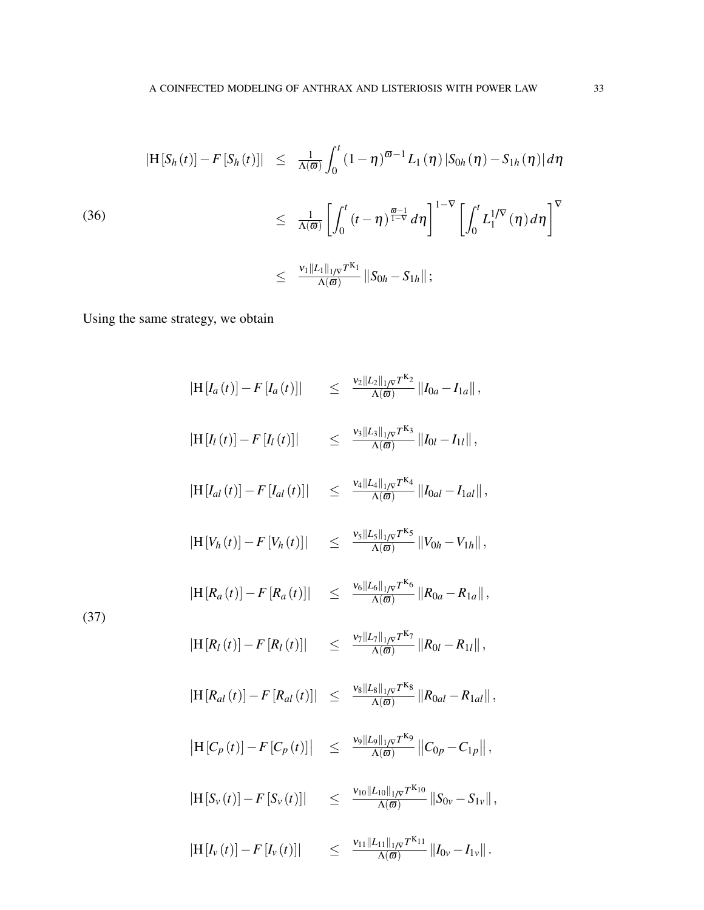$$
\begin{aligned}
|\mathrm{H}[S_h(t)] - F[S_h(t)]| &\leq \tfrac{1}{\Lambda(\varpi)} \int_0^t (1-\eta)^{\varpi-1} L_1(\eta) |S_{0h}(\eta) - S_{1h}(\eta)| \, d\eta \\
&\leq \tfrac{1}{\Lambda(\varpi)} \left[ \int_0^t (t-\eta)^{\frac{\varpi-1}{1-\nabla}} d\eta \right]^{1-\nabla} \left[ \int_0^t L_1^{1/\nabla}(\eta) \, d\eta \right]^{\nabla} \\
&\leq \tfrac{\nu_1 \|L_1\|_{1/\nabla} T^{\mathrm{K}_1}}{\Lambda(\varpi)} \|S_{0h} - S_{1h}\|;
\end{aligned} \tag{36}
$$

Using the same strategy, we obtain

$$
\begin{aligned}
|\mathrm{H}[I_a(t)] - F[I_a(t)]| &\leq \tfrac{\nu_2 \|L_2\|_{1/\nabla} T^{\mathrm{K}_2}}{\Lambda(\varpi)} \|I_{0a} - I_{1a}\|, \\
|\mathrm{H}[I_l(t)] - F[I_l(t)]| &\leq \tfrac{\nu_3 \|L_3\|_{1/\nabla} T^{\mathrm{K}_3}}{\Lambda(\varpi)} \|I_{0l} - I_{1l}\|, \\
|\mathrm{H}[I_{al}(t)] - F[I_{al}(t)]| &\leq \tfrac{\nu_4 \|L_4\|_{1/\nabla} T^{\mathrm{K}_4}}{\Lambda(\varpi)} \|I_{0al} - I_{1al}\|, \\
|\mathrm{H}[V_h(t)] - F[V_h(t)]| &\leq \tfrac{\nu_5 \|L_5\|_{1/\nabla} T^{\mathrm{K}_5}}{\Lambda(\varpi)} \|V_{0h} - V_{1h}\|, \\
|\mathrm{H}[R_a(t)] - F[R_a(t)]| &\leq \tfrac{\nu_6 \|L_6\|_{1/\nabla} T^{\mathrm{K}_6}}{\Lambda(\varpi)} \|R_{0a} - R_{1a}\|, \\
|\mathrm{H}[R_l(t)] - F[R_l(t)]| &\leq \tfrac{\nu_7 \|L_7\|_{1/\nabla} T^{\mathrm{K}_7}}{\Lambda(\varpi)} \|R_{0l} - R_{1l}\|, \\
|\mathrm{H}[R_{al}(t)] - F[R_{al}(t)]| &\leq \tfrac{\nu_8 \|L_8\|_{1/\nabla} T^{\mathrm{K}_8}}{\Lambda(\varpi)} \|R_{0al} - R_{1al}\|, \\
|\mathrm{H}[C_p(t)] - F[C_p(t)]| &\leq \tfrac{\nu_9 \|L_9\|_{1/\nabla} T^{\mathrm{K}_9}}{\Lambda(\varpi)} \|C_{0p} - C_{1p}\|, \\
|\mathrm{H}[S_v(t)] - F[S_v(t)]| &\leq \tfrac{\nu_{10} \|L_{10}\|_{1/\nabla} T^{\mathrm{K}_{10}}}{\Lambda(\varpi)} \|S_{0v} - S_{1v}\|, \\
|\mathrm{H}[I_v(t)] - F[I_v(t)]| &\leq \tfrac{\nu_{11} \|L_{11}\|_{1/\nabla} T^{\mathrm{K}_{11}}}{\Lambda(\varpi)} \|I_{0v} - I_{1v}\|.
\end{aligned} \tag{37}
$$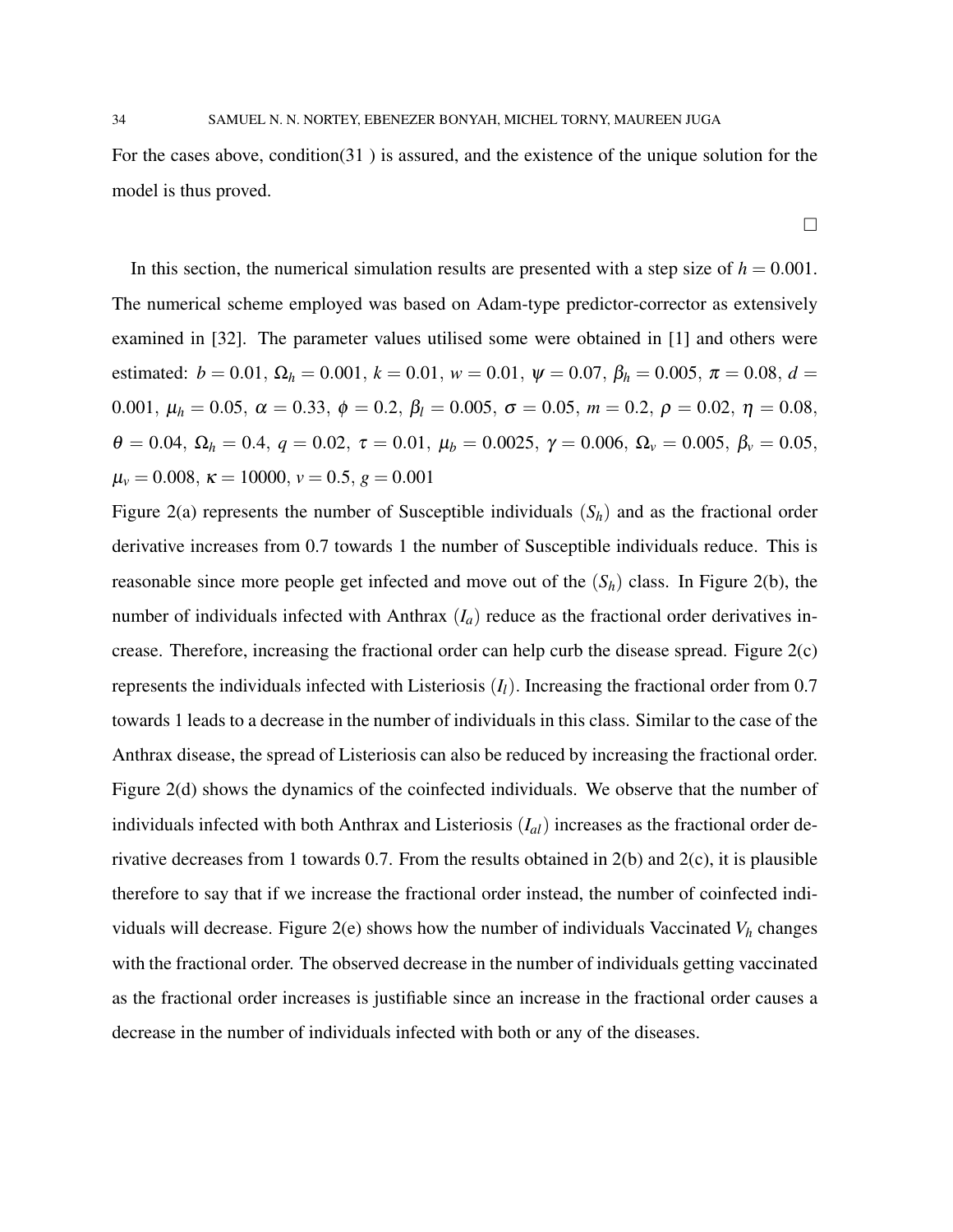For the cases above, condition(31 ) is assured, and the existence of the unique solution for the model is thus proved.

□

In this section, the numerical simulation results are presented with a step size of $h = 0.001$. The numerical scheme employed was based on Adam-type predictor-corrector as extensively examined in [32]. The parameter values utilised some were obtained in [1] and others were estimated: $b = 0.01$, $\Omega_h = 0.001$, $k = 0.01$, $w = 0.01$, $\psi = 0.07$, $\beta_h = 0.005$, $\pi = 0.08$, $d = 0.001$, $\mu_h = 0.05$, $\alpha = 0.33$, $\phi = 0.2$, $\beta_l = 0.005$, $\sigma = 0.05$, $m = 0.2$, $\rho = 0.02$, $\eta = 0.08$, $\theta = 0.04$, $\Omega_h = 0.4$, $q = 0.02$, $\tau = 0.01$, $\mu_b = 0.0025$, $\gamma = 0.006$, $\Omega_v = 0.005$, $\beta_v = 0.05$, $\mu_v = 0.008$, $\kappa = 10000$, $v = 0.5$, $g = 0.001$

Figure 2(a) represents the number of Susceptible individuals $(S_h)$ and as the fractional order derivative increases from 0.7 towards 1 the number of Susceptible individuals reduce. This is reasonable since more people get infected and move out of the $(S_h)$ class. In Figure 2(b), the number of individuals infected with Anthrax $(I_a)$ reduce as the fractional order derivatives increase. Therefore, increasing the fractional order can help curb the disease spread. Figure 2(c) represents the individuals infected with Listeriosis $(I_l)$. Increasing the fractional order from 0.7 towards 1 leads to a decrease in the number of individuals in this class. Similar to the case of the Anthrax disease, the spread of Listeriosis can also be reduced by increasing the fractional order. Figure 2(d) shows the dynamics of the coinfected individuals. We observe that the number of individuals infected with both Anthrax and Listeriosis $(I_{al})$ increases as the fractional order derivative decreases from 1 towards 0.7. From the results obtained in 2(b) and 2(c), it is plausible therefore to say that if we increase the fractional order instead, the number of coinfected individuals will decrease. Figure 2(e) shows how the number of individuals Vaccinated $V_h$ changes with the fractional order. The observed decrease in the number of individuals getting vaccinated as the fractional order increases is justifiable since an increase in the fractional order causes a decrease in the number of individuals infected with both or any of the diseases.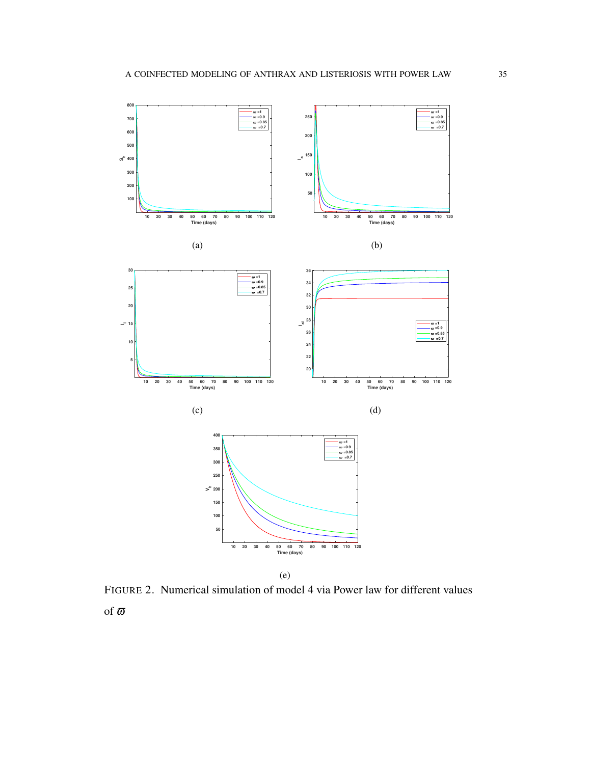(a)

(b)

(c)

(d)

(e)

FIGURE 2. Numerical simulation of model 4 via Power law for different values of $\varpi$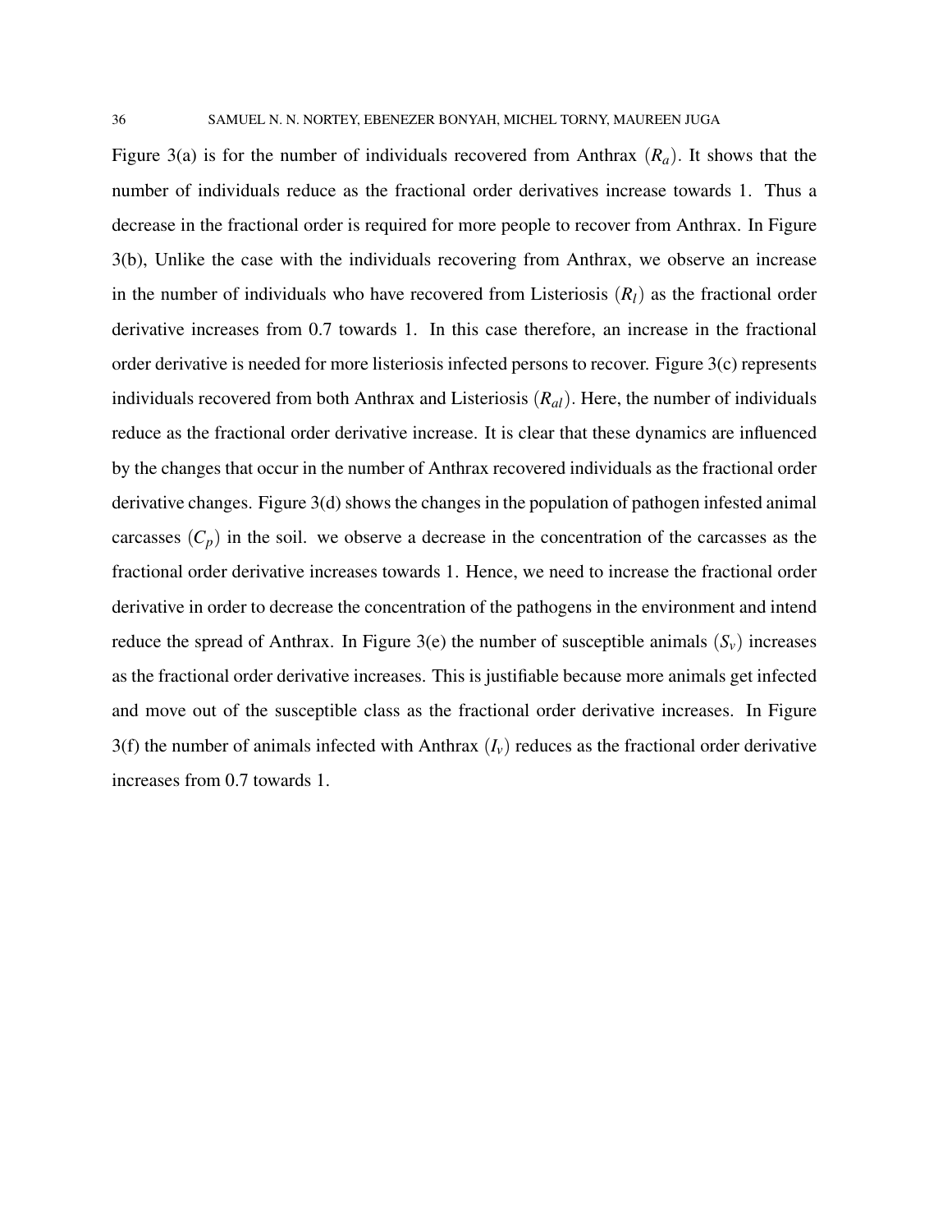Figure 3(a) is for the number of individuals recovered from Anthrax $(R_a)$. It shows that the number of individuals reduce as the fractional order derivatives increase towards 1. Thus a decrease in the fractional order is required for more people to recover from Anthrax. In Figure 3(b), Unlike the case with the individuals recovering from Anthrax, we observe an increase in the number of individuals who have recovered from Listeriosis $(R_l)$ as the fractional order derivative increases from 0.7 towards 1. In this case therefore, an increase in the fractional order derivative is needed for more listeriosis infected persons to recover. Figure 3(c) represents individuals recovered from both Anthrax and Listeriosis $(R_{al})$. Here, the number of individuals reduce as the fractional order derivative increase. It is clear that these dynamics are influenced by the changes that occur in the number of Anthrax recovered individuals as the fractional order derivative changes. Figure 3(d) shows the changes in the population of pathogen infested animal carcasses $(C_p)$ in the soil. we observe a decrease in the concentration of the carcasses as the fractional order derivative increases towards 1. Hence, we need to increase the fractional order derivative in order to decrease the concentration of the pathogens in the environment and intend reduce the spread of Anthrax. In Figure 3(e) the number of susceptible animals $(S_v)$ increases as the fractional order derivative increases. This is justifiable because more animals get infected and move out of the susceptible class as the fractional order derivative increases. In Figure 3(f) the number of animals infected with Anthrax $(I_v)$ reduces as the fractional order derivative increases from 0.7 towards 1.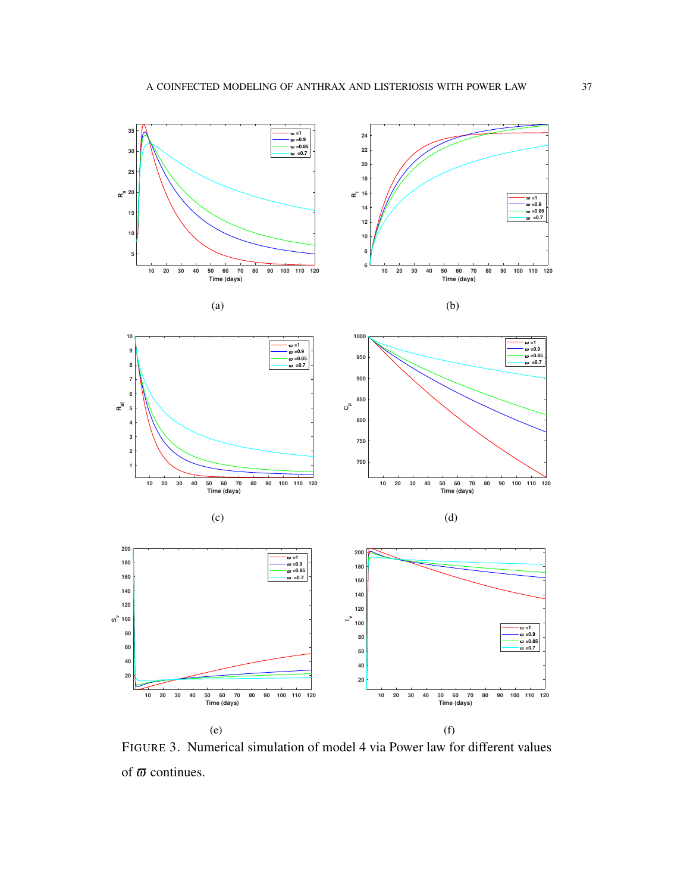(a)

(b)

(c)

(d)

(e)

(f)

FIGURE 3. Numerical simulation of model 4 via Power law for different values of $\varpi$ continues.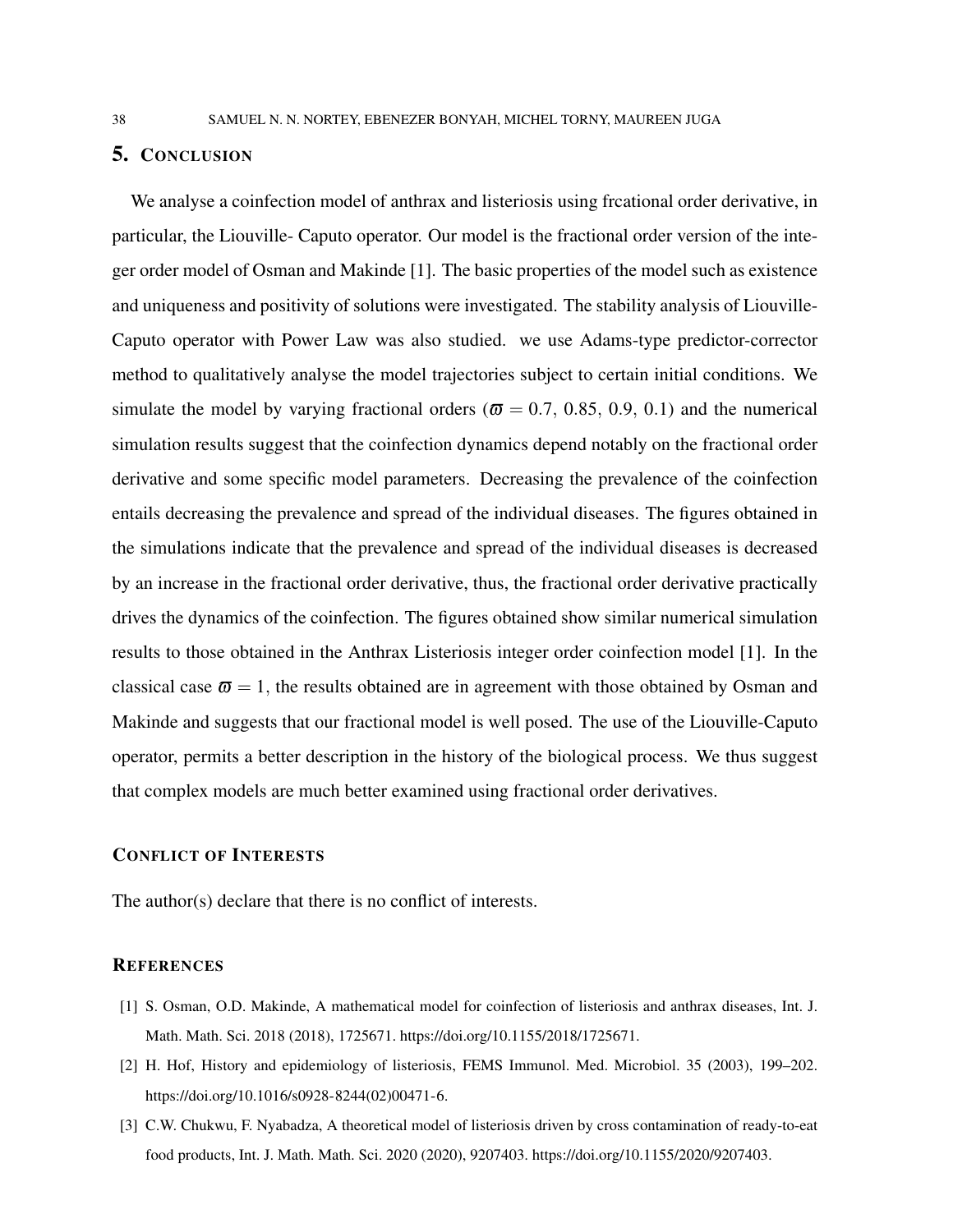## 5. Conclusion

We analyse a coinfection model of anthrax and listeriosis using frcational order derivative, in particular, the Liouville- Caputo operator. Our model is the fractional order version of the integer order model of Osman and Makinde [1]. The basic properties of the model such as existence and uniqueness and positivity of solutions were investigated. The stability analysis of Liouville-Caputo operator with Power Law was also studied. we use Adams-type predictor-corrector method to qualitatively analyse the model trajectories subject to certain initial conditions. We simulate the model by varying fractional orders ($\varpi$ = 0.7, 0.85, 0.9, 0.1) and the numerical simulation results suggest that the coinfection dynamics depend notably on the fractional order derivative and some specific model parameters. Decreasing the prevalence of the coinfection entails decreasing the prevalence and spread of the individual diseases. The figures obtained in the simulations indicate that the prevalence and spread of the individual diseases is decreased by an increase in the fractional order derivative, thus, the fractional order derivative practically drives the dynamics of the coinfection. The figures obtained show similar numerical simulation results to those obtained in the Anthrax Listeriosis integer order coinfection model [1]. In the classical case $\varpi = 1$, the results obtained are in agreement with those obtained by Osman and Makinde and suggests that our fractional model is well posed. The use of the Liouville-Caputo operator, permits a better description in the history of the biological process. We thus suggest that complex models are much better examined using fractional order derivatives.

### Conflict of Interests

The author(s) declare that there is no conflict of interests.

### References

[1] S. Osman, O.D. Makinde, A mathematical model for coinfection of listeriosis and anthrax diseases, Int. J. Math. Math. Sci. 2018 (2018), 1725671. https://doi.org/10.1155/2018/1725671.

[2] H. Hof, History and epidemiology of listeriosis, FEMS Immunol. Med. Microbiol. 35 (2003), 199–202. https://doi.org/10.1016/s0928-8244(02)00471-6.

[3] C.W. Chukwu, F. Nyabadza, A theoretical model of listeriosis driven by cross contamination of ready-to-eat food products, Int. J. Math. Math. Sci. 2020 (2020), 9207403. https://doi.org/10.1155/2020/9207403.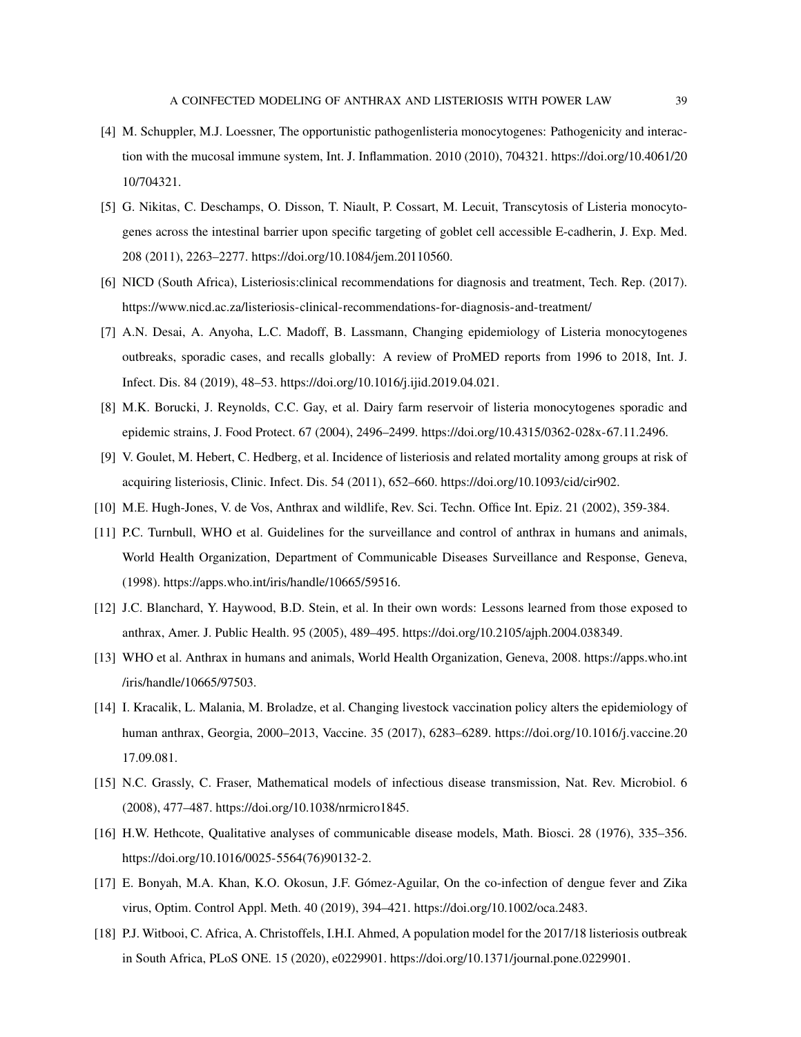[4] M. Schuppler, M.J. Loessner, The opportunistic pathogenlisteria monocytogenes: Pathogenicity and interaction with the mucosal immune system, Int. J. Inflammation. 2010 (2010), 704321. https://doi.org/10.4061/2010/704321.

[5] G. Nikitas, C. Deschamps, O. Disson, T. Niault, P. Cossart, M. Lecuit, Transcytosis of Listeria monocytogenes across the intestinal barrier upon specific targeting of goblet cell accessible E-cadherin, J. Exp. Med. 208 (2011), 2263–2277. https://doi.org/10.1084/jem.20110560.

[6] NICD (South Africa), Listeriosis:clinical recommendations for diagnosis and treatment, Tech. Rep. (2017). https://www.nicd.ac.za/listeriosis-clinical-recommendations-for-diagnosis-and-treatment/

[7] A.N. Desai, A. Anyoha, L.C. Madoff, B. Lassmann, Changing epidemiology of Listeria monocytogenes outbreaks, sporadic cases, and recalls globally: A review of ProMED reports from 1996 to 2018, Int. J. Infect. Dis. 84 (2019), 48–53. https://doi.org/10.1016/j.ijid.2019.04.021.

[8] M.K. Borucki, J. Reynolds, C.C. Gay, et al. Dairy farm reservoir of listeria monocytogenes sporadic and epidemic strains, J. Food Protect. 67 (2004), 2496–2499. https://doi.org/10.4315/0362-028x-67.11.2496.

[9] V. Goulet, M. Hebert, C. Hedberg, et al. Incidence of listeriosis and related mortality among groups at risk of acquiring listeriosis, Clinic. Infect. Dis. 54 (2011), 652–660. https://doi.org/10.1093/cid/cir902.

[10] M.E. Hugh-Jones, V. de Vos, Anthrax and wildlife, Rev. Sci. Techn. Office Int. Epiz. 21 (2002), 359-384.

[11] P.C. Turnbull, WHO et al. Guidelines for the surveillance and control of anthrax in humans and animals, World Health Organization, Department of Communicable Diseases Surveillance and Response, Geneva, (1998). https://apps.who.int/iris/handle/10665/59516.

[12] J.C. Blanchard, Y. Haywood, B.D. Stein, et al. In their own words: Lessons learned from those exposed to anthrax, Amer. J. Public Health. 95 (2005), 489–495. https://doi.org/10.2105/ajph.2004.038349.

[13] WHO et al. Anthrax in humans and animals, World Health Organization, Geneva, 2008. https://apps.who.int/iris/handle/10665/97503.

[14] I. Kracalik, L. Malania, M. Broladze, et al. Changing livestock vaccination policy alters the epidemiology of human anthrax, Georgia, 2000–2013, Vaccine. 35 (2017), 6283–6289. https://doi.org/10.1016/j.vaccine.2017.09.081.

[15] N.C. Grassly, C. Fraser, Mathematical models of infectious disease transmission, Nat. Rev. Microbiol. 6 (2008), 477–487. https://doi.org/10.1038/nrmicro1845.

[16] H.W. Hethcote, Qualitative analyses of communicable disease models, Math. Biosci. 28 (1976), 335–356. https://doi.org/10.1016/0025-5564(76)90132-2.

[17] E. Bonyah, M.A. Khan, K.O. Okosun, J.F. Gómez-Aguilar, On the co-infection of dengue fever and Zika virus, Optim. Control Appl. Meth. 40 (2019), 394–421. https://doi.org/10.1002/oca.2483.

[18] P.J. Witbooi, C. Africa, A. Christoffels, I.H.I. Ahmed, A population model for the 2017/18 listeriosis outbreak in South Africa, PLoS ONE. 15 (2020), e0229901. https://doi.org/10.1371/journal.pone.0229901.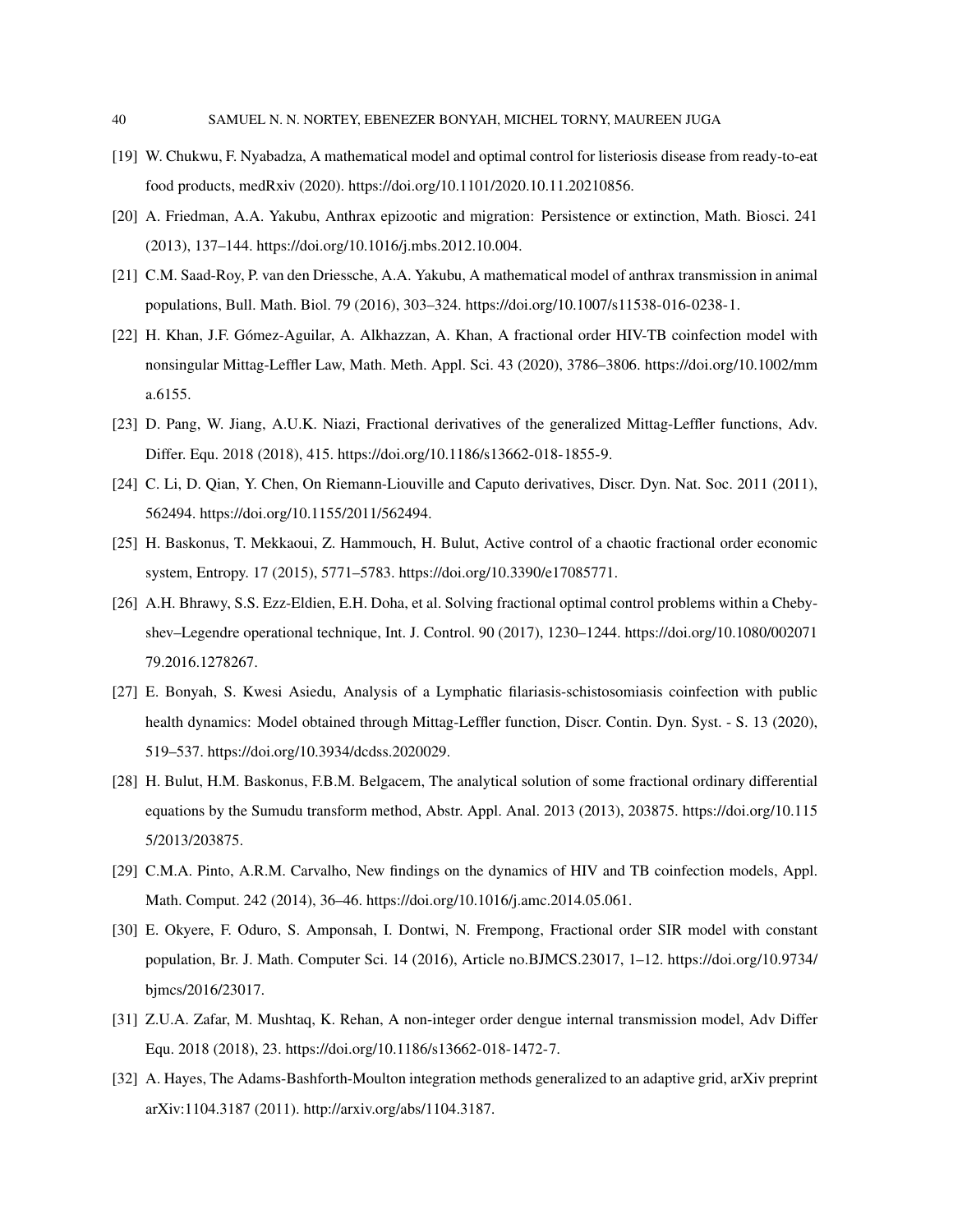[19] W. Chukwu, F. Nyabadza, A mathematical model and optimal control for listeriosis disease from ready-to-eat food products, medRxiv (2020). https://doi.org/10.1101/2020.10.11.20210856.

[20] A. Friedman, A.A. Yakubu, Anthrax epizootic and migration: Persistence or extinction, Math. Biosci. 241 (2013), 137–144. https://doi.org/10.1016/j.mbs.2012.10.004.

[21] C.M. Saad-Roy, P. van den Driessche, A.A. Yakubu, A mathematical model of anthrax transmission in animal populations, Bull. Math. Biol. 79 (2016), 303–324. https://doi.org/10.1007/s11538-016-0238-1.

[22] H. Khan, J.F. Gómez-Aguilar, A. Alkhazzan, A. Khan, A fractional order HIV-TB coinfection model with nonsingular Mittag-Leffler Law, Math. Meth. Appl. Sci. 43 (2020), 3786–3806. https://doi.org/10.1002/mma.6155.

[23] D. Pang, W. Jiang, A.U.K. Niazi, Fractional derivatives of the generalized Mittag-Leffler functions, Adv. Differ. Equ. 2018 (2018), 415. https://doi.org/10.1186/s13662-018-1855-9.

[24] C. Li, D. Qian, Y. Chen, On Riemann-Liouville and Caputo derivatives, Discr. Dyn. Nat. Soc. 2011 (2011), 562494. https://doi.org/10.1155/2011/562494.

[25] H. Baskonus, T. Mekkaoui, Z. Hammouch, H. Bulut, Active control of a chaotic fractional order economic system, Entropy. 17 (2015), 5771–5783. https://doi.org/10.3390/e17085771.

[26] A.H. Bhrawy, S.S. Ezz-Eldien, E.H. Doha, et al. Solving fractional optimal control problems within a Chebyshev–Legendre operational technique, Int. J. Control. 90 (2017), 1230–1244. https://doi.org/10.1080/00207179.2016.1278267.

[27] E. Bonyah, S. Kwesi Asiedu, Analysis of a Lymphatic filariasis-schistosomiasis coinfection with public health dynamics: Model obtained through Mittag-Leffler function, Discr. Contin. Dyn. Syst. - S. 13 (2020), 519–537. https://doi.org/10.3934/dcdss.2020029.

[28] H. Bulut, H.M. Baskonus, F.B.M. Belgacem, The analytical solution of some fractional ordinary differential equations by the Sumudu transform method, Abstr. Appl. Anal. 2013 (2013), 203875. https://doi.org/10.1155/2013/203875.

[29] C.M.A. Pinto, A.R.M. Carvalho, New findings on the dynamics of HIV and TB coinfection models, Appl. Math. Comput. 242 (2014), 36–46. https://doi.org/10.1016/j.amc.2014.05.061.

[30] E. Okyere, F. Oduro, S. Amponsah, I. Dontwi, N. Frempong, Fractional order SIR model with constant population, Br. J. Math. Computer Sci. 14 (2016), Article no.BJMCS.23017, 1–12. https://doi.org/10.9734/bjmcs/2016/23017.

[31] Z.U.A. Zafar, M. Mushtaq, K. Rehan, A non-integer order dengue internal transmission model, Adv Differ Equ. 2018 (2018), 23. https://doi.org/10.1186/s13662-018-1472-7.

[32] A. Hayes, The Adams-Bashforth-Moulton integration methods generalized to an adaptive grid, arXiv preprint arXiv:1104.3187 (2011). http://arxiv.org/abs/1104.3187.